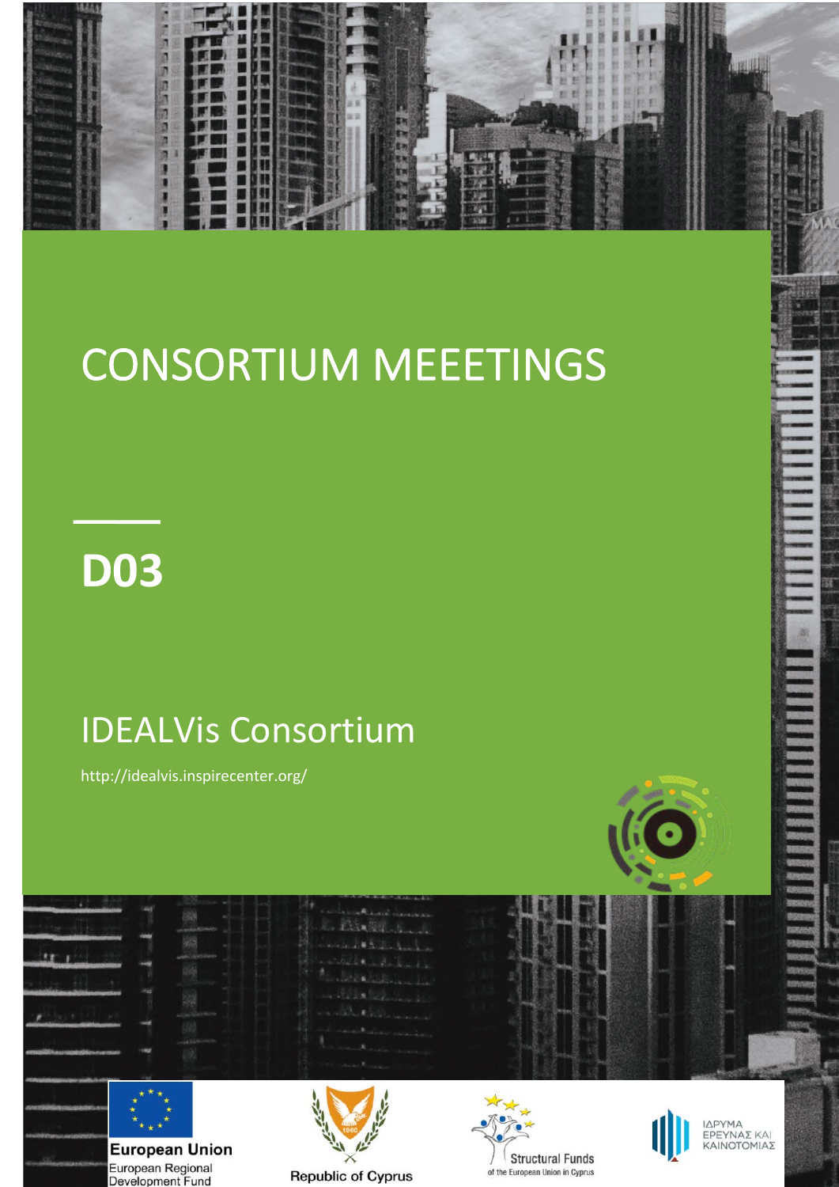# CONSORTIUM MEEETINGS

# D03

## IDEALVis Consortium

http://idealvis.inspirecenter.org/

European Union
European Regional Development Fund

Republic of Cyprus

Structural Funds
of the European Union in Cyprus

ΙΔΡΥΜΑ ΕΡΕΥΝΑΣ ΚΑΙ ΚΑΙΝΟΤΟΜΙΑΣ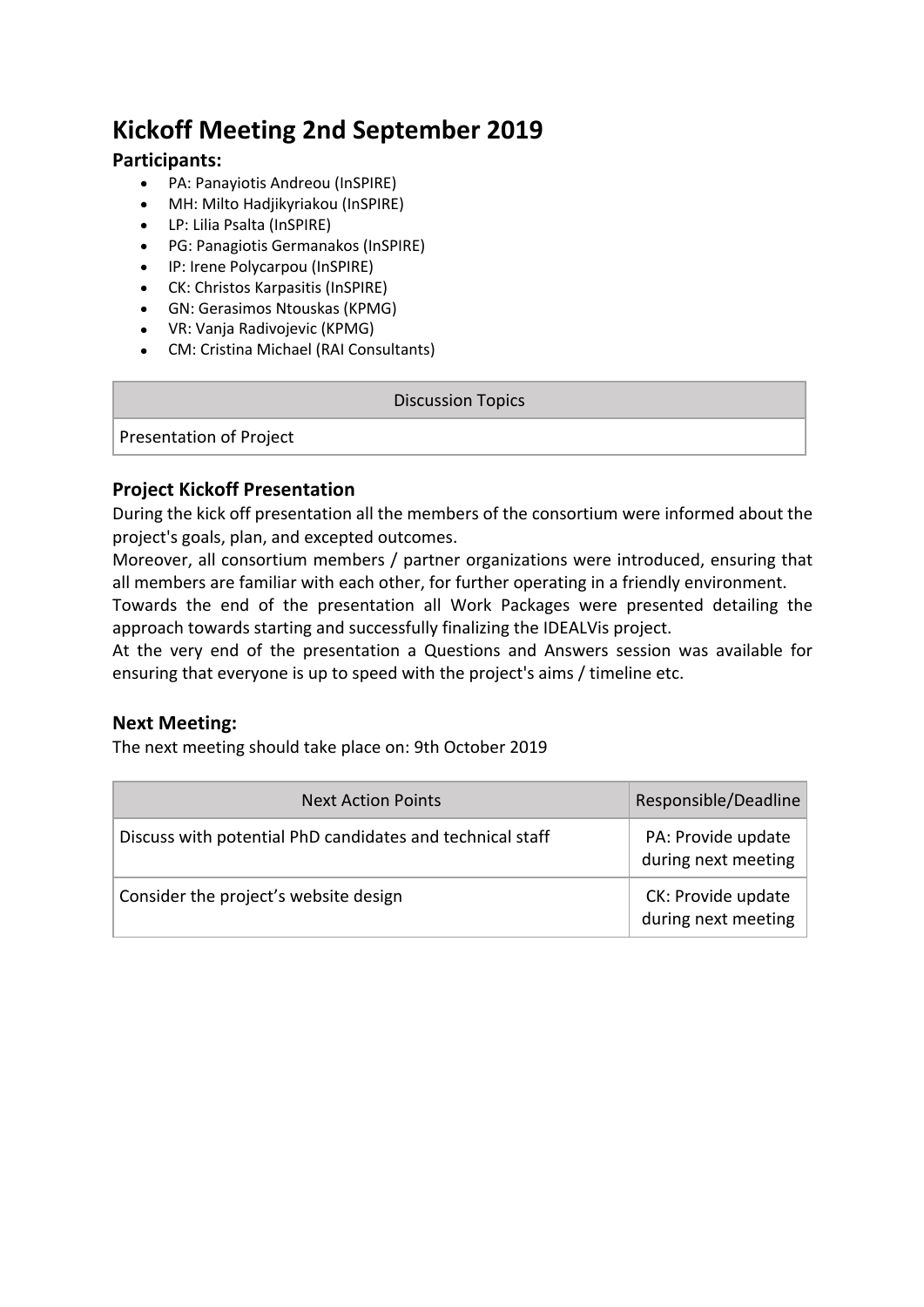# Kickoff Meeting 2nd September 2019

### Participants:

- PA: Panayiotis Andreou (InSPIRE)
- MH: Milto Hadjikyriakou (InSPIRE)
- LP: Lilia Psalta (InSPIRE)
- PG: Panagiotis Germanakos (InSPIRE)
- IP: Irene Polycarpou (InSPIRE)
- CK: Christos Karpasitis (InSPIRE)
- GN: Gerasimos Ntouskas (KPMG)
- VR: Vanja Radivojevic (KPMG)
- CM: Cristina Michael (RAI Consultants)

| Discussion Topics |
| --- |
| Presentation of Project |

### Project Kickoff Presentation

During the kick off presentation all the members of the consortium were informed about the project's goals, plan, and excepted outcomes.
Moreover, all consortium members / partner organizations were introduced, ensuring that all members are familiar with each other, for further operating in a friendly environment.
Towards the end of the presentation all Work Packages were presented detailing the approach towards starting and successfully finalizing the IDEALVis project.
At the very end of the presentation a Questions and Answers session was available for ensuring that everyone is up to speed with the project's aims / timeline etc.

### Next Meeting:

The next meeting should take place on: 9th October 2019

| Next Action Points | Responsible/Deadline |
| --- | --- |
| Discuss with potential PhD candidates and technical staff | PA: Provide update during next meeting |
| Consider the project's website design | CK: Provide update during next meeting |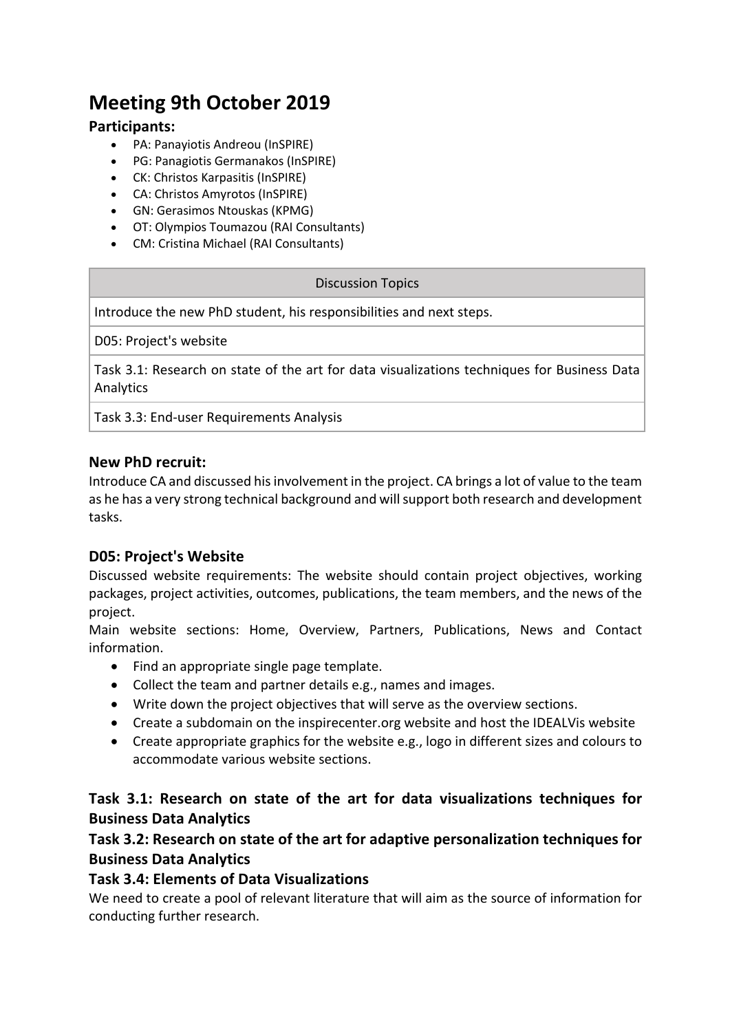# Meeting 9th October 2019

### Participants:

- PA: Panayiotis Andreou (InSPIRE)
- PG: Panagiotis Germanakos (InSPIRE)
- CK: Christos Karpasitis (InSPIRE)
- CA: Christos Amyrotos (InSPIRE)
- GN: Gerasimos Ntouskas (KPMG)
- OT: Olympios Toumazou (RAI Consultants)
- CM: Cristina Michael (RAI Consultants)

| Discussion Topics |
| --- |
| Introduce the new PhD student, his responsibilities and next steps. |
| D05: Project's website |
| Task 3.1: Research on state of the art for data visualizations techniques for Business Data Analytics |
| Task 3.3: End-user Requirements Analysis |

### New PhD recruit:

Introduce CA and discussed his involvement in the project. CA brings a lot of value to the team as he has a very strong technical background and will support both research and development tasks.

### D05: Project's Website

Discussed website requirements: The website should contain project objectives, working packages, project activities, outcomes, publications, the team members, and the news of the project.

Main website sections: Home, Overview, Partners, Publications, News and Contact information.

- Find an appropriate single page template.
- Collect the team and partner details e.g., names and images.
- Write down the project objectives that will serve as the overview sections.
- Create a subdomain on the inspirecenter.org website and host the IDEALVis website
- Create appropriate graphics for the website e.g., logo in different sizes and colours to accommodate various website sections.

### Task 3.1: Research on state of the art for data visualizations techniques for Business Data Analytics

### Task 3.2: Research on state of the art for adaptive personalization techniques for Business Data Analytics

### Task 3.4: Elements of Data Visualizations

We need to create a pool of relevant literature that will aim as the source of information for conducting further research.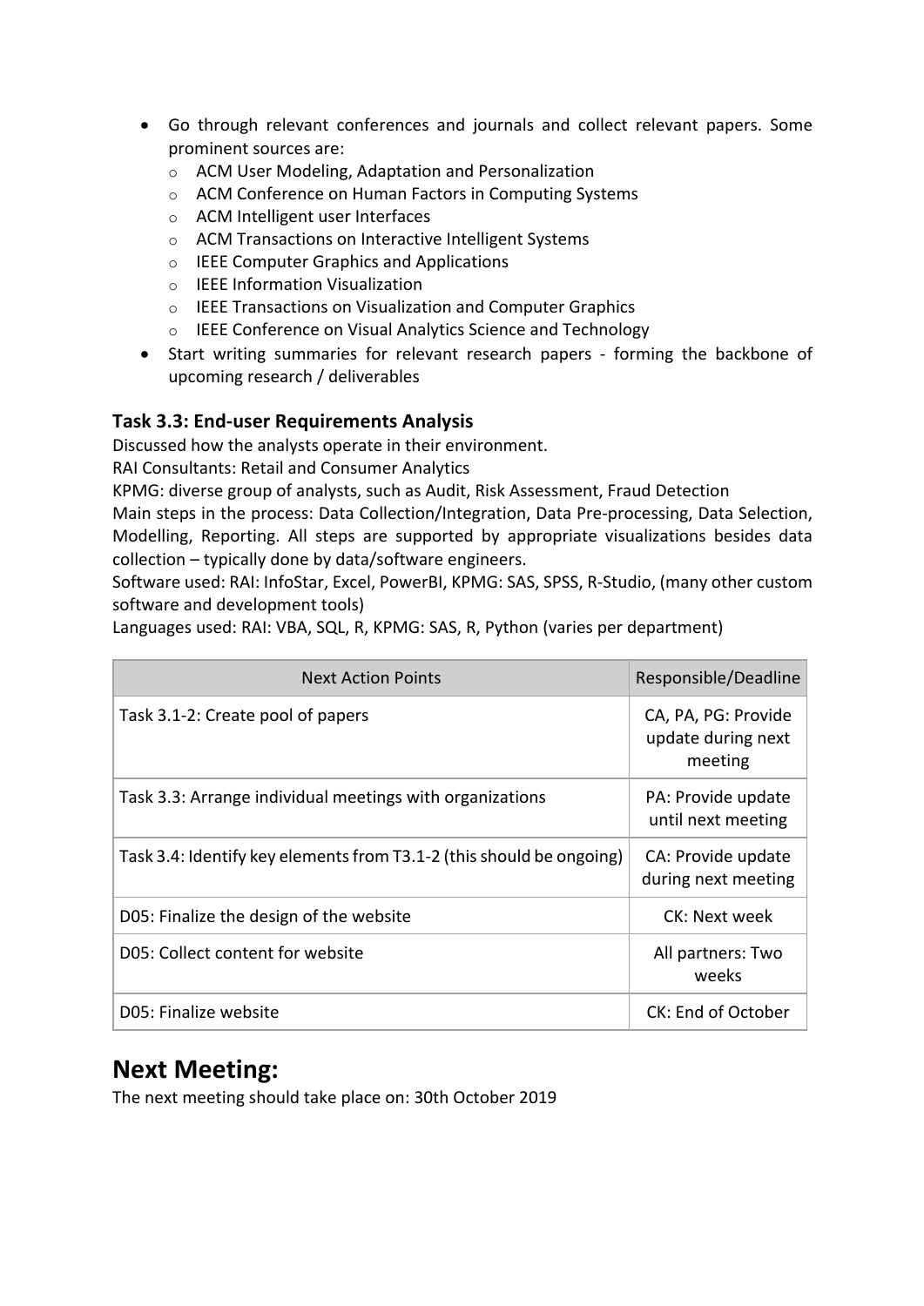- Go through relevant conferences and journals and collect relevant papers. Some prominent sources are:
  - ACM User Modeling, Adaptation and Personalization
  - ACM Conference on Human Factors in Computing Systems
  - ACM Intelligent user Interfaces
  - ACM Transactions on Interactive Intelligent Systems
  - IEEE Computer Graphics and Applications
  - IEEE Information Visualization
  - IEEE Transactions on Visualization and Computer Graphics
  - IEEE Conference on Visual Analytics Science and Technology
- Start writing summaries for relevant research papers - forming the backbone of upcoming research / deliverables

### Task 3.3: End-user Requirements Analysis

Discussed how the analysts operate in their environment.
RAI Consultants: Retail and Consumer Analytics
KPMG: diverse group of analysts, such as Audit, Risk Assessment, Fraud Detection
Main steps in the process: Data Collection/Integration, Data Pre-processing, Data Selection, Modelling, Reporting. All steps are supported by appropriate visualizations besides data collection – typically done by data/software engineers.
Software used: RAI: InfoStar, Excel, PowerBI, KPMG: SAS, SPSS, R-Studio, (many other custom software and development tools)
Languages used: RAI: VBA, SQL, R, KPMG: SAS, R, Python (varies per department)

| Next Action Points | Responsible/Deadline |
| --- | --- |
| Task 3.1-2: Create pool of papers | CA, PA, PG: Provide update during next meeting |
| Task 3.3: Arrange individual meetings with organizations | PA: Provide update until next meeting |
| Task 3.4: Identify key elements from T3.1-2 (this should be ongoing) | CA: Provide update during next meeting |
| D05: Finalize the design of the website | CK: Next week |
| D05: Collect content for website | All partners: Two weeks |
| D05: Finalize website | CK: End of October |

## Next Meeting:

The next meeting should take place on: 30th October 2019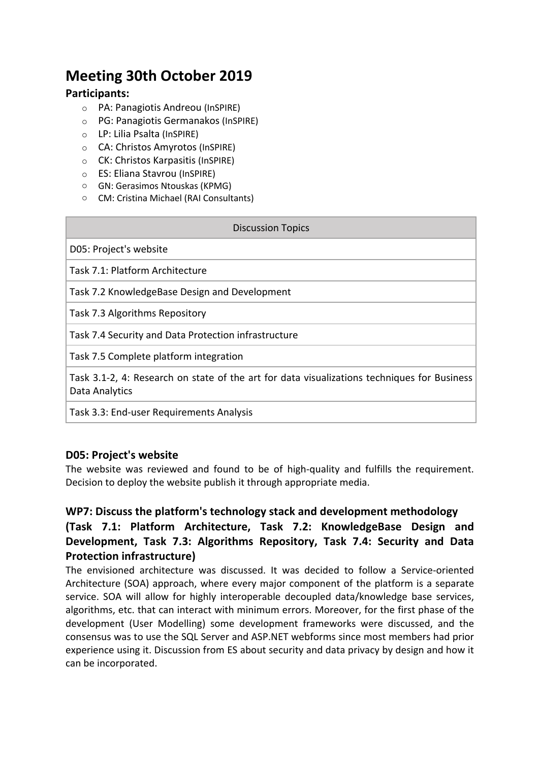# Meeting 30th October 2019

### Participants:

- PA: Panagiotis Andreou (InSPIRE)
- PG: Panagiotis Germanakos (InSPIRE)
- LP: Lilia Psalta (InSPIRE)
- CA: Christos Amyrotos (InSPIRE)
- CK: Christos Karpasitis (InSPIRE)
- ES: Eliana Stavrou (InSPIRE)
- GN: Gerasimos Ntouskas (KPMG)
- CM: Cristina Michael (RAI Consultants)

| Discussion Topics |
| --- |
| D05: Project's website |
| Task 7.1: Platform Architecture |
| Task 7.2 KnowledgeBase Design and Development |
| Task 7.3 Algorithms Repository |
| Task 7.4 Security and Data Protection infrastructure |
| Task 7.5 Complete platform integration |
| Task 3.1-2, 4: Research on state of the art for data visualizations techniques for Business Data Analytics |
| Task 3.3: End-user Requirements Analysis |

### D05: Project's website

The website was reviewed and found to be of high-quality and fulfills the requirement. Decision to deploy the website publish it through appropriate media.

### WP7: Discuss the platform's technology stack and development methodology (Task 7.1: Platform Architecture, Task 7.2: KnowledgeBase Design and Development, Task 7.3: Algorithms Repository, Task 7.4: Security and Data Protection infrastructure)

The envisioned architecture was discussed. It was decided to follow a Service-oriented Architecture (SOA) approach, where every major component of the platform is a separate service. SOA will allow for highly interoperable decoupled data/knowledge base services, algorithms, etc. that can interact with minimum errors. Moreover, for the first phase of the development (User Modelling) some development frameworks were discussed, and the consensus was to use the SQL Server and ASP.NET webforms since most members had prior experience using it. Discussion from ES about security and data privacy by design and how it can be incorporated.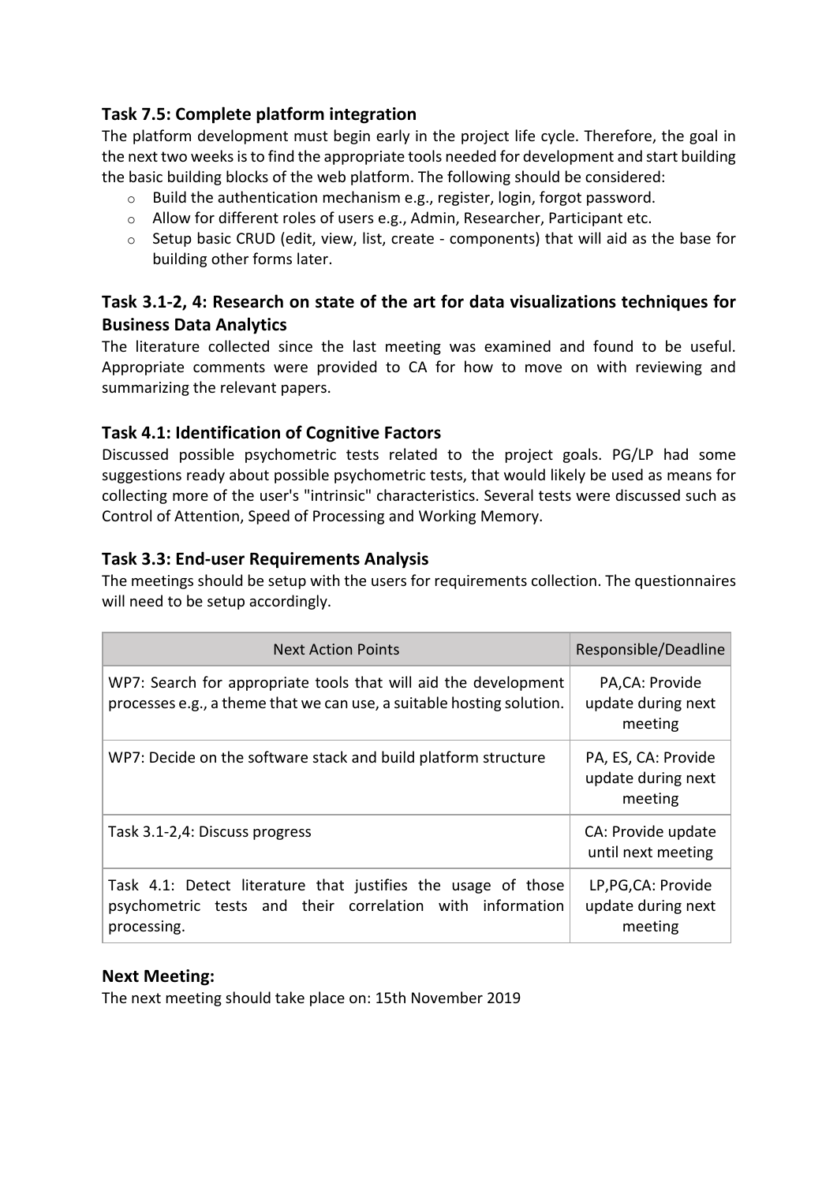### Task 7.5: Complete platform integration

The platform development must begin early in the project life cycle. Therefore, the goal in the next two weeks is to find the appropriate tools needed for development and start building the basic building blocks of the web platform. The following should be considered:

- Build the authentication mechanism e.g., register, login, forgot password.
- Allow for different roles of users e.g., Admin, Researcher, Participant etc.
- Setup basic CRUD (edit, view, list, create - components) that will aid as the base for building other forms later.

### Task 3.1-2, 4: Research on state of the art for data visualizations techniques for Business Data Analytics

The literature collected since the last meeting was examined and found to be useful. Appropriate comments were provided to CA for how to move on with reviewing and summarizing the relevant papers.

### Task 4.1: Identification of Cognitive Factors

Discussed possible psychometric tests related to the project goals. PG/LP had some suggestions ready about possible psychometric tests, that would likely be used as means for collecting more of the user's "intrinsic" characteristics. Several tests were discussed such as Control of Attention, Speed of Processing and Working Memory.

### Task 3.3: End-user Requirements Analysis

The meetings should be setup with the users for requirements collection. The questionnaires will need to be setup accordingly.

| Next Action Points | Responsible/Deadline |
|---|---|
| WP7: Search for appropriate tools that will aid the development processes e.g., a theme that we can use, a suitable hosting solution. | PA,CA: Provide update during next meeting |
| WP7: Decide on the software stack and build platform structure | PA, ES, CA: Provide update during next meeting |
| Task 3.1-2,4: Discuss progress | CA: Provide update until next meeting |
| Task 4.1: Detect literature that justifies the usage of those psychometric tests and their correlation with information processing. | LP,PG,CA: Provide update during next meeting |

### Next Meeting:

The next meeting should take place on: 15th November 2019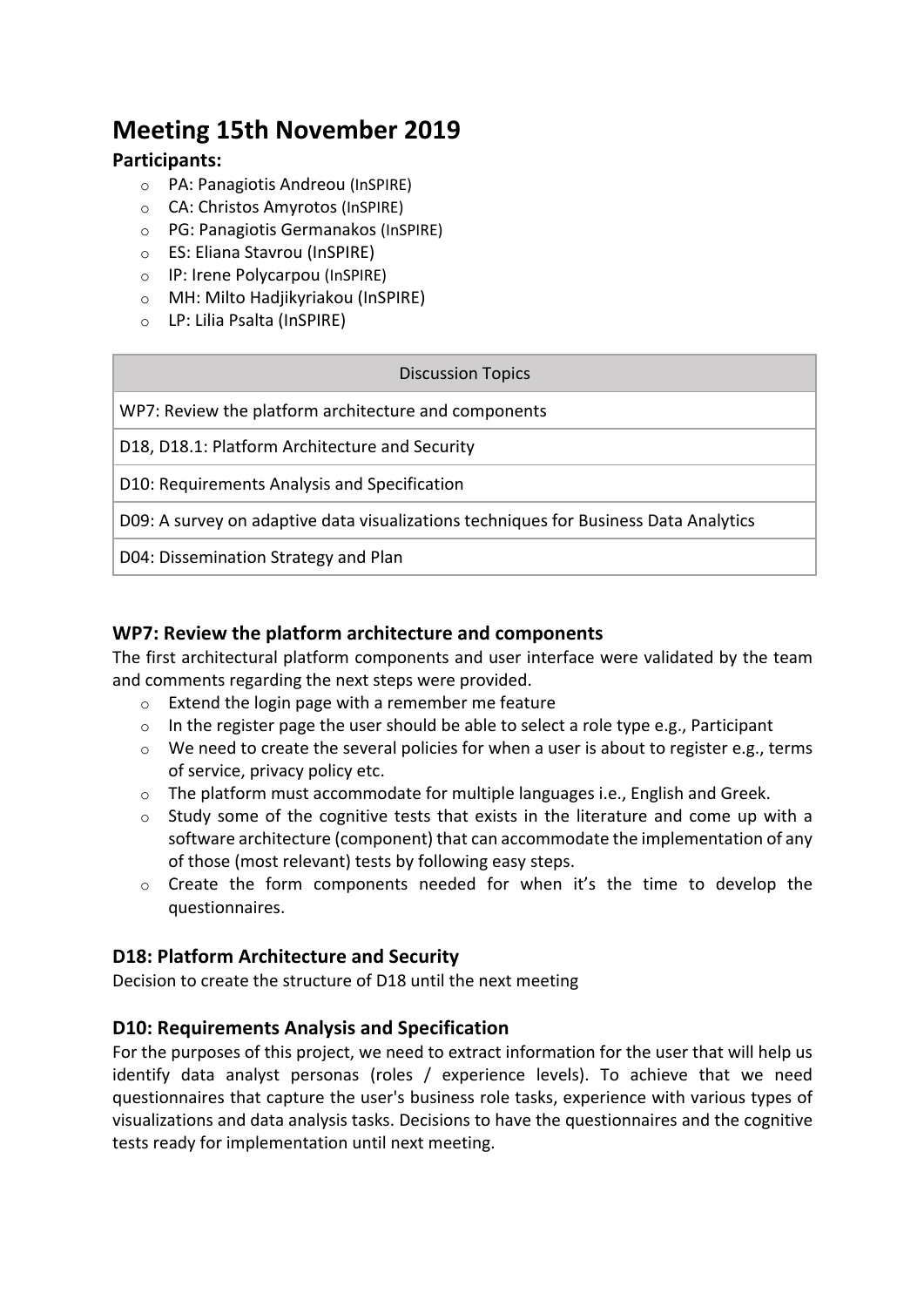# Meeting 15th November 2019

### Participants:

- PA: Panagiotis Andreou (InSPIRE)
- CA: Christos Amyrotos (InSPIRE)
- PG: Panagiotis Germanakos (InSPIRE)
- ES: Eliana Stavrou (InSPIRE)
- IP: Irene Polycarpou (InSPIRE)
- MH: Milto Hadjikyriakou (InSPIRE)
- LP: Lilia Psalta (InSPIRE)

| Discussion Topics |
| --- |
| WP7: Review the platform architecture and components |
| D18, D18.1: Platform Architecture and Security |
| D10: Requirements Analysis and Specification |
| D09: A survey on adaptive data visualizations techniques for Business Data Analytics |
| D04: Dissemination Strategy and Plan |

### WP7: Review the platform architecture and components

The first architectural platform components and user interface were validated by the team and comments regarding the next steps were provided.

- Extend the login page with a remember me feature
- In the register page the user should be able to select a role type e.g., Participant
- We need to create the several policies for when a user is about to register e.g., terms of service, privacy policy etc.
- The platform must accommodate for multiple languages i.e., English and Greek.
- Study some of the cognitive tests that exists in the literature and come up with a software architecture (component) that can accommodate the implementation of any of those (most relevant) tests by following easy steps.
- Create the form components needed for when it's the time to develop the questionnaires.

### D18: Platform Architecture and Security

Decision to create the structure of D18 until the next meeting

### D10: Requirements Analysis and Specification

For the purposes of this project, we need to extract information for the user that will help us identify data analyst personas (roles / experience levels). To achieve that we need questionnaires that capture the user's business role tasks, experience with various types of visualizations and data analysis tasks. Decisions to have the questionnaires and the cognitive tests ready for implementation until next meeting.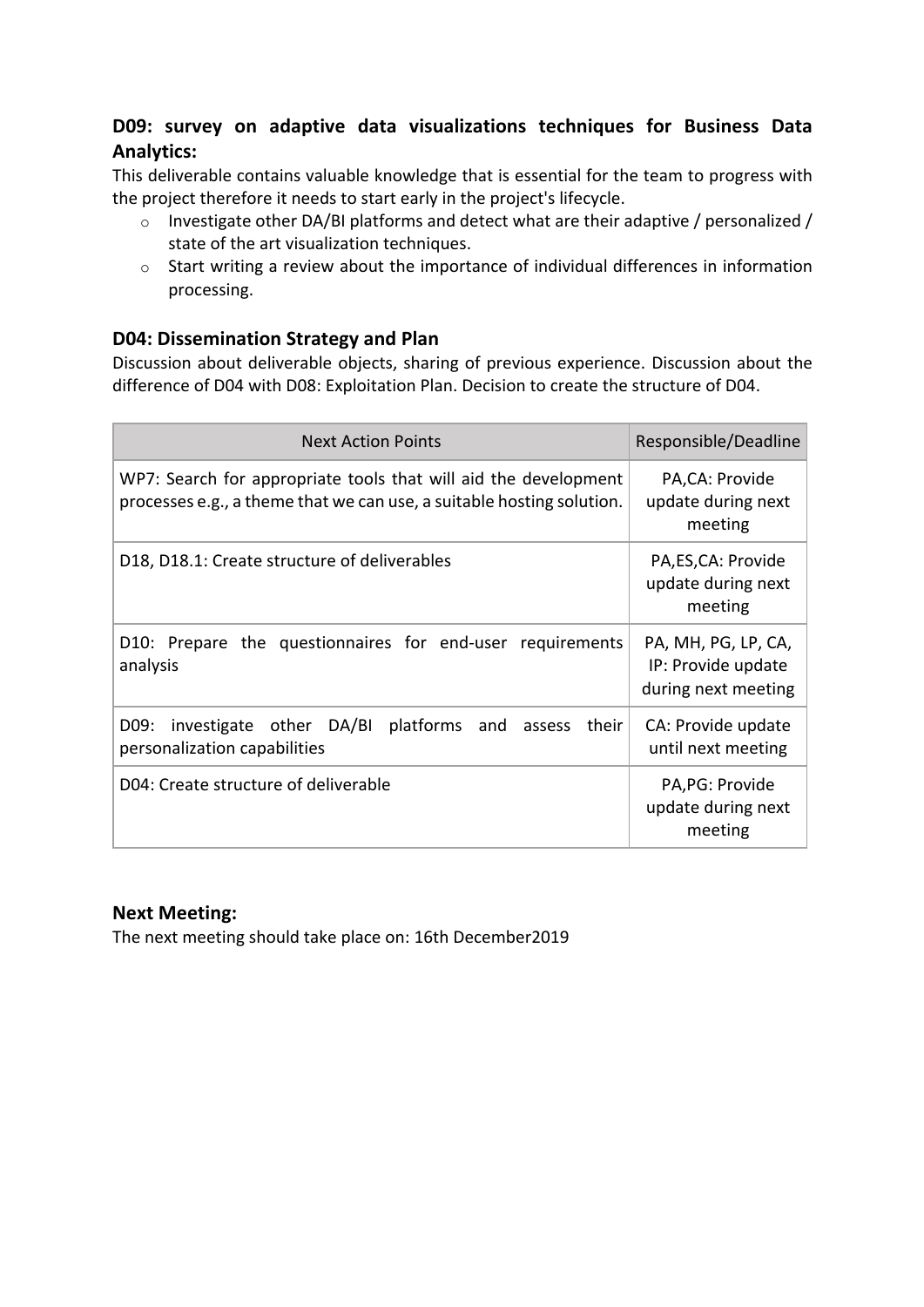### D09: survey on adaptive data visualizations techniques for Business Data Analytics:

This deliverable contains valuable knowledge that is essential for the team to progress with the project therefore it needs to start early in the project's lifecycle.

- Investigate other DA/BI platforms and detect what are their adaptive / personalized / state of the art visualization techniques.
- Start writing a review about the importance of individual differences in information processing.

### D04: Dissemination Strategy and Plan

Discussion about deliverable objects, sharing of previous experience. Discussion about the difference of D04 with D08: Exploitation Plan. Decision to create the structure of D04.

| Next Action Points | Responsible/Deadline |
| --- | --- |
| WP7: Search for appropriate tools that will aid the development processes e.g., a theme that we can use, a suitable hosting solution. | PA,CA: Provide update during next meeting |
| D18, D18.1: Create structure of deliverables | PA,ES,CA: Provide update during next meeting |
| D10: Prepare the questionnaires for end-user requirements analysis | PA, MH, PG, LP, CA, IP: Provide update during next meeting |
| D09: investigate other DA/BI platforms and assess their personalization capabilities | CA: Provide update until next meeting |
| D04: Create structure of deliverable | PA,PG: Provide update during next meeting |

### Next Meeting:

The next meeting should take place on: 16th December2019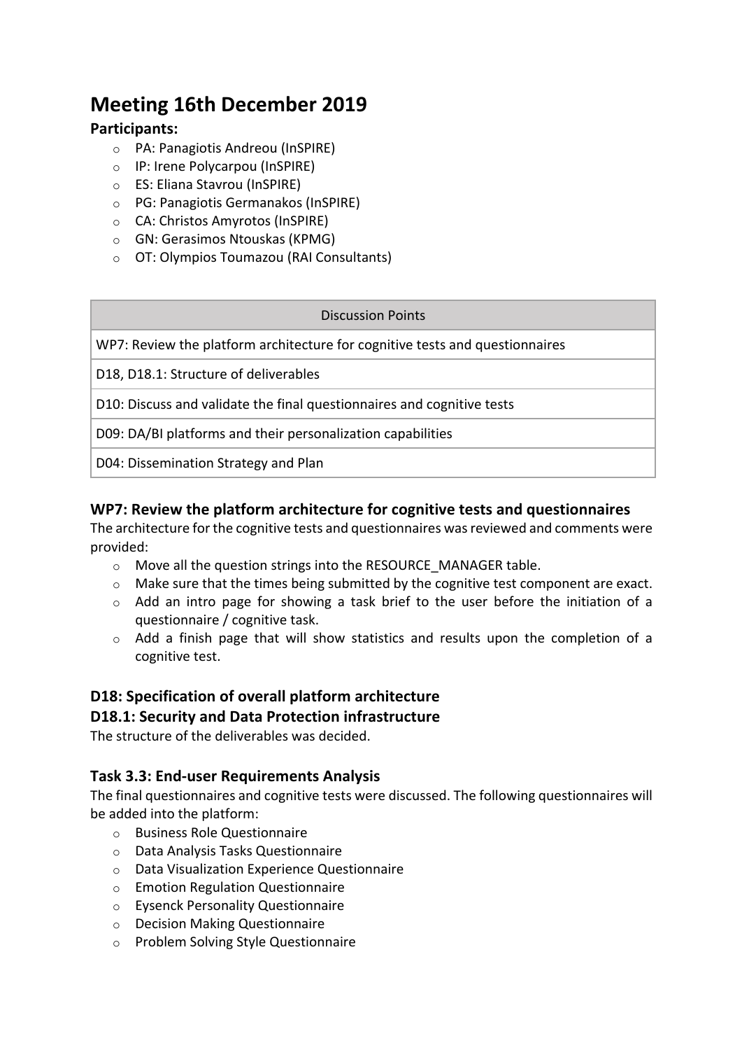# Meeting 16th December 2019

### Participants:

- PA: Panagiotis Andreou (InSPIRE)
- IP: Irene Polycarpou (InSPIRE)
- ES: Eliana Stavrou (InSPIRE)
- PG: Panagiotis Germanakos (InSPIRE)
- CA: Christos Amyrotos (InSPIRE)
- GN: Gerasimos Ntouskas (KPMG)
- OT: Olympios Toumazou (RAI Consultants)

| Discussion Points |
| --- |
| WP7: Review the platform architecture for cognitive tests and questionnaires |
| D18, D18.1: Structure of deliverables |
| D10: Discuss and validate the final questionnaires and cognitive tests |
| D09: DA/BI platforms and their personalization capabilities |
| D04: Dissemination Strategy and Plan |

### WP7: Review the platform architecture for cognitive tests and questionnaires

The architecture for the cognitive tests and questionnaires was reviewed and comments were provided:

- Move all the question strings into the RESOURCE_MANAGER table.
- Make sure that the times being submitted by the cognitive test component are exact.
- Add an intro page for showing a task brief to the user before the initiation of a questionnaire / cognitive task.
- Add a finish page that will show statistics and results upon the completion of a cognitive test.

### D18: Specification of overall platform architecture

### D18.1: Security and Data Protection infrastructure

The structure of the deliverables was decided.

### Task 3.3: End-user Requirements Analysis

The final questionnaires and cognitive tests were discussed. The following questionnaires will be added into the platform:

- Business Role Questionnaire
- Data Analysis Tasks Questionnaire
- Data Visualization Experience Questionnaire
- Emotion Regulation Questionnaire
- Eysenck Personality Questionnaire
- Decision Making Questionnaire
- Problem Solving Style Questionnaire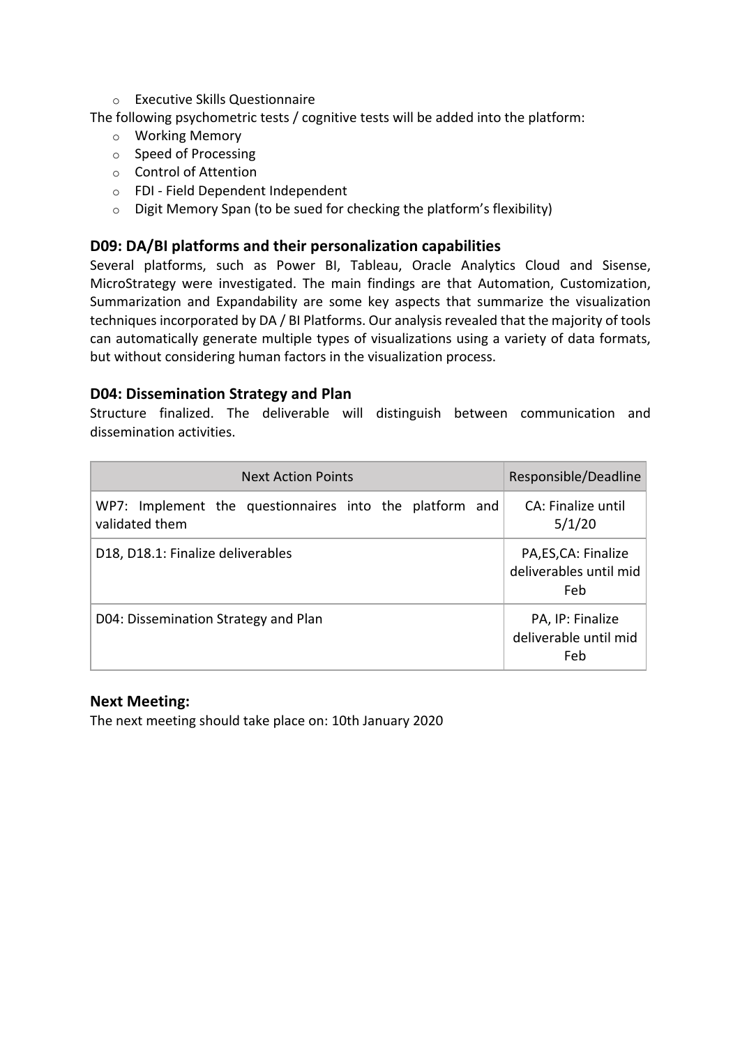- Executive Skills Questionnaire

The following psychometric tests / cognitive tests will be added into the platform:

- Working Memory
- Speed of Processing
- Control of Attention
- FDI - Field Dependent Independent
- Digit Memory Span (to be sued for checking the platform's flexibility)

### D09: DA/BI platforms and their personalization capabilities

Several platforms, such as Power BI, Tableau, Oracle Analytics Cloud and Sisense, MicroStrategy were investigated. The main findings are that Automation, Customization, Summarization and Expandability are some key aspects that summarize the visualization techniques incorporated by DA / BI Platforms. Our analysis revealed that the majority of tools can automatically generate multiple types of visualizations using a variety of data formats, but without considering human factors in the visualization process.

### D04: Dissemination Strategy and Plan

Structure finalized. The deliverable will distinguish between communication and dissemination activities.

| Next Action Points | Responsible/Deadline |
| --- | --- |
| WP7: Implement the questionnaires into the platform and validated them | CA: Finalize until 5/1/20 |
| D18, D18.1: Finalize deliverables | PA,ES,CA: Finalize deliverables until mid Feb |
| D04: Dissemination Strategy and Plan | PA, IP: Finalize deliverable until mid Feb |

### Next Meeting:

The next meeting should take place on: 10th January 2020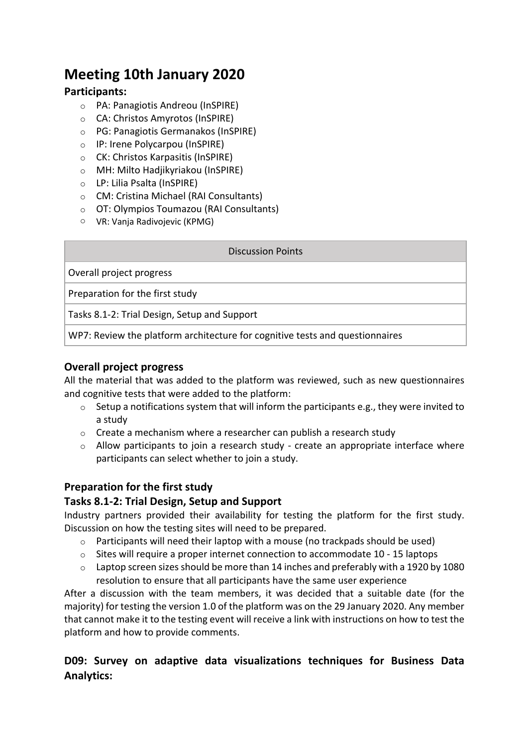# Meeting 10th January 2020

### Participants:

- PA: Panagiotis Andreou (InSPIRE)
- CA: Christos Amyrotos (InSPIRE)
- PG: Panagiotis Germanakos (InSPIRE)
- IP: Irene Polycarpou (InSPIRE)
- CK: Christos Karpasitis (InSPIRE)
- MH: Milto Hadjikyriakou (InSPIRE)
- LP: Lilia Psalta (InSPIRE)
- CM: Cristina Michael (RAI Consultants)
- OT: Olympios Toumazou (RAI Consultants)
- VR: Vanja Radivojevic (KPMG)

| Discussion Points |
| --- |
| Overall project progress |
| Preparation for the first study |
| Tasks 8.1-2: Trial Design, Setup and Support |
| WP7: Review the platform architecture for cognitive tests and questionnaires |

## Overall project progress

All the material that was added to the platform was reviewed, such as new questionnaires and cognitive tests that were added to the platform:

- Setup a notifications system that will inform the participants e.g., they were invited to a study
- Create a mechanism where a researcher can publish a research study
- Allow participants to join a research study - create an appropriate interface where participants can select whether to join a study.

## Preparation for the first study

## Tasks 8.1-2: Trial Design, Setup and Support

Industry partners provided their availability for testing the platform for the first study. Discussion on how the testing sites will need to be prepared.

- Participants will need their laptop with a mouse (no trackpads should be used)
- Sites will require a proper internet connection to accommodate 10 - 15 laptops
- Laptop screen sizes should be more than 14 inches and preferably with a 1920 by 1080 resolution to ensure that all participants have the same user experience

After a discussion with the team members, it was decided that a suitable date (for the majority) for testing the version 1.0 of the platform was on the 29 January 2020. Any member that cannot make it to the testing event will receive a link with instructions on how to test the platform and how to provide comments.

## D09: Survey on adaptive data visualizations techniques for Business Data Analytics: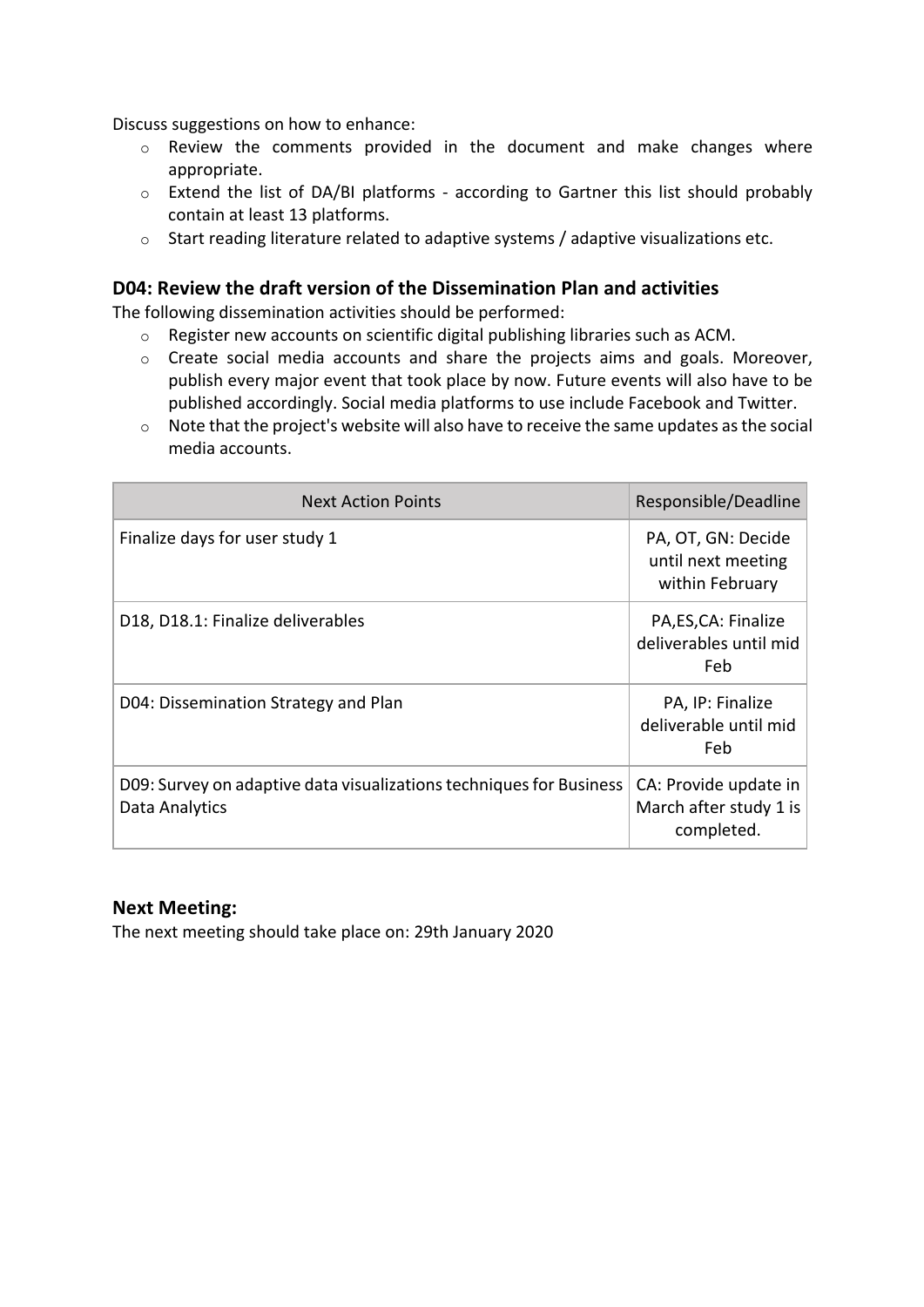Discuss suggestions on how to enhance:

- Review the comments provided in the document and make changes where appropriate.
- Extend the list of DA/BI platforms - according to Gartner this list should probably contain at least 13 platforms.
- Start reading literature related to adaptive systems / adaptive visualizations etc.

### D04: Review the draft version of the Dissemination Plan and activities

The following dissemination activities should be performed:

- Register new accounts on scientific digital publishing libraries such as ACM.
- Create social media accounts and share the projects aims and goals. Moreover, publish every major event that took place by now. Future events will also have to be published accordingly. Social media platforms to use include Facebook and Twitter.
- Note that the project's website will also have to receive the same updates as the social media accounts.

| Next Action Points | Responsible/Deadline |
|---|---|
| Finalize days for user study 1 | PA, OT, GN: Decide until next meeting within February |
| D18, D18.1: Finalize deliverables | PA,ES,CA: Finalize deliverables until mid Feb |
| D04: Dissemination Strategy and Plan | PA, IP: Finalize deliverable until mid Feb |
| D09: Survey on adaptive data visualizations techniques for Business Data Analytics | CA: Provide update in March after study 1 is completed. |

### Next Meeting:

The next meeting should take place on: 29th January 2020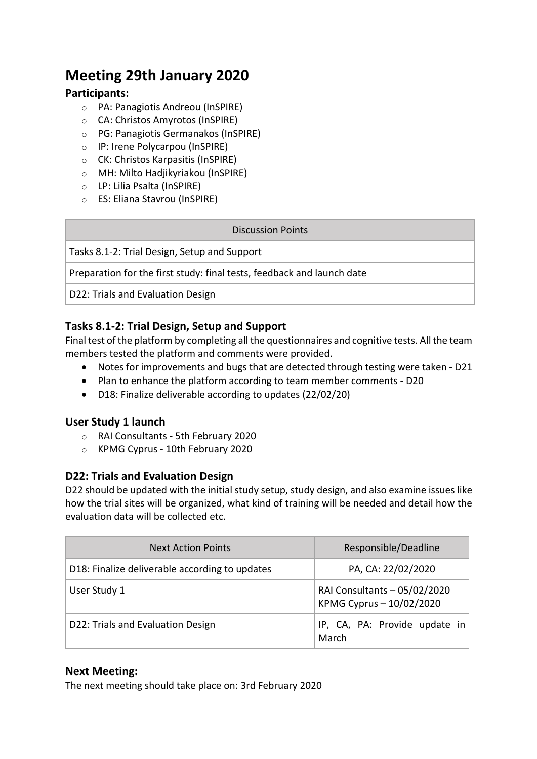# Meeting 29th January 2020

### Participants:

- PA: Panagiotis Andreou (InSPIRE)
- CA: Christos Amyrotos (InSPIRE)
- PG: Panagiotis Germanakos (InSPIRE)
- IP: Irene Polycarpou (InSPIRE)
- CK: Christos Karpasitis (InSPIRE)
- MH: Milto Hadjikyriakou (InSPIRE)
- LP: Lilia Psalta (InSPIRE)
- ES: Eliana Stavrou (InSPIRE)

| Discussion Points |
| --- |
| Tasks 8.1-2: Trial Design, Setup and Support |
| Preparation for the first study: final tests, feedback and launch date |
| D22: Trials and Evaluation Design |

### Tasks 8.1-2: Trial Design, Setup and Support

Final test of the platform by completing all the questionnaires and cognitive tests. All the team members tested the platform and comments were provided.

- Notes for improvements and bugs that are detected through testing were taken - D21
- Plan to enhance the platform according to team member comments - D20
- D18: Finalize deliverable according to updates (22/02/20)

### User Study 1 launch

- RAI Consultants - 5th February 2020
- KPMG Cyprus - 10th February 2020

### D22: Trials and Evaluation Design

D22 should be updated with the initial study setup, study design, and also examine issues like how the trial sites will be organized, what kind of training will be needed and detail how the evaluation data will be collected etc.

| Next Action Points | Responsible/Deadline |
| --- | --- |
| D18: Finalize deliverable according to updates | PA, CA: 22/02/2020 |
| User Study 1 | RAI Consultants – 05/02/2020<br>KPMG Cyprus – 10/02/2020 |
| D22: Trials and Evaluation Design | IP, CA, PA: Provide update in March |

### Next Meeting:

The next meeting should take place on: 3rd February 2020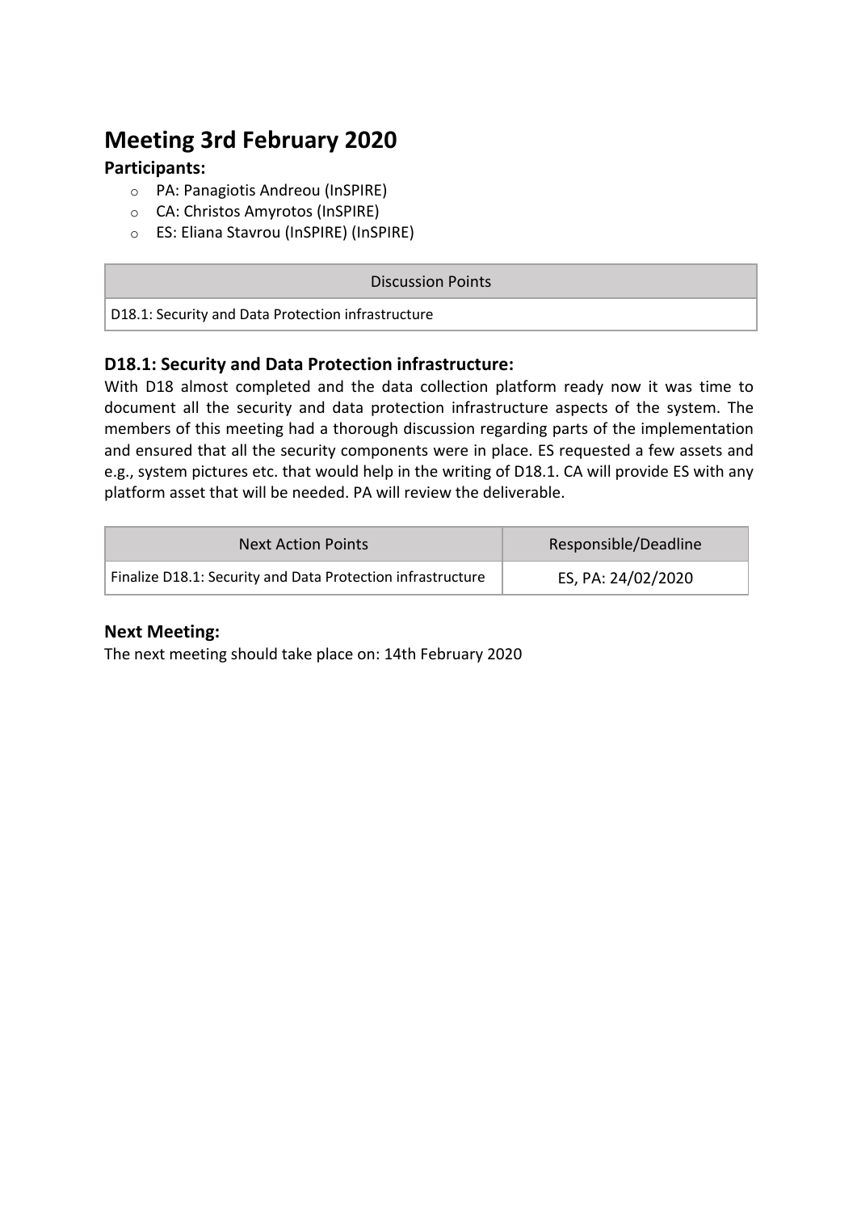# Meeting 3rd February 2020

**Participants:**

- PA: Panagiotis Andreou (InSPIRE)
- CA: Christos Amyrotos (InSPIRE)
- ES: Eliana Stavrou (InSPIRE) (InSPIRE)

| Discussion Points |
| --- |
| D18.1: Security and Data Protection infrastructure |

### D18.1: Security and Data Protection infrastructure:

With D18 almost completed and the data collection platform ready now it was time to document all the security and data protection infrastructure aspects of the system. The members of this meeting had a thorough discussion regarding parts of the implementation and ensured that all the security components were in place. ES requested a few assets and e.g., system pictures etc. that would help in the writing of D18.1. CA will provide ES with any platform asset that will be needed. PA will review the deliverable.

| Next Action Points | Responsible/Deadline |
| --- | --- |
| Finalize D18.1: Security and Data Protection infrastructure | ES, PA: 24/02/2020 |

### Next Meeting:

The next meeting should take place on: 14th February 2020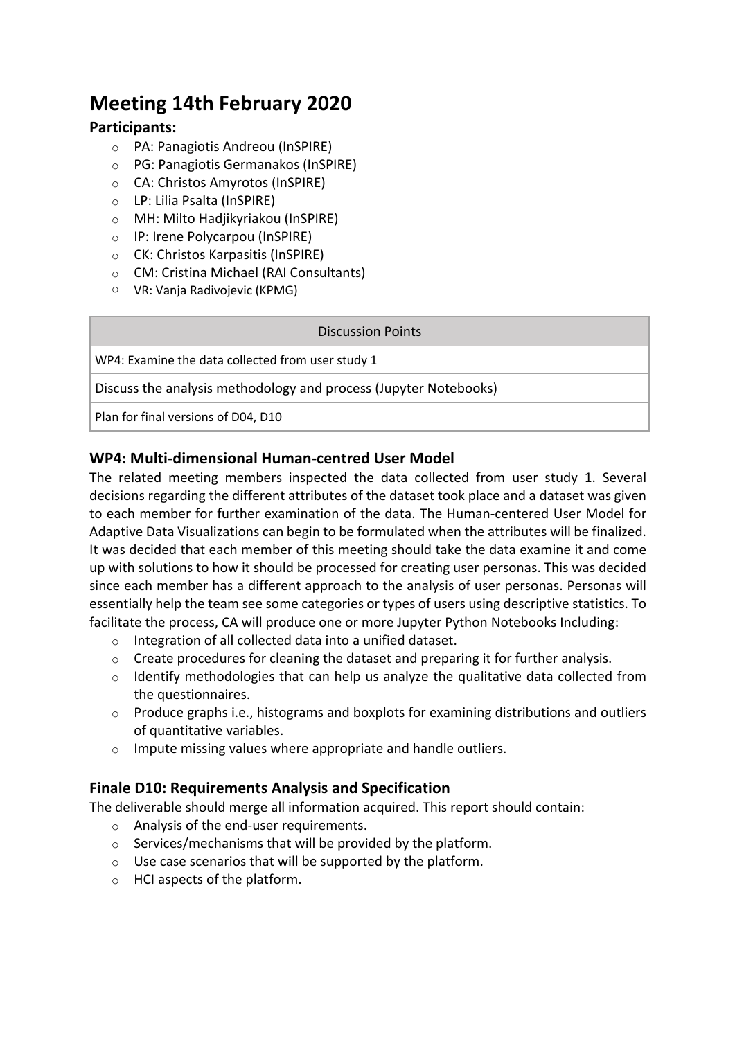# Meeting 14th February 2020

### Participants:

- PA: Panagiotis Andreou (InSPIRE)
- PG: Panagiotis Germanakos (InSPIRE)
- CA: Christos Amyrotos (InSPIRE)
- LP: Lilia Psalta (InSPIRE)
- MH: Milto Hadjikyriakou (InSPIRE)
- IP: Irene Polycarpou (InSPIRE)
- CK: Christos Karpasitis (InSPIRE)
- CM: Cristina Michael (RAI Consultants)
- VR: Vanja Radivojevic (KPMG)

| Discussion Points |
| --- |
| WP4: Examine the data collected from user study 1 |
| Discuss the analysis methodology and process (Jupyter Notebooks) |
| Plan for final versions of D04, D10 |

### WP4: Multi-dimensional Human-centred User Model

The related meeting members inspected the data collected from user study 1. Several decisions regarding the different attributes of the dataset took place and a dataset was given to each member for further examination of the data. The Human-centered User Model for Adaptive Data Visualizations can begin to be formulated when the attributes will be finalized. It was decided that each member of this meeting should take the data examine it and come up with solutions to how it should be processed for creating user personas. This was decided since each member has a different approach to the analysis of user personas. Personas will essentially help the team see some categories or types of users using descriptive statistics. To facilitate the process, CA will produce one or more Jupyter Python Notebooks Including:

- Integration of all collected data into a unified dataset.
- Create procedures for cleaning the dataset and preparing it for further analysis.
- Identify methodologies that can help us analyze the qualitative data collected from the questionnaires.
- Produce graphs i.e., histograms and boxplots for examining distributions and outliers of quantitative variables.
- Impute missing values where appropriate and handle outliers.

### Finale D10: Requirements Analysis and Specification

The deliverable should merge all information acquired. This report should contain:

- Analysis of the end-user requirements.
- Services/mechanisms that will be provided by the platform.
- Use case scenarios that will be supported by the platform.
- HCI aspects of the platform.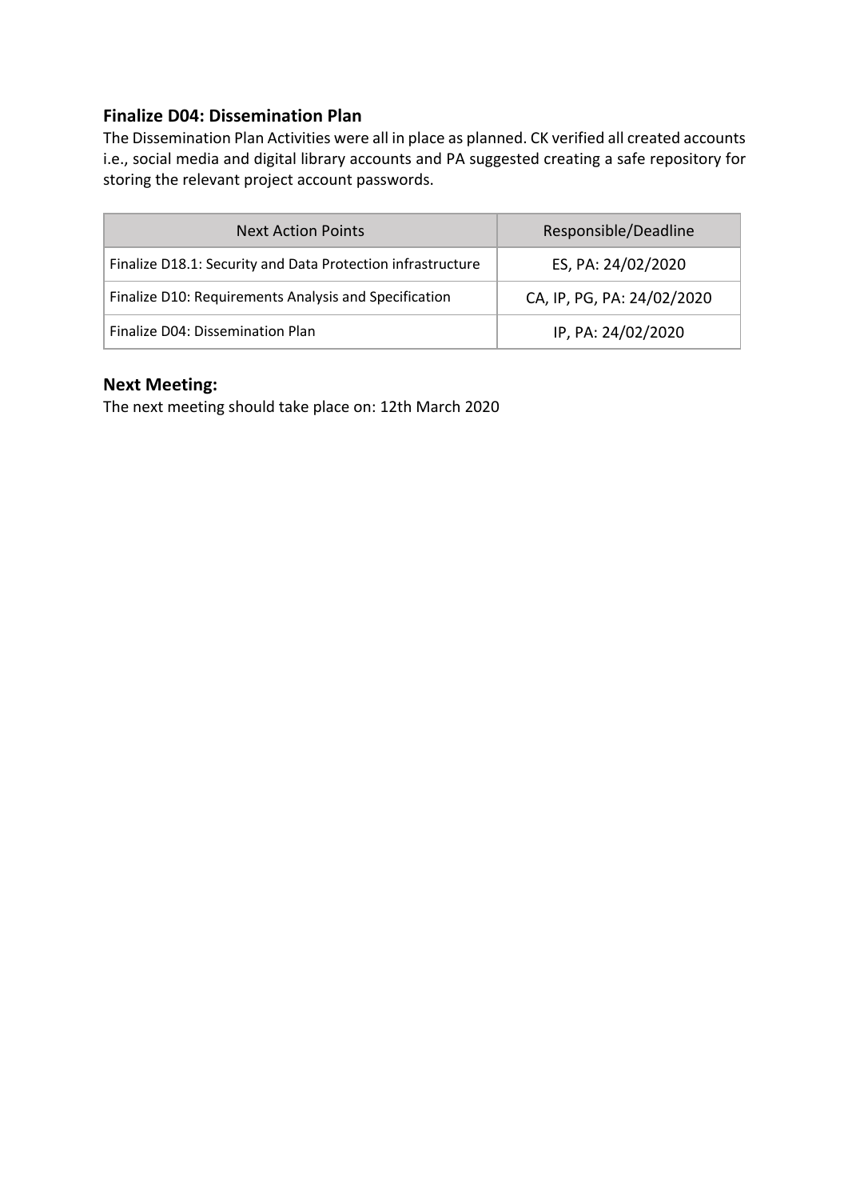### Finalize D04: Dissemination Plan

The Dissemination Plan Activities were all in place as planned. CK verified all created accounts i.e., social media and digital library accounts and PA suggested creating a safe repository for storing the relevant project account passwords.

| Next Action Points | Responsible/Deadline |
| --- | --- |
| Finalize D18.1: Security and Data Protection infrastructure | ES, PA: 24/02/2020 |
| Finalize D10: Requirements Analysis and Specification | CA, IP, PG, PA: 24/02/2020 |
| Finalize D04: Dissemination Plan | IP, PA: 24/02/2020 |

### Next Meeting:

The next meeting should take place on: 12th March 2020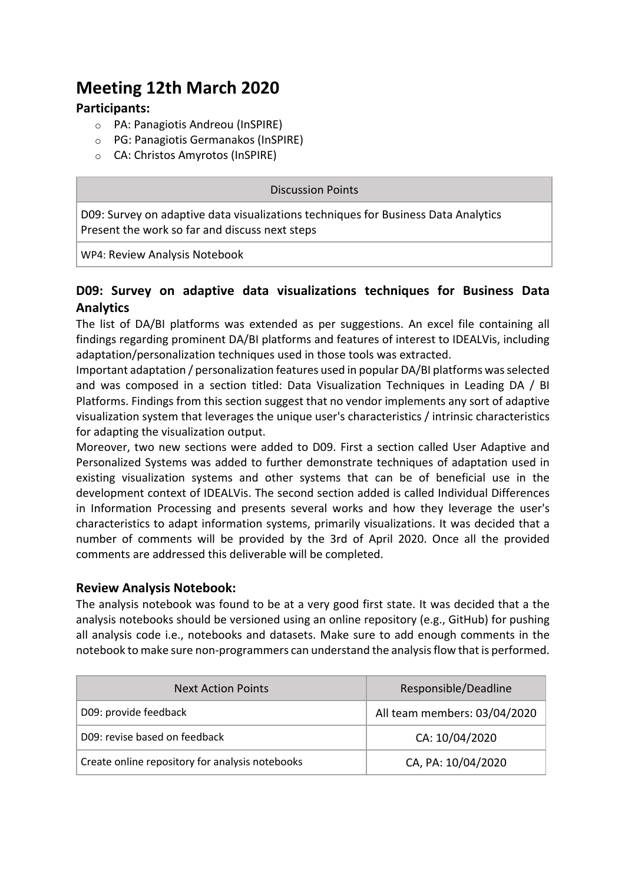# Meeting 12th March 2020

**Participants:**

- PA: Panagiotis Andreou (InSPIRE)
- PG: Panagiotis Germanakos (InSPIRE)
- CA: Christos Amyrotos (InSPIRE)

| Discussion Points |
| --- |
| D09: Survey on adaptive data visualizations techniques for Business Data Analytics<br>Present the work so far and discuss next steps |
| WP4: Review Analysis Notebook |

## D09: Survey on adaptive data visualizations techniques for Business Data Analytics

The list of DA/BI platforms was extended as per suggestions. An excel file containing all findings regarding prominent DA/BI platforms and features of interest to IDEALVis, including adaptation/personalization techniques used in those tools was extracted.

Important adaptation / personalization features used in popular DA/BI platforms was selected and was composed in a section titled: Data Visualization Techniques in Leading DA / BI Platforms. Findings from this section suggest that no vendor implements any sort of adaptive visualization system that leverages the unique user's characteristics / intrinsic characteristics for adapting the visualization output.

Moreover, two new sections were added to D09. First a section called User Adaptive and Personalized Systems was added to further demonstrate techniques of adaptation used in existing visualization systems and other systems that can be of beneficial use in the development context of IDEALVis. The second section added is called Individual Differences in Information Processing and presents several works and how they leverage the user's characteristics to adapt information systems, primarily visualizations. It was decided that a number of comments will be provided by the 3rd of April 2020. Once all the provided comments are addressed this deliverable will be completed.

## Review Analysis Notebook:

The analysis notebook was found to be at a very good first state. It was decided that a the analysis notebooks should be versioned using an online repository (e.g., GitHub) for pushing all analysis code i.e., notebooks and datasets. Make sure to add enough comments in the notebook to make sure non-programmers can understand the analysis flow that is performed.

| Next Action Points | Responsible/Deadline |
| --- | --- |
| D09: provide feedback | All team members: 03/04/2020 |
| D09: revise based on feedback | CA: 10/04/2020 |
| Create online repository for analysis notebooks | CA, PA: 10/04/2020 |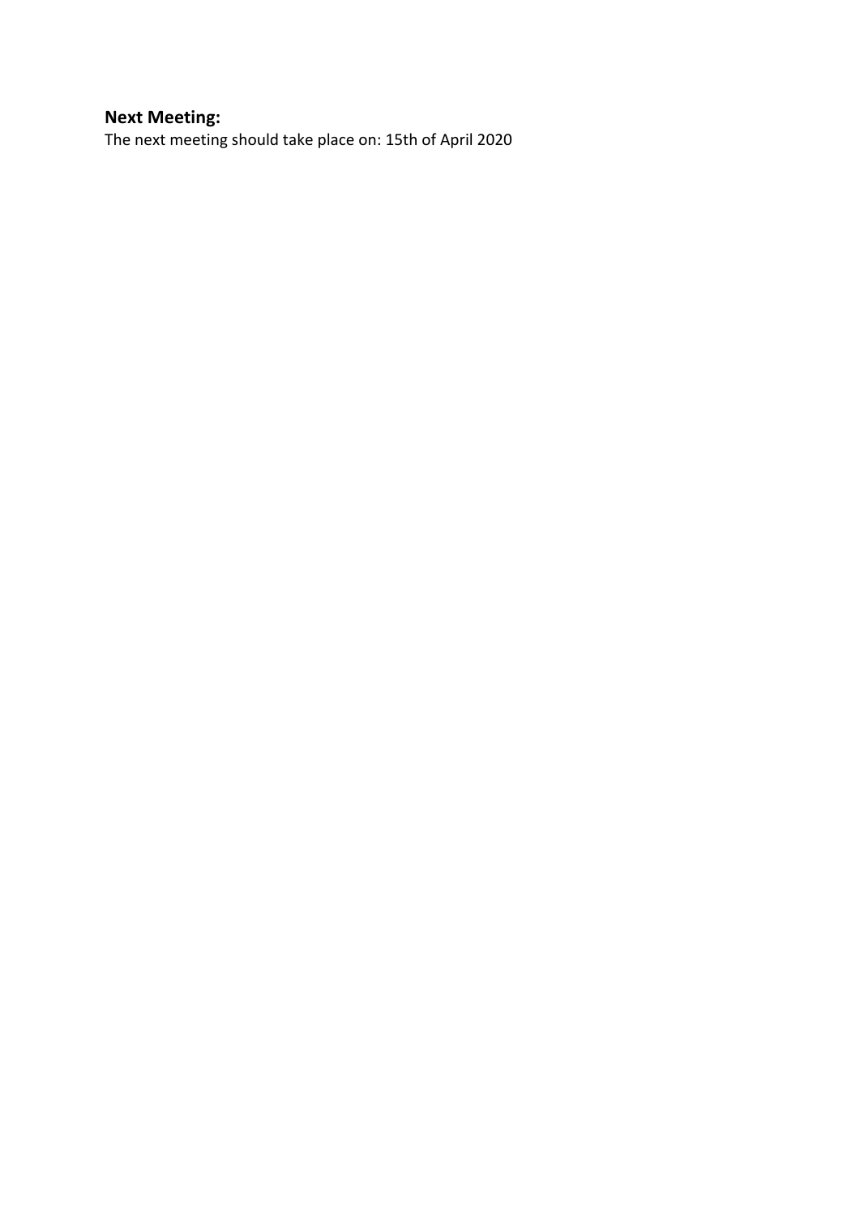**Next Meeting:**

The next meeting should take place on: 15th of April 2020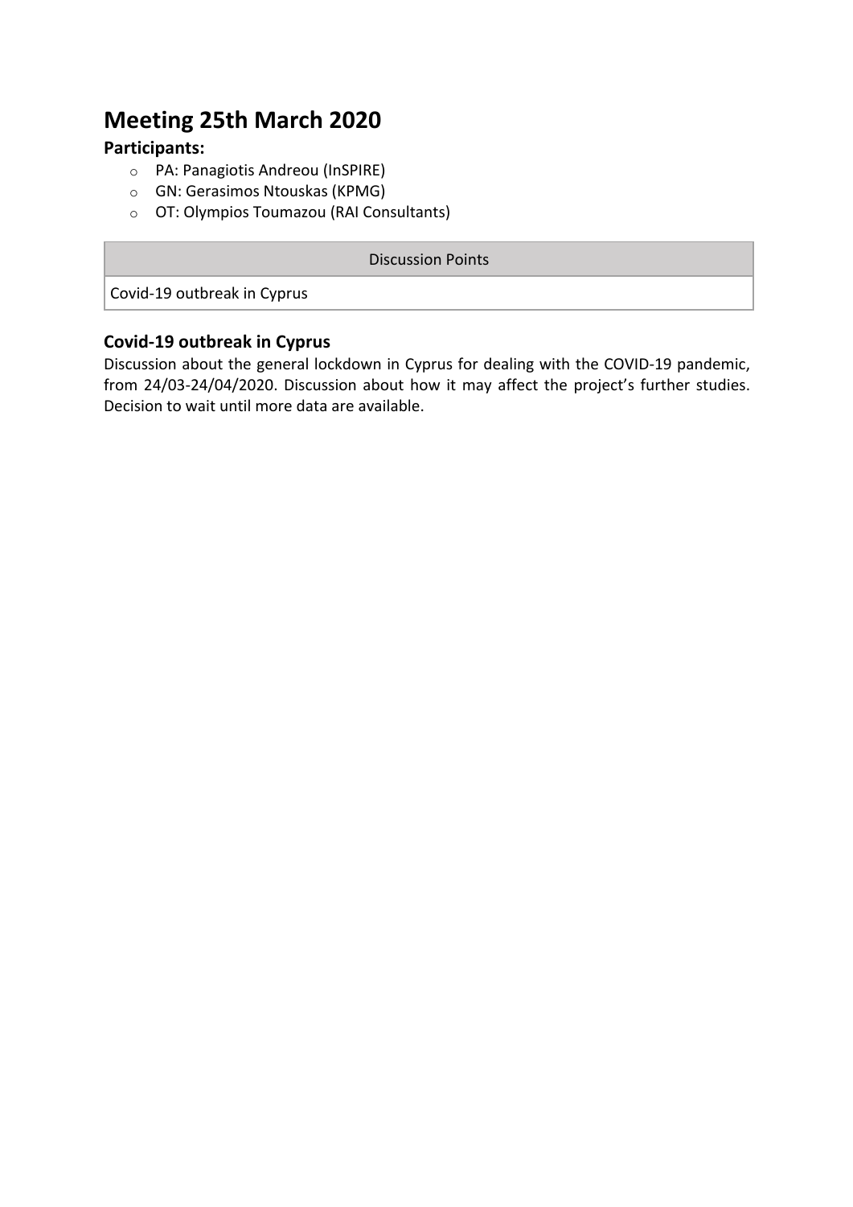# Meeting 25th March 2020

### Participants:

- PA: Panagiotis Andreou (InSPIRE)
- GN: Gerasimos Ntouskas (KPMG)
- OT: Olympios Toumazou (RAI Consultants)

| Discussion Points |
| --- |
| Covid-19 outbreak in Cyprus |

### Covid-19 outbreak in Cyprus

Discussion about the general lockdown in Cyprus for dealing with the COVID-19 pandemic, from 24/03-24/04/2020. Discussion about how it may affect the project's further studies. Decision to wait until more data are available.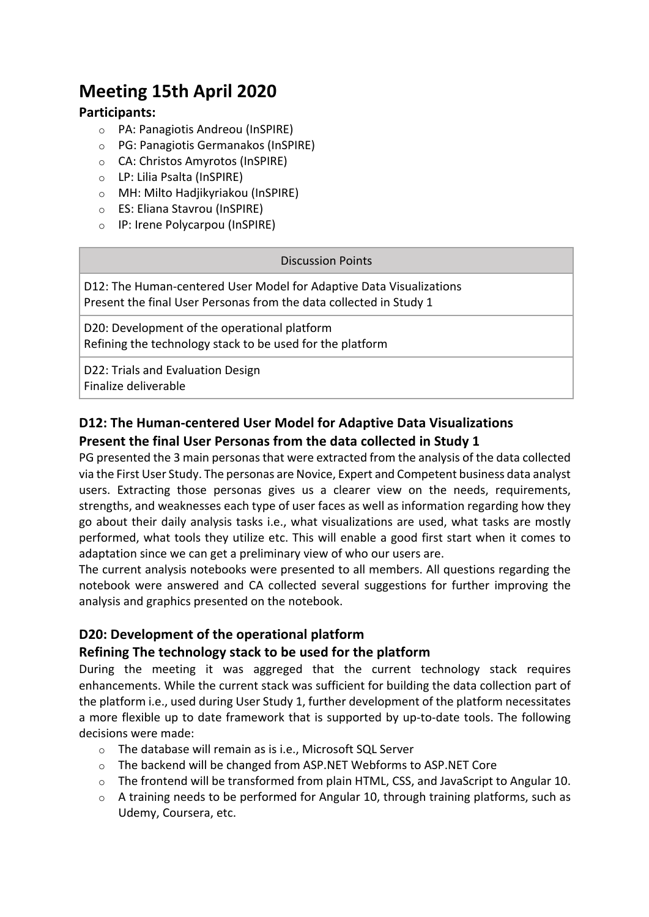# Meeting 15th April 2020

**Participants:**

- PA: Panagiotis Andreou (InSPIRE)
- PG: Panagiotis Germanakos (InSPIRE)
- CA: Christos Amyrotos (InSPIRE)
- LP: Lilia Psalta (InSPIRE)
- MH: Milto Hadjikyriakou (InSPIRE)
- ES: Eliana Stavrou (InSPIRE)
- IP: Irene Polycarpou (InSPIRE)

| Discussion Points |
| --- |
| D12: The Human-centered User Model for Adaptive Data Visualizations<br>Present the final User Personas from the data collected in Study 1 |
| D20: Development of the operational platform<br>Refining the technology stack to be used for the platform |
| D22: Trials and Evaluation Design<br>Finalize deliverable |

### D12: The Human-centered User Model for Adaptive Data Visualizations
### Present the final User Personas from the data collected in Study 1

PG presented the 3 main personas that were extracted from the analysis of the data collected via the First User Study. The personas are Novice, Expert and Competent business data analyst users. Extracting those personas gives us a clearer view on the needs, requirements, strengths, and weaknesses each type of user faces as well as information regarding how they go about their daily analysis tasks i.e., what visualizations are used, what tasks are mostly performed, what tools they utilize etc. This will enable a good first start when it comes to adaptation since we can get a preliminary view of who our users are.

The current analysis notebooks were presented to all members. All questions regarding the notebook were answered and CA collected several suggestions for further improving the analysis and graphics presented on the notebook.

### D20: Development of the operational platform
### Refining The technology stack to be used for the platform

During the meeting it was aggreged that the current technology stack requires enhancements. While the current stack was sufficient for building the data collection part of the platform i.e., used during User Study 1, further development of the platform necessitates a more flexible up to date framework that is supported by up-to-date tools. The following decisions were made:

- The database will remain as is i.e., Microsoft SQL Server
- The backend will be changed from ASP.NET Webforms to ASP.NET Core
- The frontend will be transformed from plain HTML, CSS, and JavaScript to Angular 10.
- A training needs to be performed for Angular 10, through training platforms, such as Udemy, Coursera, etc.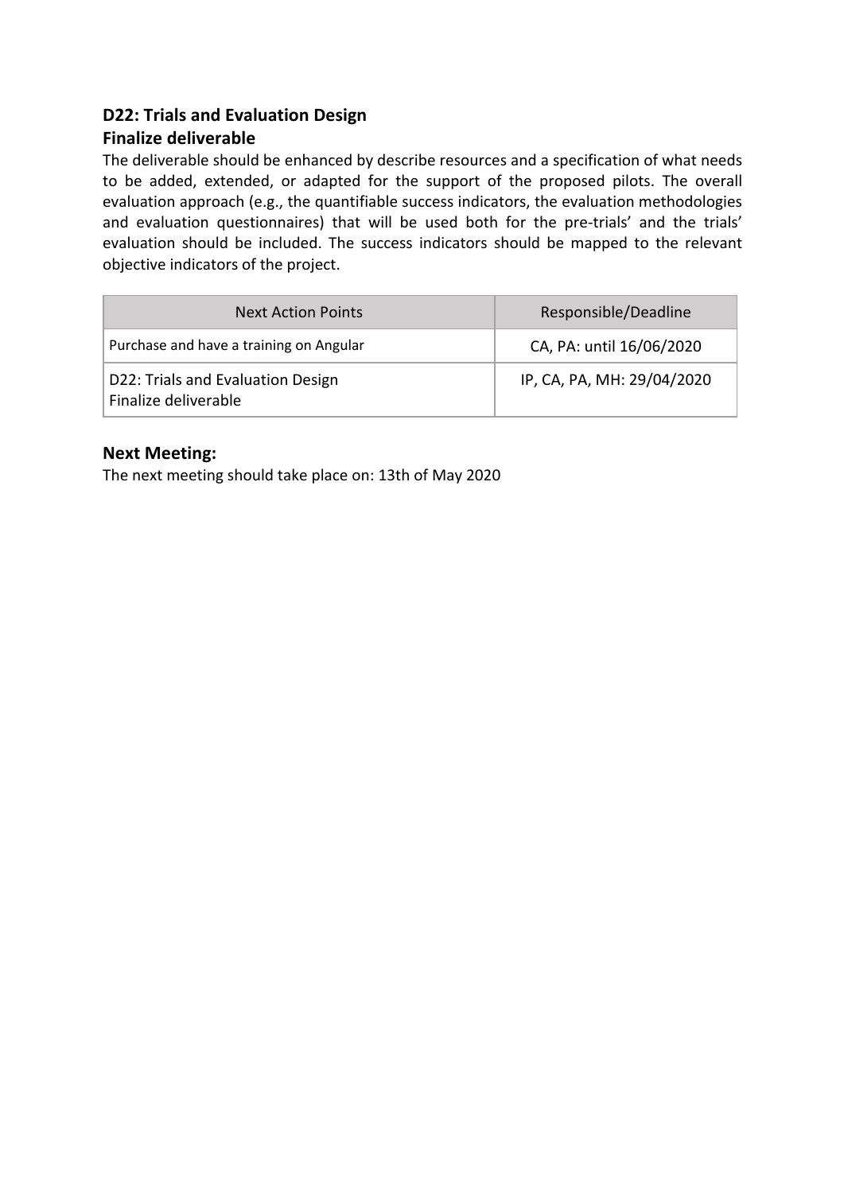### D22: Trials and Evaluation Design

### Finalize deliverable

The deliverable should be enhanced by describe resources and a specification of what needs to be added, extended, or adapted for the support of the proposed pilots. The overall evaluation approach (e.g., the quantifiable success indicators, the evaluation methodologies and evaluation questionnaires) that will be used both for the pre-trials' and the trials' evaluation should be included. The success indicators should be mapped to the relevant objective indicators of the project.

| Next Action Points | Responsible/Deadline |
| --- | --- |
| Purchase and have a training on Angular | CA, PA: until 16/06/2020 |
| D22: Trials and Evaluation Design<br>Finalize deliverable | IP, CA, PA, MH: 29/04/2020 |

### Next Meeting:

The next meeting should take place on: 13th of May 2020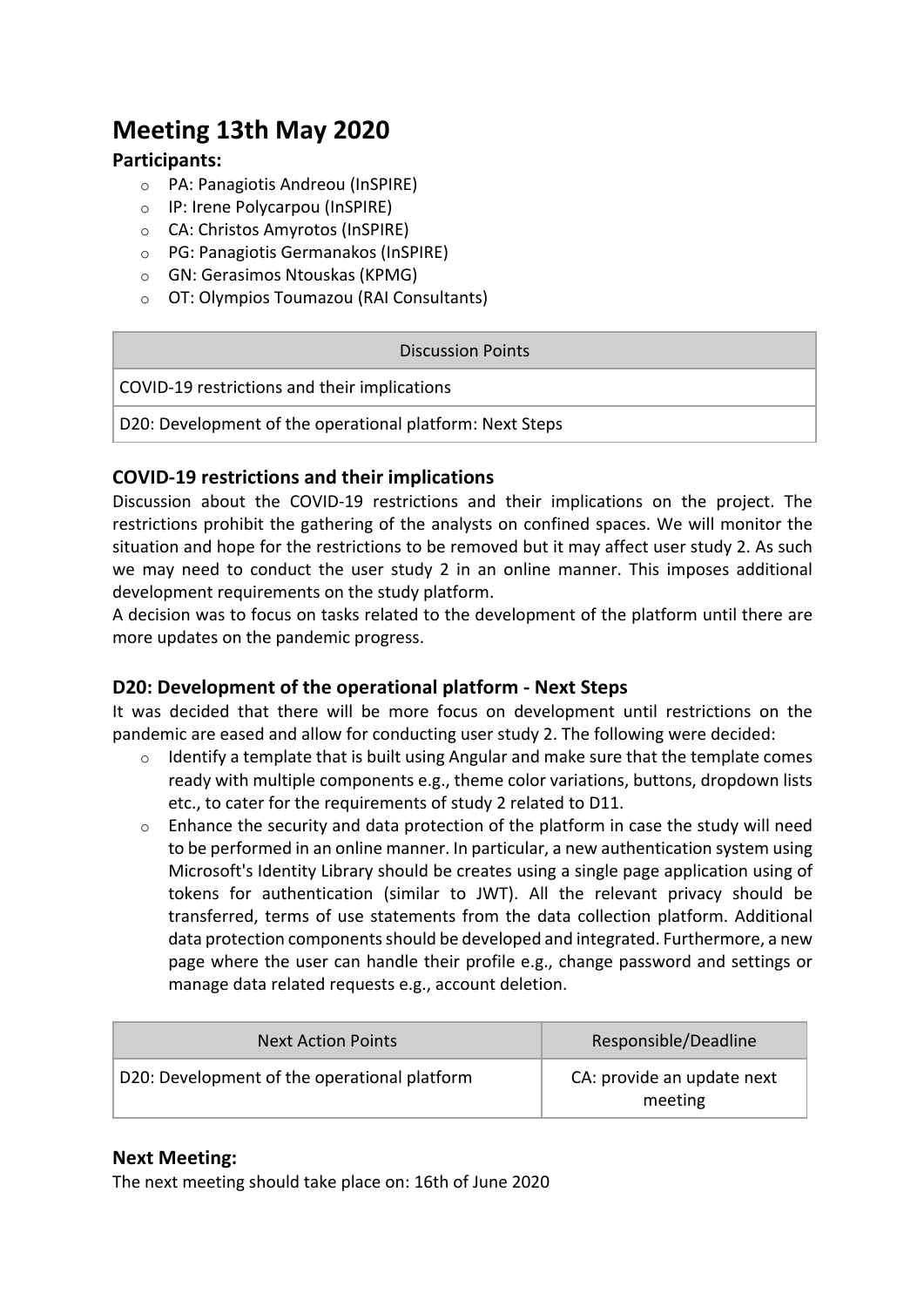# Meeting 13th May 2020

**Participants:**

- PA: Panagiotis Andreou (InSPIRE)
- IP: Irene Polycarpou (InSPIRE)
- CA: Christos Amyrotos (InSPIRE)
- PG: Panagiotis Germanakos (InSPIRE)
- GN: Gerasimos Ntouskas (KPMG)
- OT: Olympios Toumazou (RAI Consultants)

| Discussion Points |
| --- |
| COVID-19 restrictions and their implications |
| D20: Development of the operational platform: Next Steps |

## COVID-19 restrictions and their implications

Discussion about the COVID-19 restrictions and their implications on the project. The restrictions prohibit the gathering of the analysts on confined spaces. We will monitor the situation and hope for the restrictions to be removed but it may affect user study 2. As such we may need to conduct the user study 2 in an online manner. This imposes additional development requirements on the study platform.

A decision was to focus on tasks related to the development of the platform until there are more updates on the pandemic progress.

## D20: Development of the operational platform - Next Steps

It was decided that there will be more focus on development until restrictions on the pandemic are eased and allow for conducting user study 2. The following were decided:

- Identify a template that is built using Angular and make sure that the template comes ready with multiple components e.g., theme color variations, buttons, dropdown lists etc., to cater for the requirements of study 2 related to D11.
- Enhance the security and data protection of the platform in case the study will need to be performed in an online manner. In particular, a new authentication system using Microsoft's Identity Library should be creates using a single page application using of tokens for authentication (similar to JWT). All the relevant privacy should be transferred, terms of use statements from the data collection platform. Additional data protection components should be developed and integrated. Furthermore, a new page where the user can handle their profile e.g., change password and settings or manage data related requests e.g., account deletion.

| Next Action Points | Responsible/Deadline |
| --- | --- |
| D20: Development of the operational platform | CA: provide an update next meeting |

## Next Meeting:

The next meeting should take place on: 16th of June 2020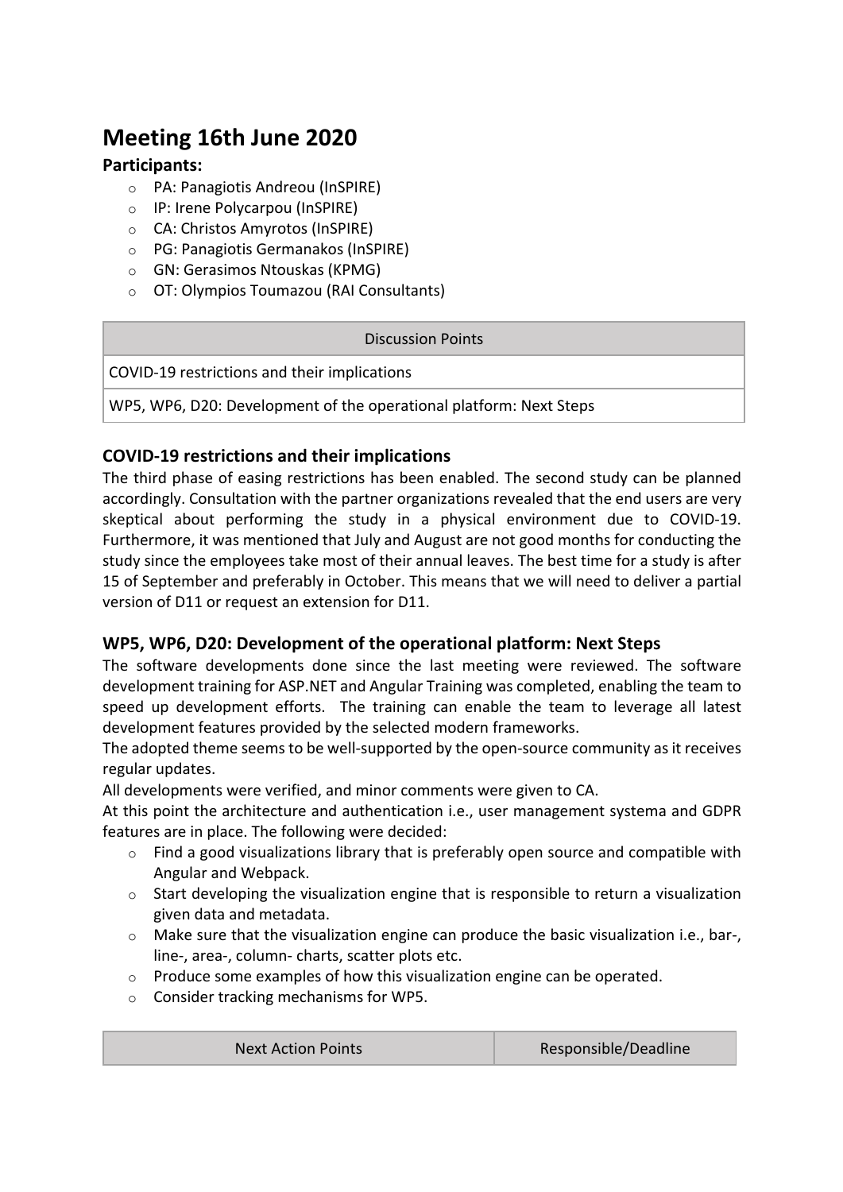# Meeting 16th June 2020

**Participants:**

- PA: Panagiotis Andreou (InSPIRE)
- IP: Irene Polycarpou (InSPIRE)
- CA: Christos Amyrotos (InSPIRE)
- PG: Panagiotis Germanakos (InSPIRE)
- GN: Gerasimos Ntouskas (KPMG)
- OT: Olympios Toumazou (RAI Consultants)

| Discussion Points |
| --- |
| COVID-19 restrictions and their implications |
| WP5, WP6, D20: Development of the operational platform: Next Steps |

## COVID-19 restrictions and their implications

The third phase of easing restrictions has been enabled. The second study can be planned accordingly. Consultation with the partner organizations revealed that the end users are very skeptical about performing the study in a physical environment due to COVID-19. Furthermore, it was mentioned that July and August are not good months for conducting the study since the employees take most of their annual leaves. The best time for a study is after 15 of September and preferably in October. This means that we will need to deliver a partial version of D11 or request an extension for D11.

## WP5, WP6, D20: Development of the operational platform: Next Steps

The software developments done since the last meeting were reviewed. The software development training for ASP.NET and Angular Training was completed, enabling the team to speed up development efforts. The training can enable the team to leverage all latest development features provided by the selected modern frameworks.

The adopted theme seems to be well-supported by the open-source community as it receives regular updates.

All developments were verified, and minor comments were given to CA.

At this point the architecture and authentication i.e., user management systema and GDPR features are in place. The following were decided:

- Find a good visualizations library that is preferably open source and compatible with Angular and Webpack.
- Start developing the visualization engine that is responsible to return a visualization given data and metadata.
- Make sure that the visualization engine can produce the basic visualization i.e., bar-, line-, area-, column- charts, scatter plots etc.
- Produce some examples of how this visualization engine can be operated.
- Consider tracking mechanisms for WP5.

| Next Action Points | Responsible/Deadline |
| --- | --- |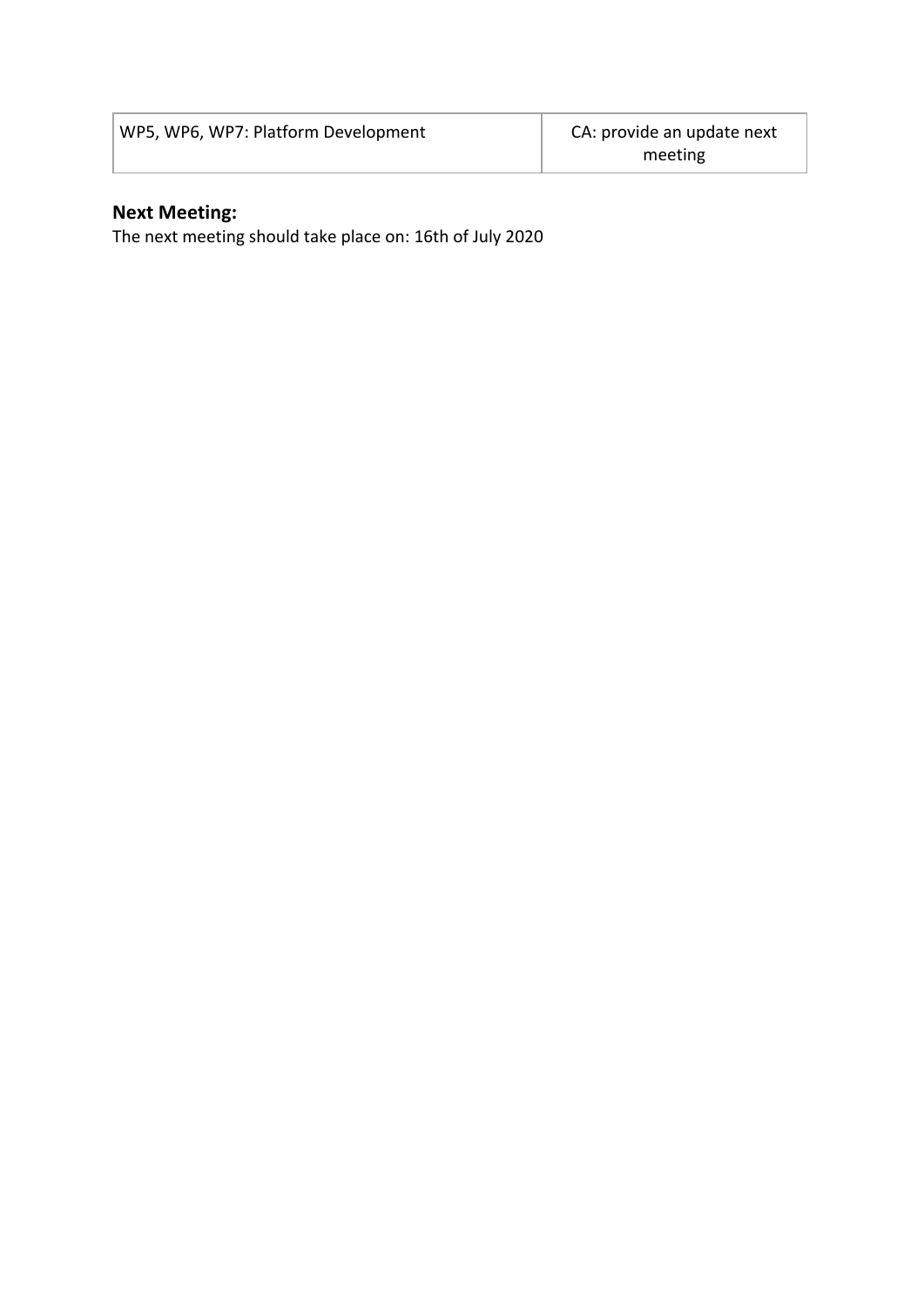| WP5, WP6, WP7: Platform Development | CA: provide an update next meeting |
|---|---|

**Next Meeting:**

The next meeting should take place on: 16th of July 2020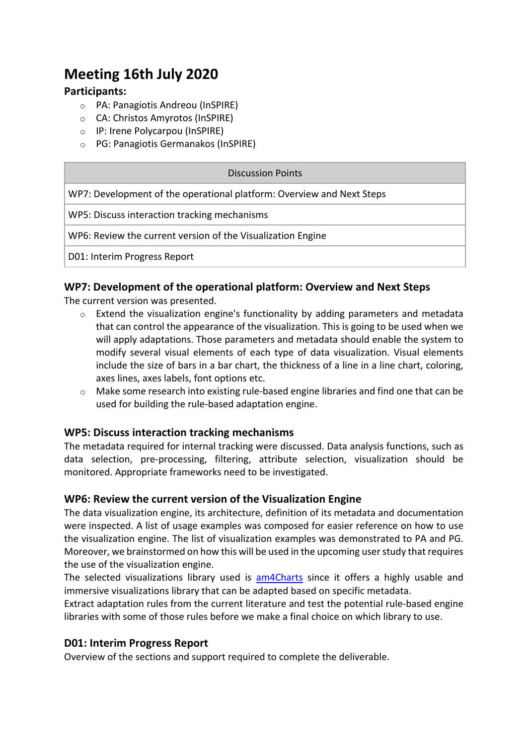# Meeting 16th July 2020

### Participants:

- PA: Panagiotis Andreou (InSPIRE)
- CA: Christos Amyrotos (InSPIRE)
- IP: Irene Polycarpou (InSPIRE)
- PG: Panagiotis Germanakos (InSPIRE)

| Discussion Points |
|---|
| WP7: Development of the operational platform: Overview and Next Steps |
| WP5: Discuss interaction tracking mechanisms |
| WP6: Review the current version of the Visualization Engine |
| D01: Interim Progress Report |

## WP7: Development of the operational platform: Overview and Next Steps

The current version was presented.

- Extend the visualization engine's functionality by adding parameters and metadata that can control the appearance of the visualization. This is going to be used when we will apply adaptations. Those parameters and metadata should enable the system to modify several visual elements of each type of data visualization. Visual elements include the size of bars in a bar chart, the thickness of a line in a line chart, coloring, axes lines, axes labels, font options etc.
- Make some research into existing rule-based engine libraries and find one that can be used for building the rule-based adaptation engine.

## WP5: Discuss interaction tracking mechanisms

The metadata required for internal tracking were discussed. Data analysis functions, such as data selection, pre-processing, filtering, attribute selection, visualization should be monitored. Appropriate frameworks need to be investigated.

## WP6: Review the current version of the Visualization Engine

The data visualization engine, its architecture, definition of its metadata and documentation were inspected. A list of usage examples was composed for easier reference on how to use the visualization engine. The list of visualization examples was demonstrated to PA and PG. Moreover, we brainstormed on how this will be used in the upcoming user study that requires the use of the visualization engine.

The selected visualizations library used is am4Charts since it offers a highly usable and immersive visualizations library that can be adapted based on specific metadata.

Extract adaptation rules from the current literature and test the potential rule-based engine libraries with some of those rules before we make a final choice on which library to use.

## D01: Interim Progress Report

Overview of the sections and support required to complete the deliverable.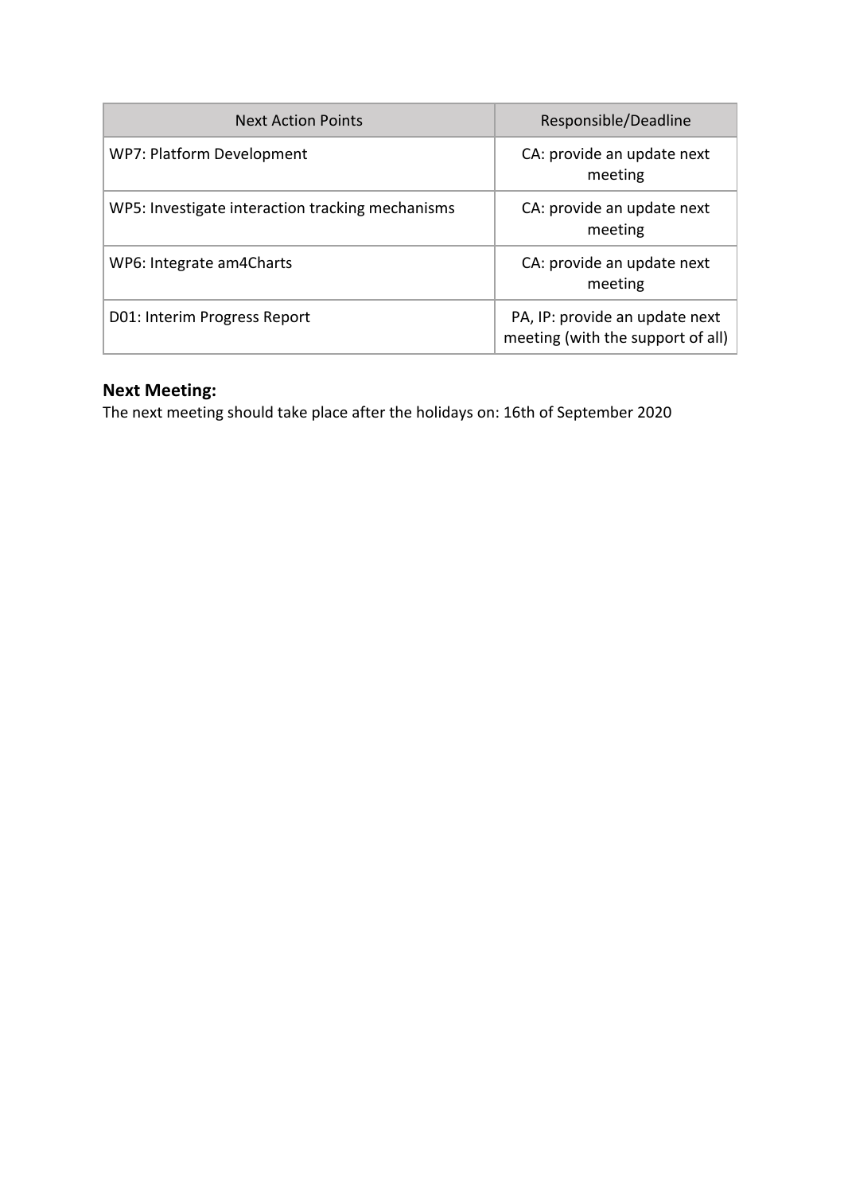| Next Action Points | Responsible/Deadline |
| --- | --- |
| WP7: Platform Development | CA: provide an update next meeting |
| WP5: Investigate interaction tracking mechanisms | CA: provide an update next meeting |
| WP6: Integrate am4Charts | CA: provide an update next meeting |
| D01: Interim Progress Report | PA, IP: provide an update next meeting (with the support of all) |

### Next Meeting:

The next meeting should take place after the holidays on: 16th of September 2020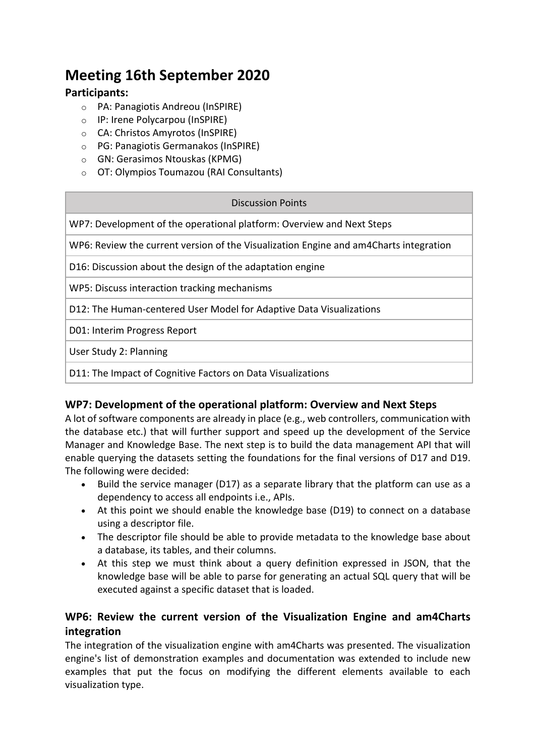# Meeting 16th September 2020

**Participants:**

- PA: Panagiotis Andreou (InSPIRE)
- IP: Irene Polycarpou (InSPIRE)
- CA: Christos Amyrotos (InSPIRE)
- PG: Panagiotis Germanakos (InSPIRE)
- GN: Gerasimos Ntouskas (KPMG)
- OT: Olympios Toumazou (RAI Consultants)

| Discussion Points |
| --- |
| WP7: Development of the operational platform: Overview and Next Steps |
| WP6: Review the current version of the Visualization Engine and am4Charts integration |
| D16: Discussion about the design of the adaptation engine |
| WP5: Discuss interaction tracking mechanisms |
| D12: The Human-centered User Model for Adaptive Data Visualizations |
| D01: Interim Progress Report |
| User Study 2: Planning |
| D11: The Impact of Cognitive Factors on Data Visualizations |

## WP7: Development of the operational platform: Overview and Next Steps

A lot of software components are already in place (e.g., web controllers, communication with the database etc.) that will further support and speed up the development of the Service Manager and Knowledge Base. The next step is to build the data management API that will enable querying the datasets setting the foundations for the final versions of D17 and D19. The following were decided:

- Build the service manager (D17) as a separate library that the platform can use as a dependency to access all endpoints i.e., APIs.
- At this point we should enable the knowledge base (D19) to connect on a database using a descriptor file.
- The descriptor file should be able to provide metadata to the knowledge base about a database, its tables, and their columns.
- At this step we must think about a query definition expressed in JSON, that the knowledge base will be able to parse for generating an actual SQL query that will be executed against a specific dataset that is loaded.

## WP6: Review the current version of the Visualization Engine and am4Charts integration

The integration of the visualization engine with am4Charts was presented. The visualization engine's list of demonstration examples and documentation was extended to include new examples that put the focus on modifying the different elements available to each visualization type.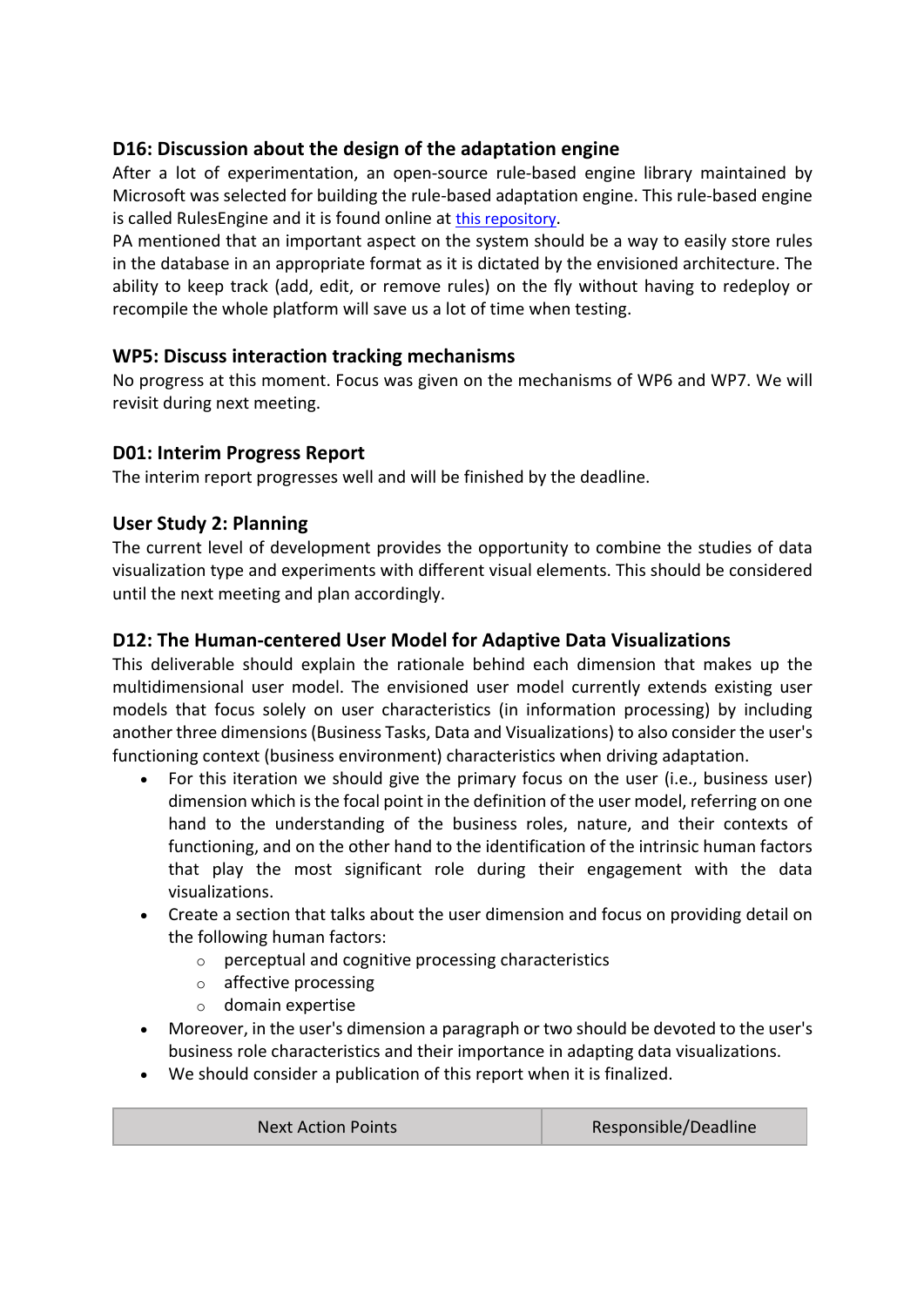### D16: Discussion about the design of the adaptation engine

After a lot of experimentation, an open-source rule-based engine library maintained by Microsoft was selected for building the rule-based adaptation engine. This rule-based engine is called RulesEngine and it is found online at this repository.

PA mentioned that an important aspect on the system should be a way to easily store rules in the database in an appropriate format as it is dictated by the envisioned architecture. The ability to keep track (add, edit, or remove rules) on the fly without having to redeploy or recompile the whole platform will save us a lot of time when testing.

### WP5: Discuss interaction tracking mechanisms

No progress at this moment. Focus was given on the mechanisms of WP6 and WP7. We will revisit during next meeting.

### D01: Interim Progress Report

The interim report progresses well and will be finished by the deadline.

### User Study 2: Planning

The current level of development provides the opportunity to combine the studies of data visualization type and experiments with different visual elements. This should be considered until the next meeting and plan accordingly.

### D12: The Human-centered User Model for Adaptive Data Visualizations

This deliverable should explain the rationale behind each dimension that makes up the multidimensional user model. The envisioned user model currently extends existing user models that focus solely on user characteristics (in information processing) by including another three dimensions (Business Tasks, Data and Visualizations) to also consider the user's functioning context (business environment) characteristics when driving adaptation.

- For this iteration we should give the primary focus on the user (i.e., business user) dimension which is the focal point in the definition of the user model, referring on one hand to the understanding of the business roles, nature, and their contexts of functioning, and on the other hand to the identification of the intrinsic human factors that play the most significant role during their engagement with the data visualizations.
- Create a section that talks about the user dimension and focus on providing detail on the following human factors:
  - perceptual and cognitive processing characteristics
  - affective processing
  - domain expertise
- Moreover, in the user's dimension a paragraph or two should be devoted to the user's business role characteristics and their importance in adapting data visualizations.
- We should consider a publication of this report when it is finalized.

| Next Action Points | Responsible/Deadline |
| --- | --- |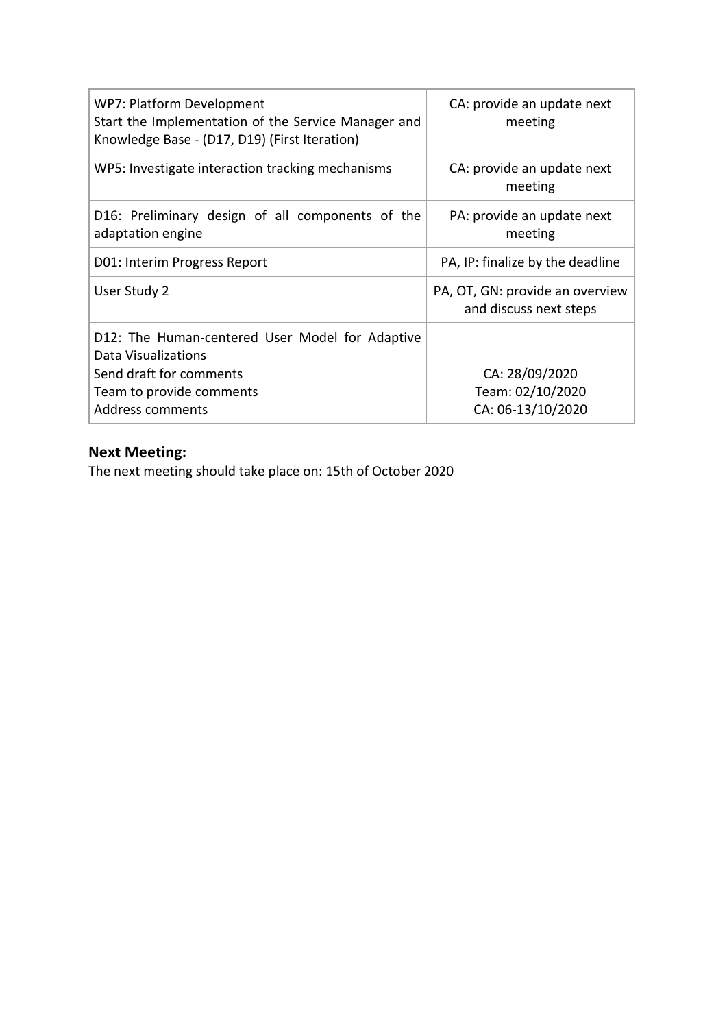| | |
|---|---|
| WP7: Platform Development<br>Start the Implementation of the Service Manager and Knowledge Base - (D17, D19) (First Iteration) | CA: provide an update next meeting |
| WP5: Investigate interaction tracking mechanisms | CA: provide an update next meeting |
| D16: Preliminary design of all components of the adaptation engine | PA: provide an update next meeting |
| D01: Interim Progress Report | PA, IP: finalize by the deadline |
| User Study 2 | PA, OT, GN: provide an overview and discuss next steps |
| D12: The Human-centered User Model for Adaptive Data Visualizations<br>Send draft for comments<br>Team to provide comments<br>Address comments | CA: 28/09/2020<br>Team: 02/10/2020<br>CA: 06-13/10/2020 |

**Next Meeting:**

The next meeting should take place on: 15th of October 2020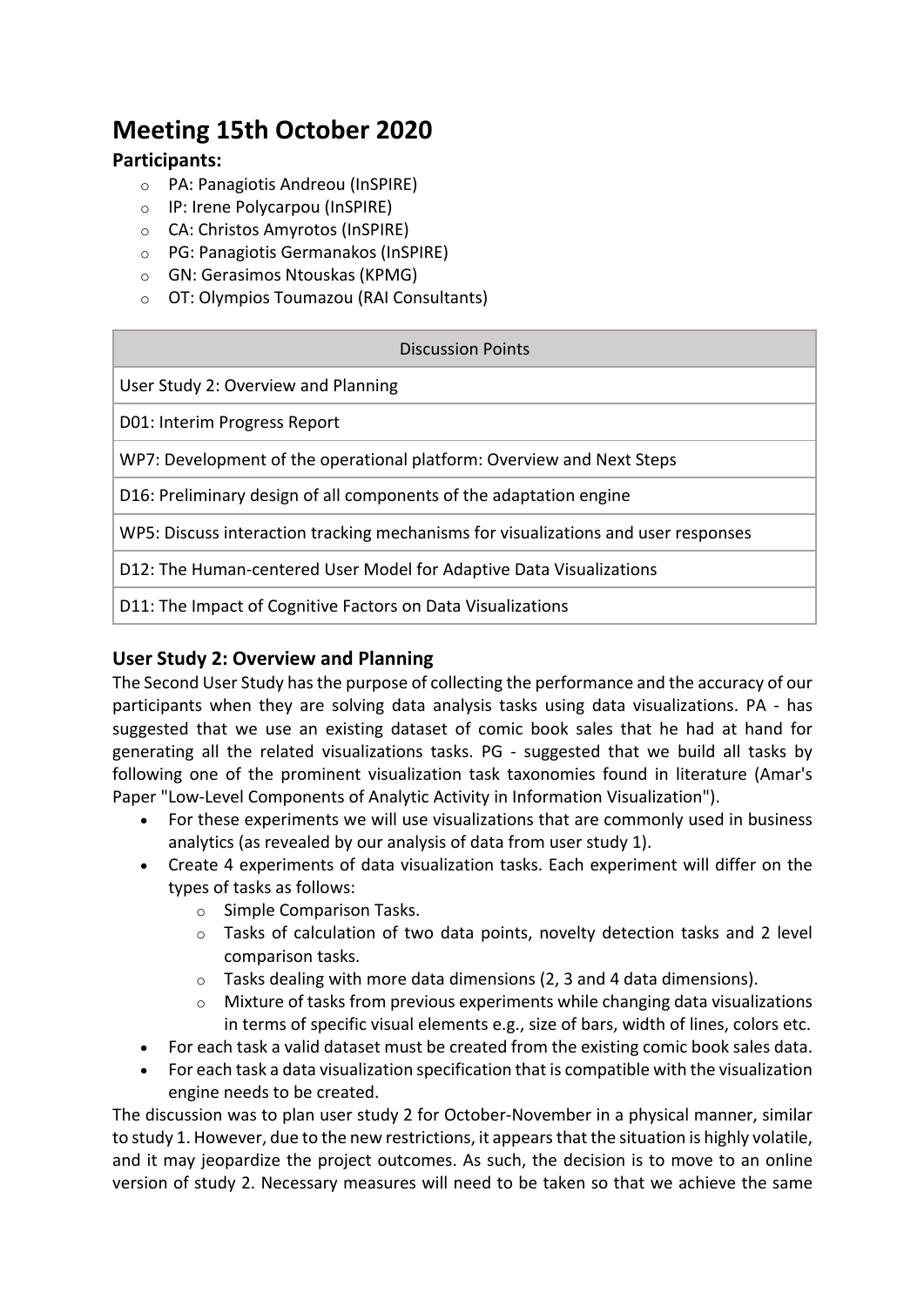# Meeting 15th October 2020

### Participants:

- PA: Panagiotis Andreou (InSPIRE)
- IP: Irene Polycarpou (InSPIRE)
- CA: Christos Amyrotos (InSPIRE)
- PG: Panagiotis Germanakos (InSPIRE)
- GN: Gerasimos Ntouskas (KPMG)
- OT: Olympios Toumazou (RAI Consultants)

| Discussion Points |
| --- |
| User Study 2: Overview and Planning |
| D01: Interim Progress Report |
| WP7: Development of the operational platform: Overview and Next Steps |
| D16: Preliminary design of all components of the adaptation engine |
| WP5: Discuss interaction tracking mechanisms for visualizations and user responses |
| D12: The Human-centered User Model for Adaptive Data Visualizations |
| D11: The Impact of Cognitive Factors on Data Visualizations |

### User Study 2: Overview and Planning

The Second User Study has the purpose of collecting the performance and the accuracy of our participants when they are solving data analysis tasks using data visualizations. PA - has suggested that we use an existing dataset of comic book sales that he had at hand for generating all the related visualizations tasks. PG - suggested that we build all tasks by following one of the prominent visualization task taxonomies found in literature (Amar's Paper "Low-Level Components of Analytic Activity in Information Visualization").

- For these experiments we will use visualizations that are commonly used in business analytics (as revealed by our analysis of data from user study 1).
- Create 4 experiments of data visualization tasks. Each experiment will differ on the types of tasks as follows:
  - Simple Comparison Tasks.
  - Tasks of calculation of two data points, novelty detection tasks and 2 level comparison tasks.
  - Tasks dealing with more data dimensions (2, 3 and 4 data dimensions).
  - Mixture of tasks from previous experiments while changing data visualizations in terms of specific visual elements e.g., size of bars, width of lines, colors etc.
- For each task a valid dataset must be created from the existing comic book sales data.
- For each task a data visualization specification that is compatible with the visualization engine needs to be created.

The discussion was to plan user study 2 for October-November in a physical manner, similar to study 1. However, due to the new restrictions, it appears that the situation is highly volatile, and it may jeopardize the project outcomes. As such, the decision is to move to an online version of study 2. Necessary measures will need to be taken so that we achieve the same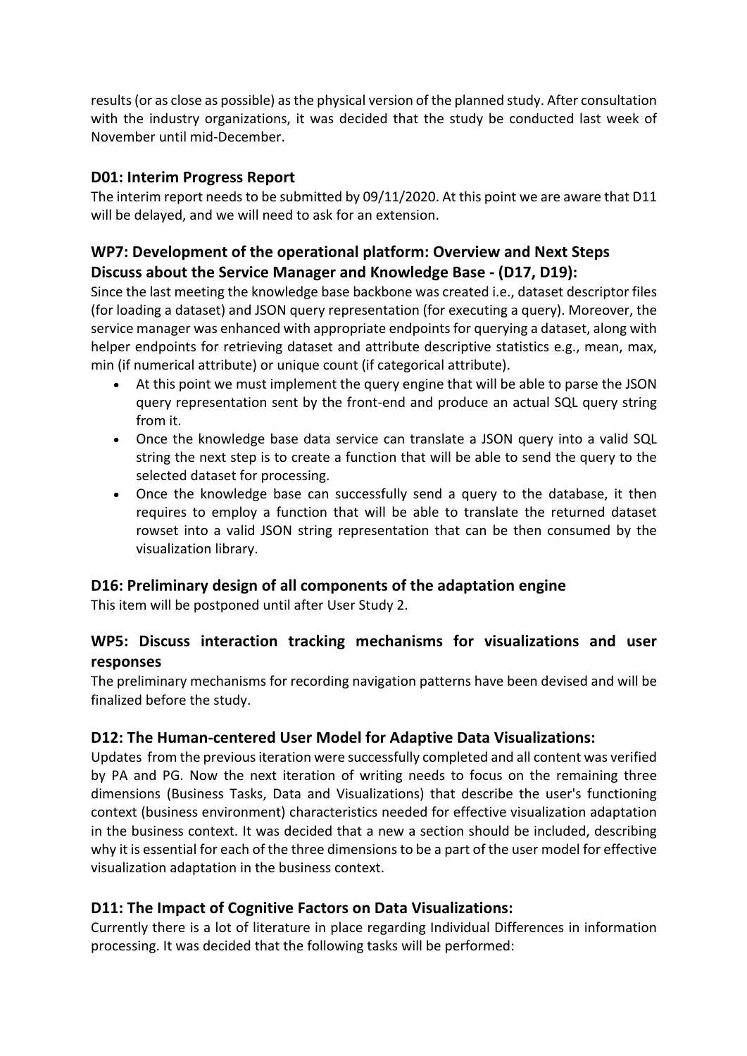results (or as close as possible) as the physical version of the planned study. After consultation with the industry organizations, it was decided that the study be conducted last week of November until mid-December.

## D01: Interim Progress Report

The interim report needs to be submitted by 09/11/2020. At this point we are aware that D11 will be delayed, and we will need to ask for an extension.

## WP7: Development of the operational platform: Overview and Next Steps Discuss about the Service Manager and Knowledge Base - (D17, D19):

Since the last meeting the knowledge base backbone was created i.e., dataset descriptor files (for loading a dataset) and JSON query representation (for executing a query). Moreover, the service manager was enhanced with appropriate endpoints for querying a dataset, along with helper endpoints for retrieving dataset and attribute descriptive statistics e.g., mean, max, min (if numerical attribute) or unique count (if categorical attribute).

- At this point we must implement the query engine that will be able to parse the JSON query representation sent by the front-end and produce an actual SQL query string from it.
- Once the knowledge base data service can translate a JSON query into a valid SQL string the next step is to create a function that will be able to send the query to the selected dataset for processing.
- Once the knowledge base can successfully send a query to the database, it then requires to employ a function that will be able to translate the returned dataset rowset into a valid JSON string representation that can be then consumed by the visualization library.

## D16: Preliminary design of all components of the adaptation engine

This item will be postponed until after User Study 2.

## WP5: Discuss interaction tracking mechanisms for visualizations and user responses

The preliminary mechanisms for recording navigation patterns have been devised and will be finalized before the study.

## D12: The Human-centered User Model for Adaptive Data Visualizations:

Updates from the previous iteration were successfully completed and all content was verified by PA and PG. Now the next iteration of writing needs to focus on the remaining three dimensions (Business Tasks, Data and Visualizations) that describe the user's functioning context (business environment) characteristics needed for effective visualization adaptation in the business context. It was decided that a new a section should be included, describing why it is essential for each of the three dimensions to be a part of the user model for effective visualization adaptation in the business context.

## D11: The Impact of Cognitive Factors on Data Visualizations:

Currently there is a lot of literature in place regarding Individual Differences in information processing. It was decided that the following tasks will be performed: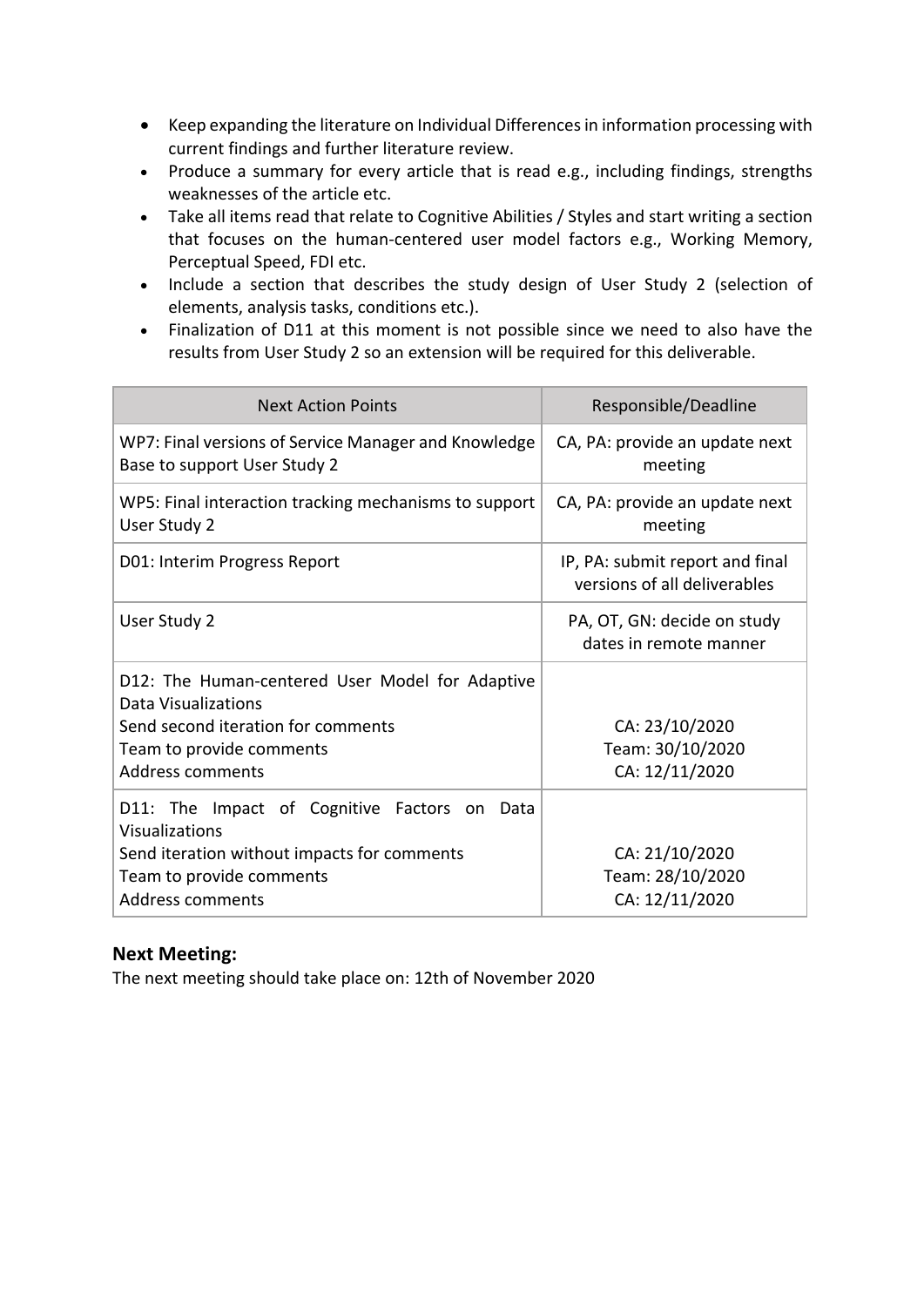- Keep expanding the literature on Individual Differences in information processing with current findings and further literature review.
- Produce a summary for every article that is read e.g., including findings, strengths weaknesses of the article etc.
- Take all items read that relate to Cognitive Abilities / Styles and start writing a section that focuses on the human-centered user model factors e.g., Working Memory, Perceptual Speed, FDI etc.
- Include a section that describes the study design of User Study 2 (selection of elements, analysis tasks, conditions etc.).
- Finalization of D11 at this moment is not possible since we need to also have the results from User Study 2 so an extension will be required for this deliverable.

| Next Action Points | Responsible/Deadline |
|---|---|
| WP7: Final versions of Service Manager and Knowledge Base to support User Study 2 | CA, PA: provide an update next meeting |
| WP5: Final interaction tracking mechanisms to support User Study 2 | CA, PA: provide an update next meeting |
| D01: Interim Progress Report | IP, PA: submit report and final versions of all deliverables |
| User Study 2 | PA, OT, GN: decide on study dates in remote manner |
| D12: The Human-centered User Model for Adaptive Data Visualizations<br>Send second iteration for comments<br>Team to provide comments<br>Address comments | CA: 23/10/2020<br>Team: 30/10/2020<br>CA: 12/11/2020 |
| D11: The Impact of Cognitive Factors on Data Visualizations<br>Send iteration without impacts for comments<br>Team to provide comments<br>Address comments | CA: 21/10/2020<br>Team: 28/10/2020<br>CA: 12/11/2020 |

### Next Meeting:

The next meeting should take place on: 12th of November 2020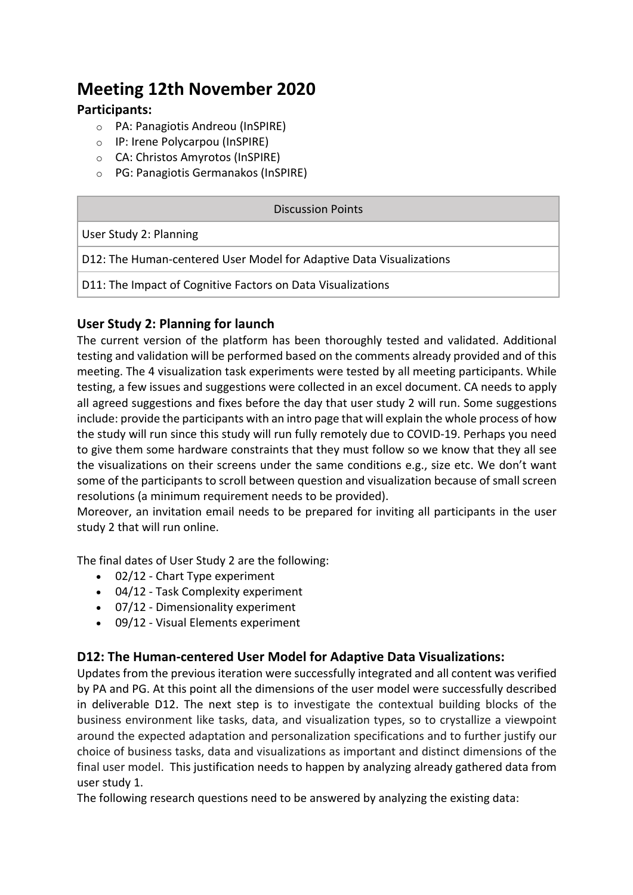# Meeting 12th November 2020

**Participants:**

- PA: Panagiotis Andreou (InSPIRE)
- IP: Irene Polycarpou (InSPIRE)
- CA: Christos Amyrotos (InSPIRE)
- PG: Panagiotis Germanakos (InSPIRE)

| Discussion Points |
|---|
| User Study 2: Planning |
| D12: The Human-centered User Model for Adaptive Data Visualizations |
| D11: The Impact of Cognitive Factors on Data Visualizations |

## User Study 2: Planning for launch

The current version of the platform has been thoroughly tested and validated. Additional testing and validation will be performed based on the comments already provided and of this meeting. The 4 visualization task experiments were tested by all meeting participants. While testing, a few issues and suggestions were collected in an excel document. CA needs to apply all agreed suggestions and fixes before the day that user study 2 will run. Some suggestions include: provide the participants with an intro page that will explain the whole process of how the study will run since this study will run fully remotely due to COVID-19. Perhaps you need to give them some hardware constraints that they must follow so we know that they all see the visualizations on their screens under the same conditions e.g., size etc. We don't want some of the participants to scroll between question and visualization because of small screen resolutions (a minimum requirement needs to be provided).
Moreover, an invitation email needs to be prepared for inviting all participants in the user study 2 that will run online.

The final dates of User Study 2 are the following:

- 02/12 - Chart Type experiment
- 04/12 - Task Complexity experiment
- 07/12 - Dimensionality experiment
- 09/12 - Visual Elements experiment

## D12: The Human-centered User Model for Adaptive Data Visualizations:

Updates from the previous iteration were successfully integrated and all content was verified by PA and PG. At this point all the dimensions of the user model were successfully described in deliverable D12. The next step is to investigate the contextual building blocks of the business environment like tasks, data, and visualization types, so to crystallize a viewpoint around the expected adaptation and personalization specifications and to further justify our choice of business tasks, data and visualizations as important and distinct dimensions of the final user model. This justification needs to happen by analyzing already gathered data from user study 1.
The following research questions need to be answered by analyzing the existing data: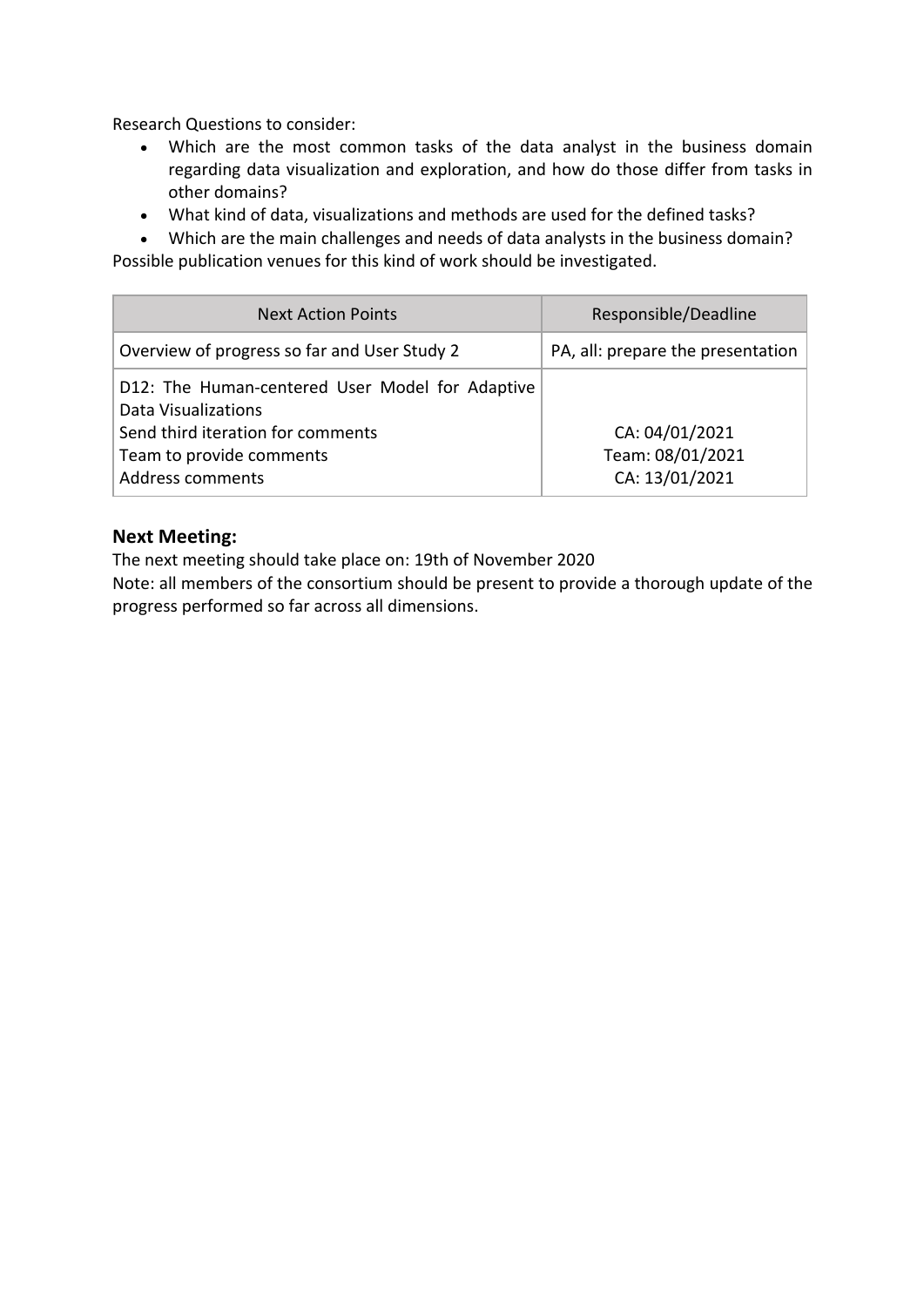Research Questions to consider:

- Which are the most common tasks of the data analyst in the business domain regarding data visualization and exploration, and how do those differ from tasks in other domains?
- What kind of data, visualizations and methods are used for the defined tasks?
- Which are the main challenges and needs of data analysts in the business domain?

Possible publication venues for this kind of work should be investigated.

| Next Action Points | Responsible/Deadline |
|---|---|
| Overview of progress so far and User Study 2 | PA, all: prepare the presentation |
| D12: The Human-centered User Model for Adaptive Data Visualizations<br>Send third iteration for comments<br>Team to provide comments<br>Address comments | <br><br>CA: 04/01/2021<br>Team: 08/01/2021<br>CA: 13/01/2021 |

### Next Meeting:

The next meeting should take place on: 19th of November 2020

Note: all members of the consortium should be present to provide a thorough update of the progress performed so far across all dimensions.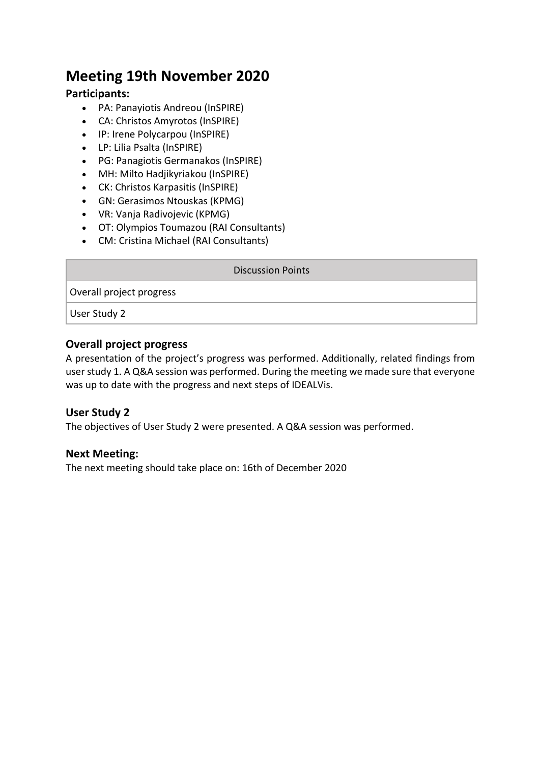# Meeting 19th November 2020

### Participants:

- PA: Panayiotis Andreou (InSPIRE)
- CA: Christos Amyrotos (InSPIRE)
- IP: Irene Polycarpou (InSPIRE)
- LP: Lilia Psalta (InSPIRE)
- PG: Panagiotis Germanakos (InSPIRE)
- MH: Milto Hadjikyriakou (InSPIRE)
- CK: Christos Karpasitis (InSPIRE)
- GN: Gerasimos Ntouskas (KPMG)
- VR: Vanja Radivojevic (KPMG)
- OT: Olympios Toumazou (RAI Consultants)
- CM: Cristina Michael (RAI Consultants)

| Discussion Points |
| --- |
| Overall project progress |
| User Study 2 |

### Overall project progress

A presentation of the project's progress was performed. Additionally, related findings from user study 1. A Q&A session was performed. During the meeting we made sure that everyone was up to date with the progress and next steps of IDEALVis.

### User Study 2

The objectives of User Study 2 were presented. A Q&A session was performed.

### Next Meeting:

The next meeting should take place on: 16th of December 2020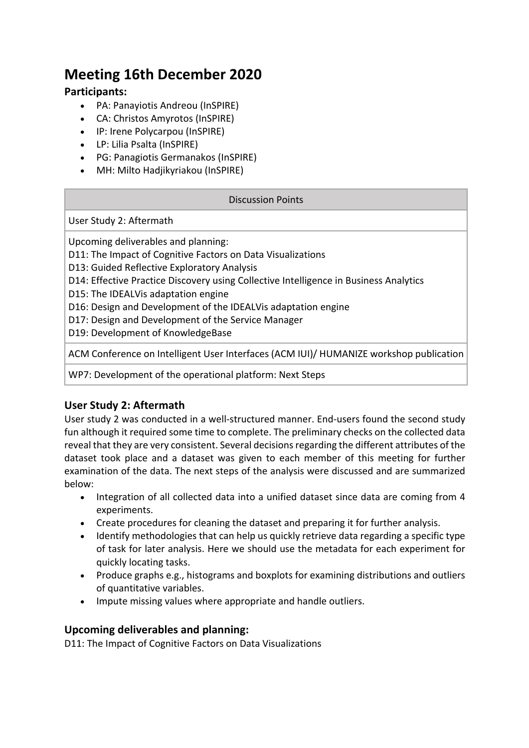# Meeting 16th December 2020

## Participants:

- PA: Panayiotis Andreou (InSPIRE)
- CA: Christos Amyrotos (InSPIRE)
- IP: Irene Polycarpou (InSPIRE)
- LP: Lilia Psalta (InSPIRE)
- PG: Panagiotis Germanakos (InSPIRE)
- MH: Milto Hadjikyriakou (InSPIRE)

| Discussion Points |
| --- |
| User Study 2: Aftermath |
| Upcoming deliverables and planning:<br>D11: The Impact of Cognitive Factors on Data Visualizations<br>D13: Guided Reflective Exploratory Analysis<br>D14: Effective Practice Discovery using Collective Intelligence in Business Analytics<br>D15: The IDEALVis adaptation engine<br>D16: Design and Development of the IDEALVis adaptation engine<br>D17: Design and Development of the Service Manager<br>D19: Development of KnowledgeBase |
| ACM Conference on Intelligent User Interfaces (ACM IUI)/ HUMANIZE workshop publication |
| WP7: Development of the operational platform: Next Steps |

## User Study 2: Aftermath

User study 2 was conducted in a well-structured manner. End-users found the second study fun although it required some time to complete. The preliminary checks on the collected data reveal that they are very consistent. Several decisions regarding the different attributes of the dataset took place and a dataset was given to each member of this meeting for further examination of the data. The next steps of the analysis were discussed and are summarized below:

- Integration of all collected data into a unified dataset since data are coming from 4 experiments.
- Create procedures for cleaning the dataset and preparing it for further analysis.
- Identify methodologies that can help us quickly retrieve data regarding a specific type of task for later analysis. Here we should use the metadata for each experiment for quickly locating tasks.
- Produce graphs e.g., histograms and boxplots for examining distributions and outliers of quantitative variables.
- Impute missing values where appropriate and handle outliers.

## Upcoming deliverables and planning:

D11: The Impact of Cognitive Factors on Data Visualizations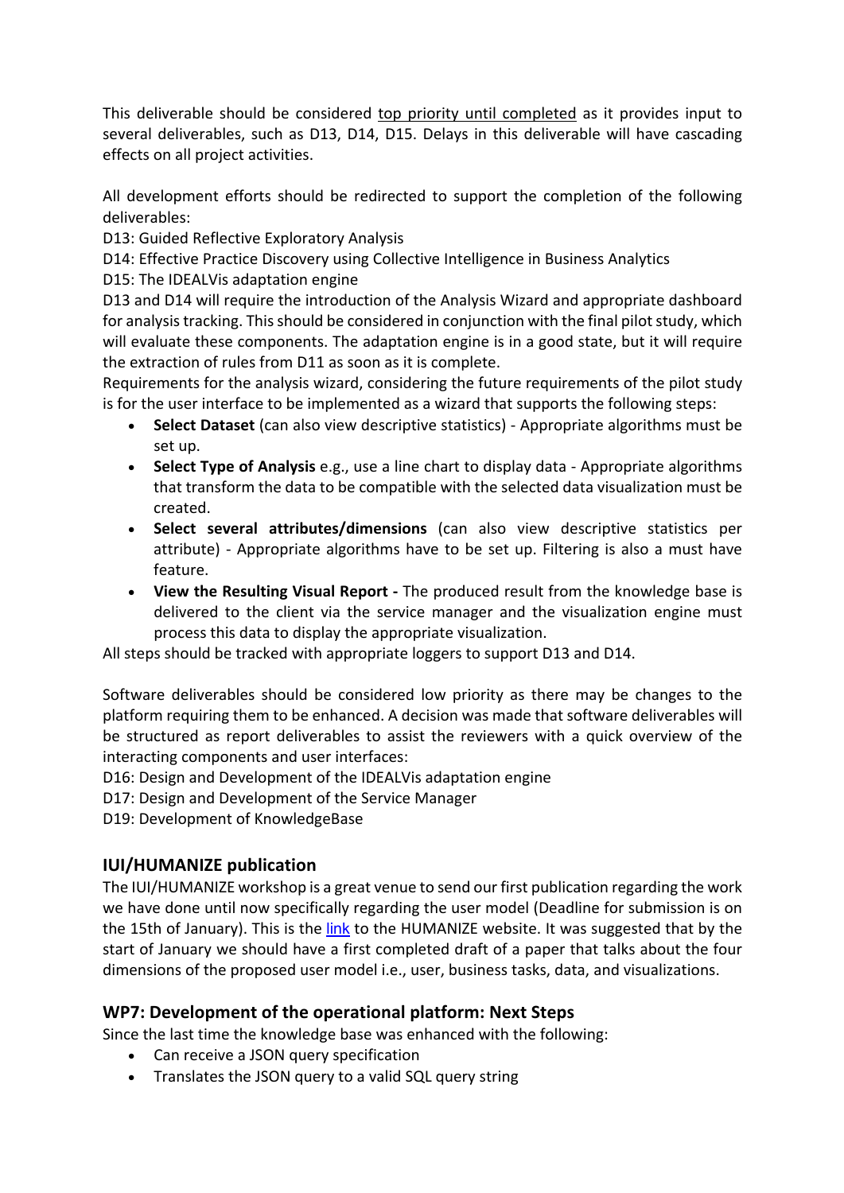This deliverable should be considered top priority until completed as it provides input to several deliverables, such as D13, D14, D15. Delays in this deliverable will have cascading effects on all project activities.

All development efforts should be redirected to support the completion of the following deliverables:
D13: Guided Reflective Exploratory Analysis
D14: Effective Practice Discovery using Collective Intelligence in Business Analytics
D15: The IDEALVis adaptation engine
D13 and D14 will require the introduction of the Analysis Wizard and appropriate dashboard for analysis tracking. This should be considered in conjunction with the final pilot study, which will evaluate these components. The adaptation engine is in a good state, but it will require the extraction of rules from D11 as soon as it is complete.
Requirements for the analysis wizard, considering the future requirements of the pilot study is for the user interface to be implemented as a wizard that supports the following steps:

- **Select Dataset** (can also view descriptive statistics) - Appropriate algorithms must be set up.
- **Select Type of Analysis** e.g., use a line chart to display data - Appropriate algorithms that transform the data to be compatible with the selected data visualization must be created.
- **Select several attributes/dimensions** (can also view descriptive statistics per attribute) - Appropriate algorithms have to be set up. Filtering is also a must have feature.
- **View the Resulting Visual Report -** The produced result from the knowledge base is delivered to the client via the service manager and the visualization engine must process this data to display the appropriate visualization.

All steps should be tracked with appropriate loggers to support D13 and D14.

Software deliverables should be considered low priority as there may be changes to the platform requiring them to be enhanced. A decision was made that software deliverables will be structured as report deliverables to assist the reviewers with a quick overview of the interacting components and user interfaces:
D16: Design and Development of the IDEALVis adaptation engine
D17: Design and Development of the Service Manager
D19: Development of KnowledgeBase

## IUI/HUMANIZE publication

The IUI/HUMANIZE workshop is a great venue to send our first publication regarding the work we have done until now specifically regarding the user model (Deadline for submission is on the 15th of January). This is the link to the HUMANIZE website. It was suggested that by the start of January we should have a first completed draft of a paper that talks about the four dimensions of the proposed user model i.e., user, business tasks, data, and visualizations.

## WP7: Development of the operational platform: Next Steps

Since the last time the knowledge base was enhanced with the following:

- Can receive a JSON query specification
- Translates the JSON query to a valid SQL query string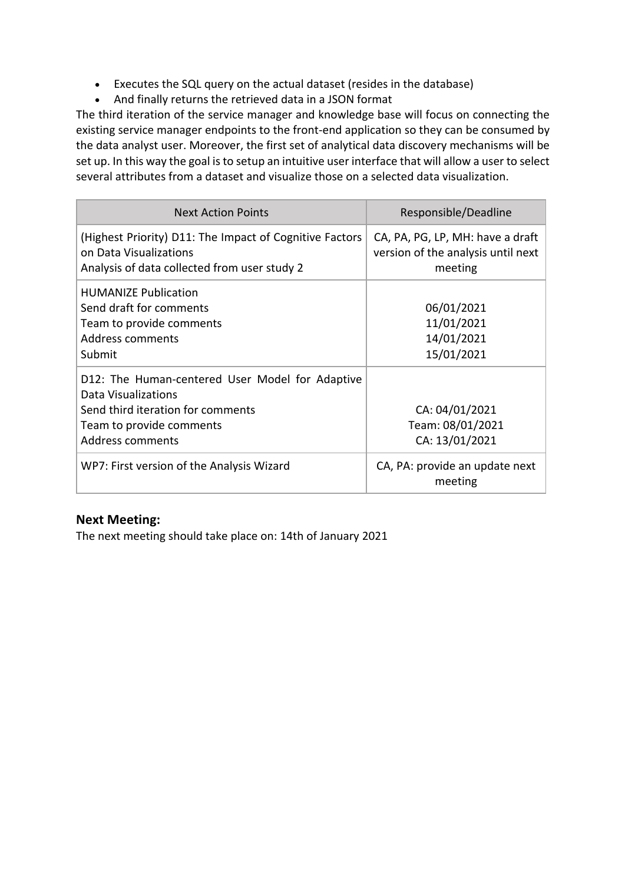- Executes the SQL query on the actual dataset (resides in the database)
- And finally returns the retrieved data in a JSON format

The third iteration of the service manager and knowledge base will focus on connecting the existing service manager endpoints to the front-end application so they can be consumed by the data analyst user. Moreover, the first set of analytical data discovery mechanisms will be set up. In this way the goal is to setup an intuitive user interface that will allow a user to select several attributes from a dataset and visualize those on a selected data visualization.

| Next Action Points | Responsible/Deadline |
| --- | --- |
| (Highest Priority) D11: The Impact of Cognitive Factors on Data Visualizations<br>Analysis of data collected from user study 2 | CA, PA, PG, LP, MH: have a draft version of the analysis until next meeting |
| HUMANIZE Publication<br>Send draft for comments<br>Team to provide comments<br>Address comments<br>Submit | <br>06/01/2021<br>11/01/2021<br>14/01/2021<br>15/01/2021 |
| D12: The Human-centered User Model for Adaptive Data Visualizations<br>Send third iteration for comments<br>Team to provide comments<br>Address comments | <br>CA: 04/01/2021<br>Team: 08/01/2021<br>CA: 13/01/2021 |
| WP7: First version of the Analysis Wizard | CA, PA: provide an update next meeting |

### Next Meeting:

The next meeting should take place on: 14th of January 2021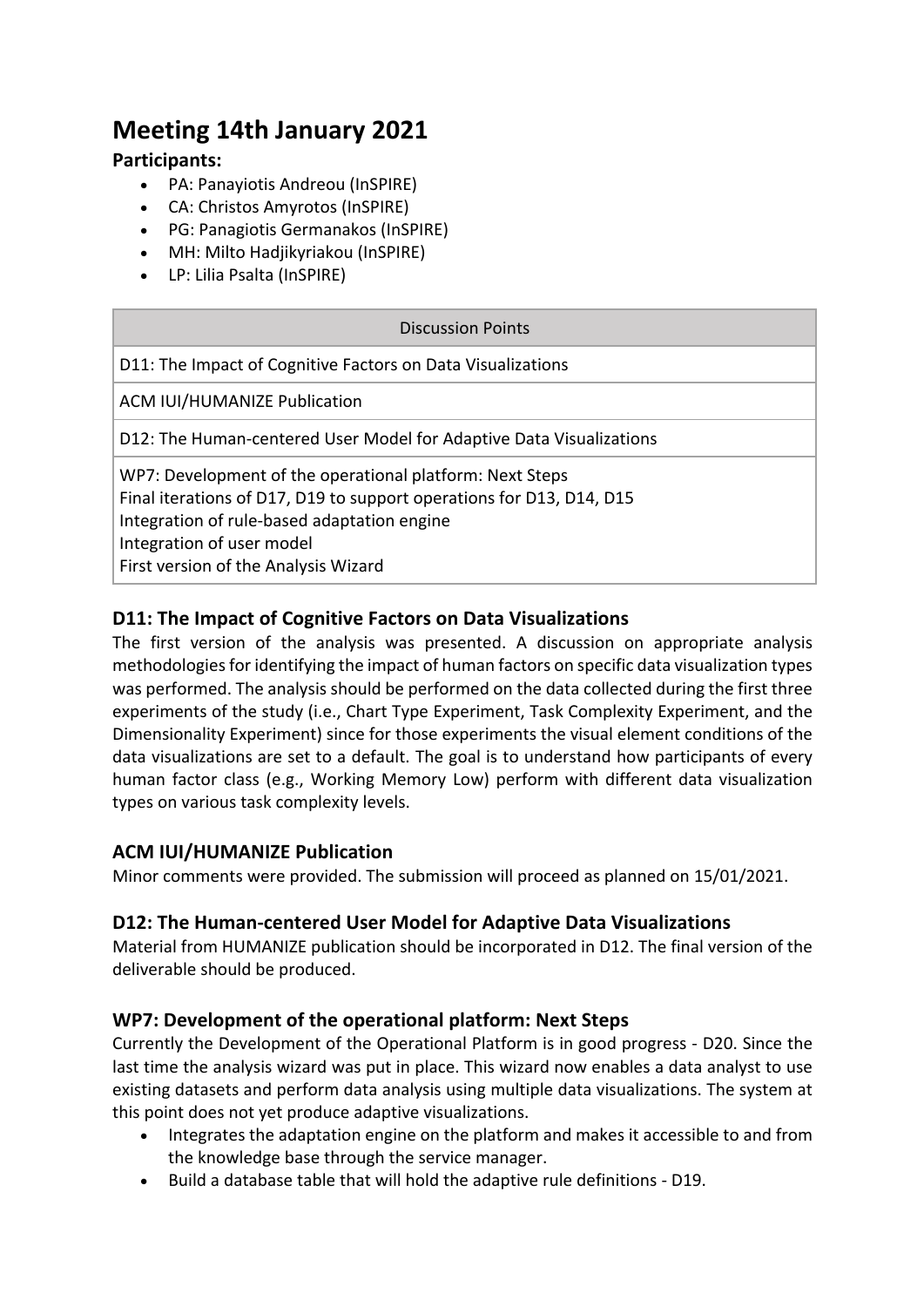# Meeting 14th January 2021

**Participants:**

- PA: Panayiotis Andreou (InSPIRE)
- CA: Christos Amyrotos (InSPIRE)
- PG: Panagiotis Germanakos (InSPIRE)
- MH: Milto Hadjikyriakou (InSPIRE)
- LP: Lilia Psalta (InSPIRE)

| Discussion Points |
| --- |
| D11: The Impact of Cognitive Factors on Data Visualizations |
| ACM IUI/HUMANIZE Publication |
| D12: The Human-centered User Model for Adaptive Data Visualizations |
| WP7: Development of the operational platform: Next Steps<br>Final iterations of D17, D19 to support operations for D13, D14, D15<br>Integration of rule-based adaptation engine<br>Integration of user model<br>First version of the Analysis Wizard |

## D11: The Impact of Cognitive Factors on Data Visualizations

The first version of the analysis was presented. A discussion on appropriate analysis methodologies for identifying the impact of human factors on specific data visualization types was performed. The analysis should be performed on the data collected during the first three experiments of the study (i.e., Chart Type Experiment, Task Complexity Experiment, and the Dimensionality Experiment) since for those experiments the visual element conditions of the data visualizations are set to a default. The goal is to understand how participants of every human factor class (e.g., Working Memory Low) perform with different data visualization types on various task complexity levels.

## ACM IUI/HUMANIZE Publication

Minor comments were provided. The submission will proceed as planned on 15/01/2021.

## D12: The Human-centered User Model for Adaptive Data Visualizations

Material from HUMANIZE publication should be incorporated in D12. The final version of the deliverable should be produced.

## WP7: Development of the operational platform: Next Steps

Currently the Development of the Operational Platform is in good progress - D20. Since the last time the analysis wizard was put in place. This wizard now enables a data analyst to use existing datasets and perform data analysis using multiple data visualizations. The system at this point does not yet produce adaptive visualizations.

- Integrates the adaptation engine on the platform and makes it accessible to and from the knowledge base through the service manager.
- Build a database table that will hold the adaptive rule definitions - D19.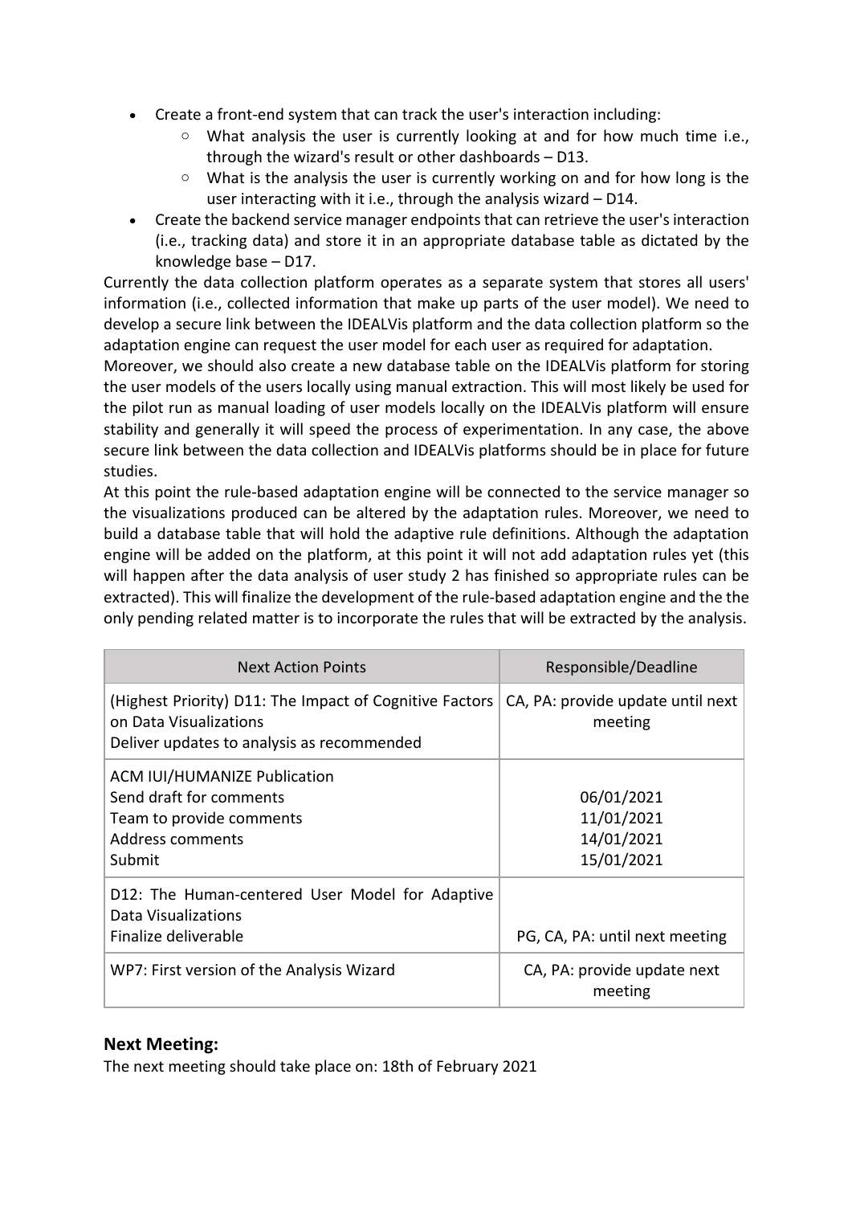- Create a front-end system that can track the user's interaction including:
  - What analysis the user is currently looking at and for how much time i.e., through the wizard's result or other dashboards – D13.
  - What is the analysis the user is currently working on and for how long is the user interacting with it i.e., through the analysis wizard – D14.
- Create the backend service manager endpoints that can retrieve the user's interaction (i.e., tracking data) and store it in an appropriate database table as dictated by the knowledge base – D17.

Currently the data collection platform operates as a separate system that stores all users' information (i.e., collected information that make up parts of the user model). We need to develop a secure link between the IDEALVis platform and the data collection platform so the adaptation engine can request the user model for each user as required for adaptation.

Moreover, we should also create a new database table on the IDEALVis platform for storing the user models of the users locally using manual extraction. This will most likely be used for the pilot run as manual loading of user models locally on the IDEALVis platform will ensure stability and generally it will speed the process of experimentation. In any case, the above secure link between the data collection and IDEALVis platforms should be in place for future studies.

At this point the rule-based adaptation engine will be connected to the service manager so the visualizations produced can be altered by the adaptation rules. Moreover, we need to build a database table that will hold the adaptive rule definitions. Although the adaptation engine will be added on the platform, at this point it will not add adaptation rules yet (this will happen after the data analysis of user study 2 has finished so appropriate rules can be extracted). This will finalize the development of the rule-based adaptation engine and the the only pending related matter is to incorporate the rules that will be extracted by the analysis.

| Next Action Points | Responsible/Deadline |
|---|---|
| (Highest Priority) D11: The Impact of Cognitive Factors on Data Visualizations<br>Deliver updates to analysis as recommended | CA, PA: provide update until next meeting |
| ACM IUI/HUMANIZE Publication<br>Send draft for comments<br>Team to provide comments<br>Address comments<br>Submit | <br>06/01/2021<br>11/01/2021<br>14/01/2021<br>15/01/2021 |
| D12: The Human-centered User Model for Adaptive Data Visualizations<br>Finalize deliverable | PG, CA, PA: until next meeting |
| WP7: First version of the Analysis Wizard | CA, PA: provide update next meeting |

## Next Meeting:

The next meeting should take place on: 18th of February 2021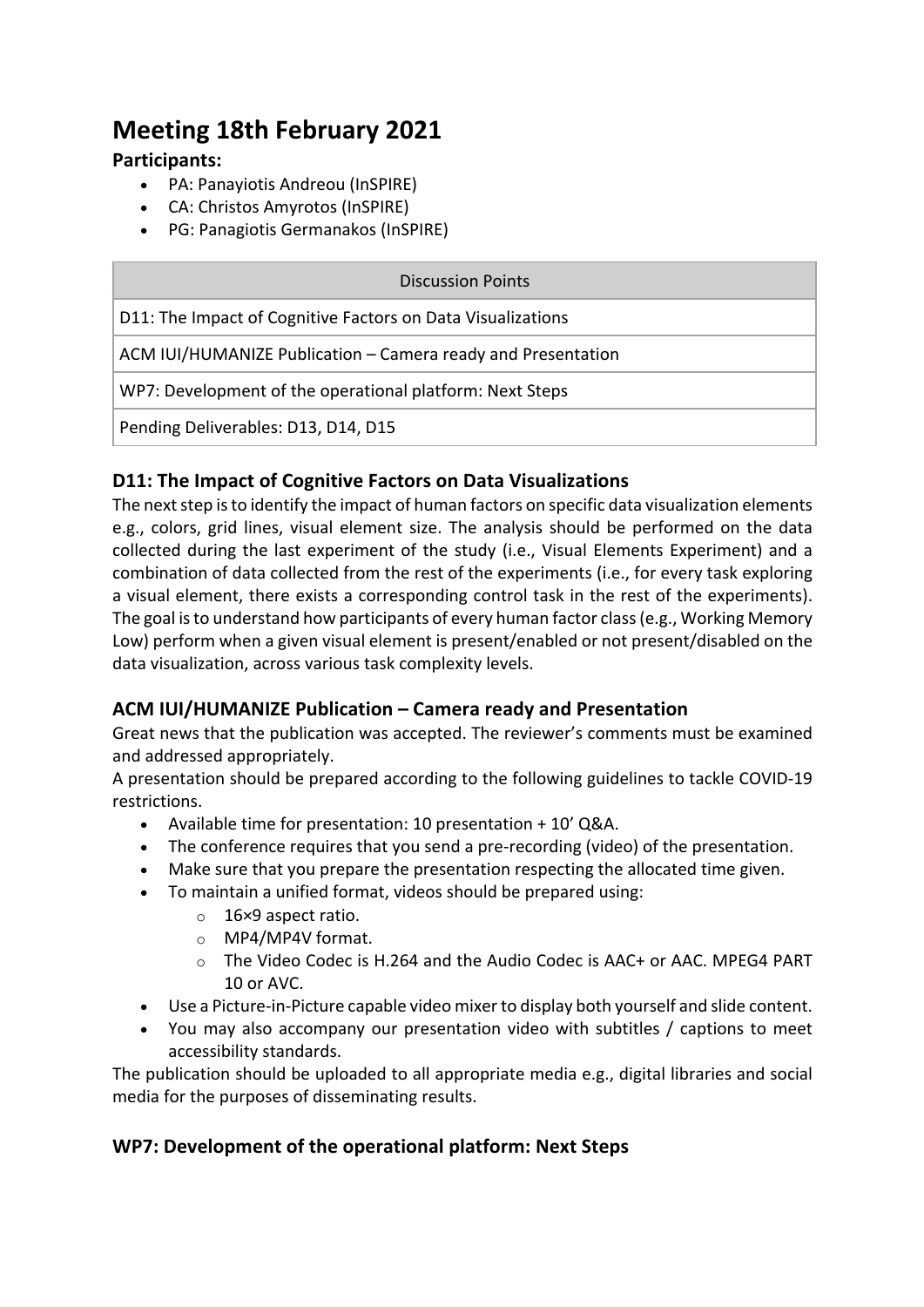# Meeting 18th February 2021

**Participants:**

- PA: Panayiotis Andreou (InSPIRE)
- CA: Christos Amyrotos (InSPIRE)
- PG: Panagiotis Germanakos (InSPIRE)

| Discussion Points |
|---|
| D11: The Impact of Cognitive Factors on Data Visualizations |
| ACM IUI/HUMANIZE Publication – Camera ready and Presentation |
| WP7: Development of the operational platform: Next Steps |
| Pending Deliverables: D13, D14, D15 |

## D11: The Impact of Cognitive Factors on Data Visualizations

The next step is to identify the impact of human factors on specific data visualization elements e.g., colors, grid lines, visual element size. The analysis should be performed on the data collected during the last experiment of the study (i.e., Visual Elements Experiment) and a combination of data collected from the rest of the experiments (i.e., for every task exploring a visual element, there exists a corresponding control task in the rest of the experiments). The goal is to understand how participants of every human factor class (e.g., Working Memory Low) perform when a given visual element is present/enabled or not present/disabled on the data visualization, across various task complexity levels.

## ACM IUI/HUMANIZE Publication – Camera ready and Presentation

Great news that the publication was accepted. The reviewer's comments must be examined and addressed appropriately.

A presentation should be prepared according to the following guidelines to tackle COVID-19 restrictions.

- Available time for presentation: 10 presentation + 10' Q&A.
- The conference requires that you send a pre-recording (video) of the presentation.
- Make sure that you prepare the presentation respecting the allocated time given.
- To maintain a unified format, videos should be prepared using:
  - 16×9 aspect ratio.
  - MP4/MP4V format.
  - The Video Codec is H.264 and the Audio Codec is AAC+ or AAC. MPEG4 PART 10 or AVC.
- Use a Picture-in-Picture capable video mixer to display both yourself and slide content.
- You may also accompany our presentation video with subtitles / captions to meet accessibility standards.

The publication should be uploaded to all appropriate media e.g., digital libraries and social media for the purposes of disseminating results.

## WP7: Development of the operational platform: Next Steps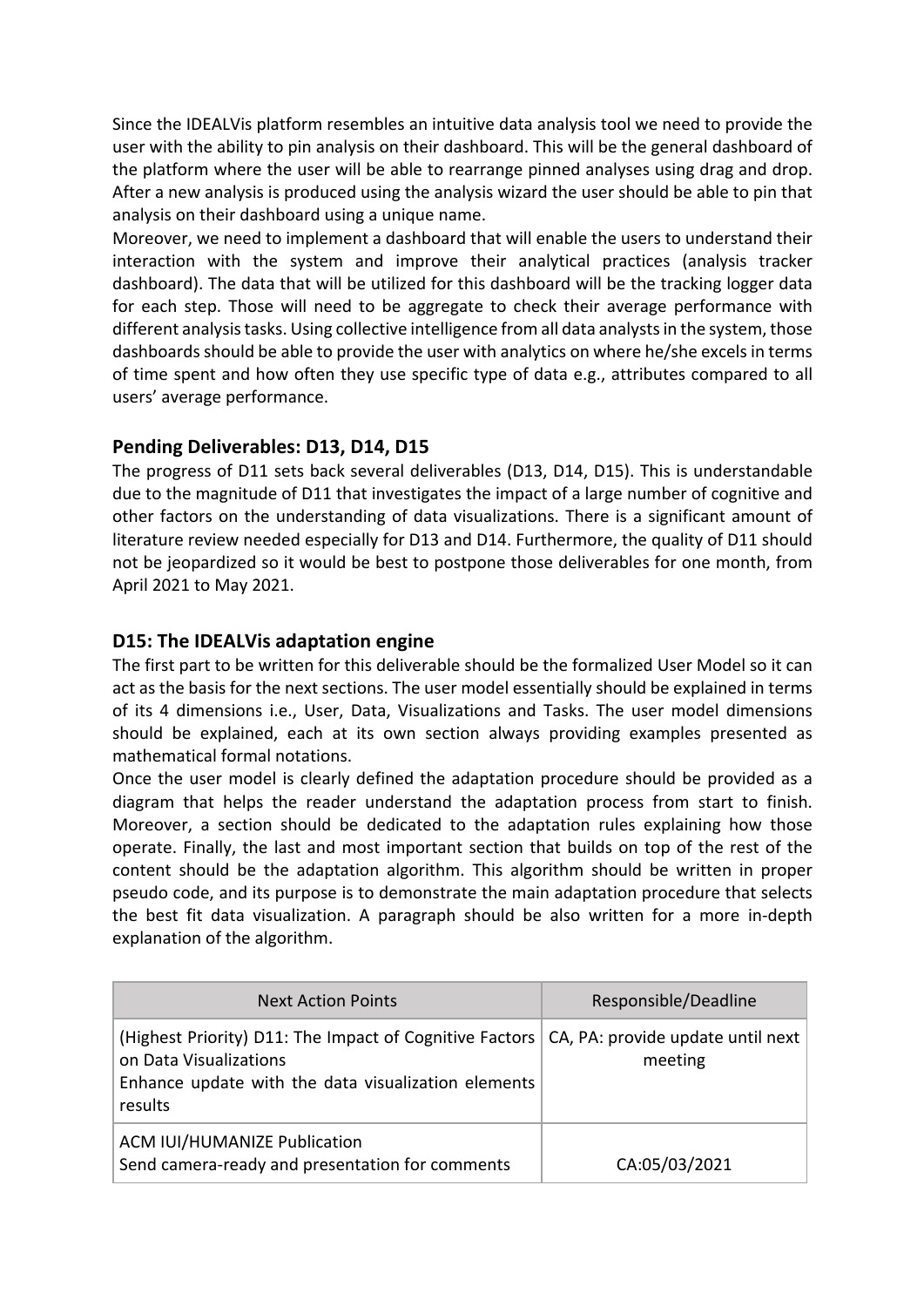Since the IDEALVis platform resembles an intuitive data analysis tool we need to provide the user with the ability to pin analysis on their dashboard. This will be the general dashboard of the platform where the user will be able to rearrange pinned analyses using drag and drop. After a new analysis is produced using the analysis wizard the user should be able to pin that analysis on their dashboard using a unique name.

Moreover, we need to implement a dashboard that will enable the users to understand their interaction with the system and improve their analytical practices (analysis tracker dashboard). The data that will be utilized for this dashboard will be the tracking logger data for each step. Those will need to be aggregate to check their average performance with different analysis tasks. Using collective intelligence from all data analysts in the system, those dashboards should be able to provide the user with analytics on where he/she excels in terms of time spent and how often they use specific type of data e.g., attributes compared to all users' average performance.

### Pending Deliverables: D13, D14, D15

The progress of D11 sets back several deliverables (D13, D14, D15). This is understandable due to the magnitude of D11 that investigates the impact of a large number of cognitive and other factors on the understanding of data visualizations. There is a significant amount of literature review needed especially for D13 and D14. Furthermore, the quality of D11 should not be jeopardized so it would be best to postpone those deliverables for one month, from April 2021 to May 2021.

### D15: The IDEALVis adaptation engine

The first part to be written for this deliverable should be the formalized User Model so it can act as the basis for the next sections. The user model essentially should be explained in terms of its 4 dimensions i.e., User, Data, Visualizations and Tasks. The user model dimensions should be explained, each at its own section always providing examples presented as mathematical formal notations.

Once the user model is clearly defined the adaptation procedure should be provided as a diagram that helps the reader understand the adaptation process from start to finish. Moreover, a section should be dedicated to the adaptation rules explaining how those operate. Finally, the last and most important section that builds on top of the rest of the content should be the adaptation algorithm. This algorithm should be written in proper pseudo code, and its purpose is to demonstrate the main adaptation procedure that selects the best fit data visualization. A paragraph should be also written for a more in-depth explanation of the algorithm.

| Next Action Points | Responsible/Deadline |
|---|---|
| (Highest Priority) D11: The Impact of Cognitive Factors on Data Visualizations<br>Enhance update with the data visualization elements results | CA, PA: provide update until next meeting |
| ACM IUI/HUMANIZE Publication<br>Send camera-ready and presentation for comments | CA:05/03/2021 |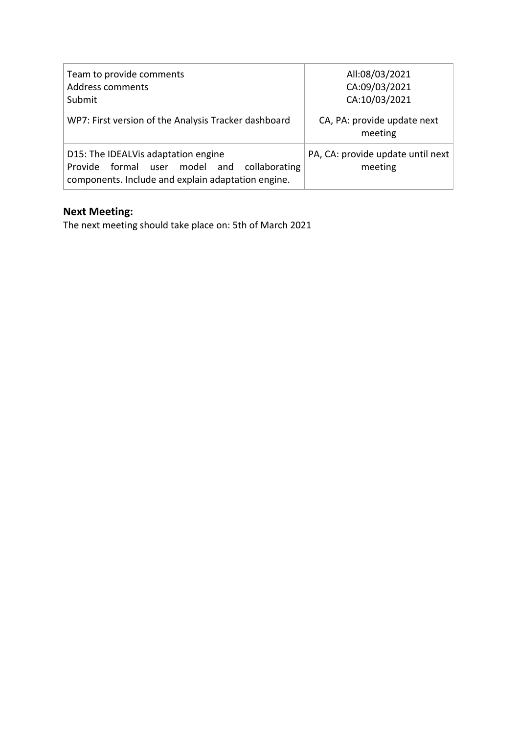| | |
|---|---|
| Team to provide comments<br>Address comments<br>Submit | All:08/03/2021<br>CA:09/03/2021<br>CA:10/03/2021 |
| WP7: First version of the Analysis Tracker dashboard | CA, PA: provide update next meeting |
| D15: The IDEALVis adaptation engine<br>Provide formal user model and collaborating components. Include and explain adaptation engine. | PA, CA: provide update until next meeting |

## Next Meeting:

The next meeting should take place on: 5th of March 2021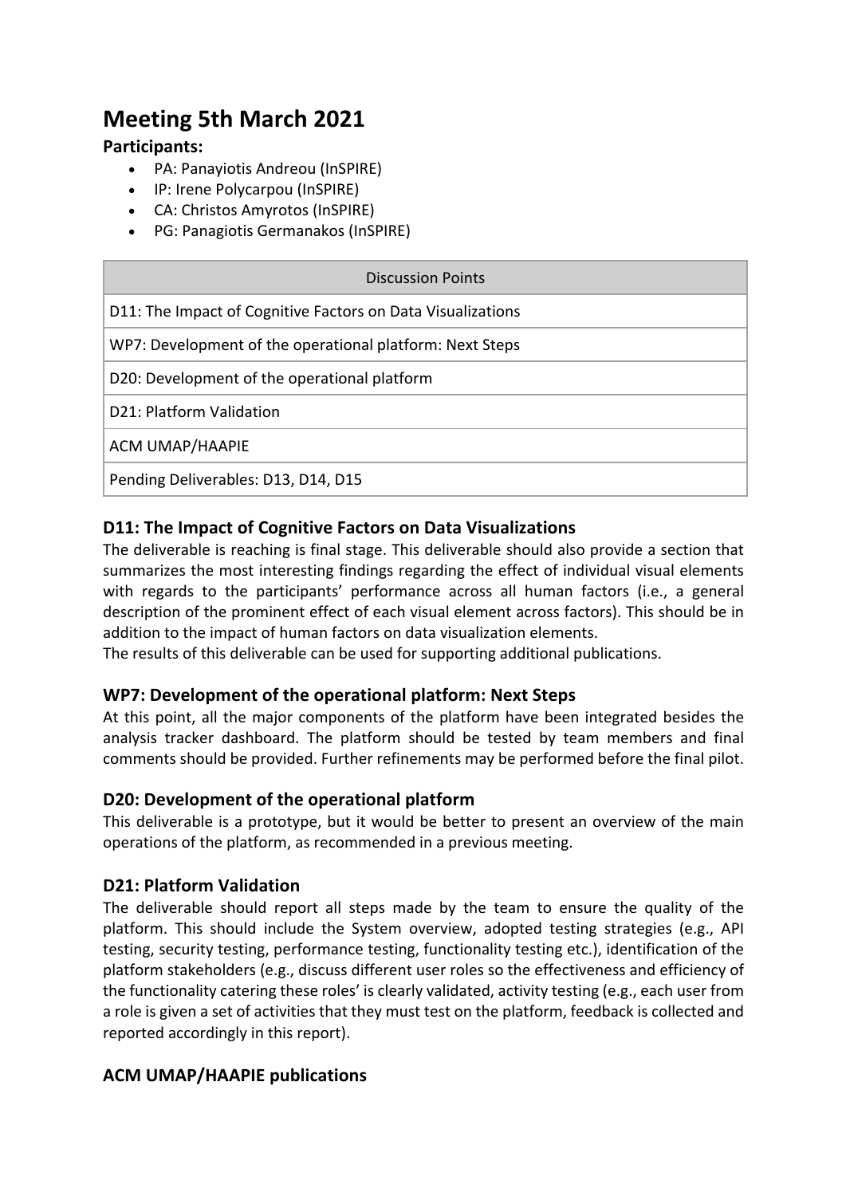# Meeting 5th March 2021

**Participants:**

- PA: Panayiotis Andreou (InSPIRE)
- IP: Irene Polycarpou (InSPIRE)
- CA: Christos Amyrotos (InSPIRE)
- PG: Panagiotis Germanakos (InSPIRE)

| Discussion Points |
|---|
| D11: The Impact of Cognitive Factors on Data Visualizations |
| WP7: Development of the operational platform: Next Steps |
| D20: Development of the operational platform |
| D21: Platform Validation |
| ACM UMAP/HAAPIE |
| Pending Deliverables: D13, D14, D15 |

## D11: The Impact of Cognitive Factors on Data Visualizations

The deliverable is reaching is final stage. This deliverable should also provide a section that summarizes the most interesting findings regarding the effect of individual visual elements with regards to the participants' performance across all human factors (i.e., a general description of the prominent effect of each visual element across factors). This should be in addition to the impact of human factors on data visualization elements.

The results of this deliverable can be used for supporting additional publications.

## WP7: Development of the operational platform: Next Steps

At this point, all the major components of the platform have been integrated besides the analysis tracker dashboard. The platform should be tested by team members and final comments should be provided. Further refinements may be performed before the final pilot.

## D20: Development of the operational platform

This deliverable is a prototype, but it would be better to present an overview of the main operations of the platform, as recommended in a previous meeting.

## D21: Platform Validation

The deliverable should report all steps made by the team to ensure the quality of the platform. This should include the System overview, adopted testing strategies (e.g., API testing, security testing, performance testing, functionality testing etc.), identification of the platform stakeholders (e.g., discuss different user roles so the effectiveness and efficiency of the functionality catering these roles' is clearly validated, activity testing (e.g., each user from a role is given a set of activities that they must test on the platform, feedback is collected and reported accordingly in this report).

## ACM UMAP/HAAPIE publications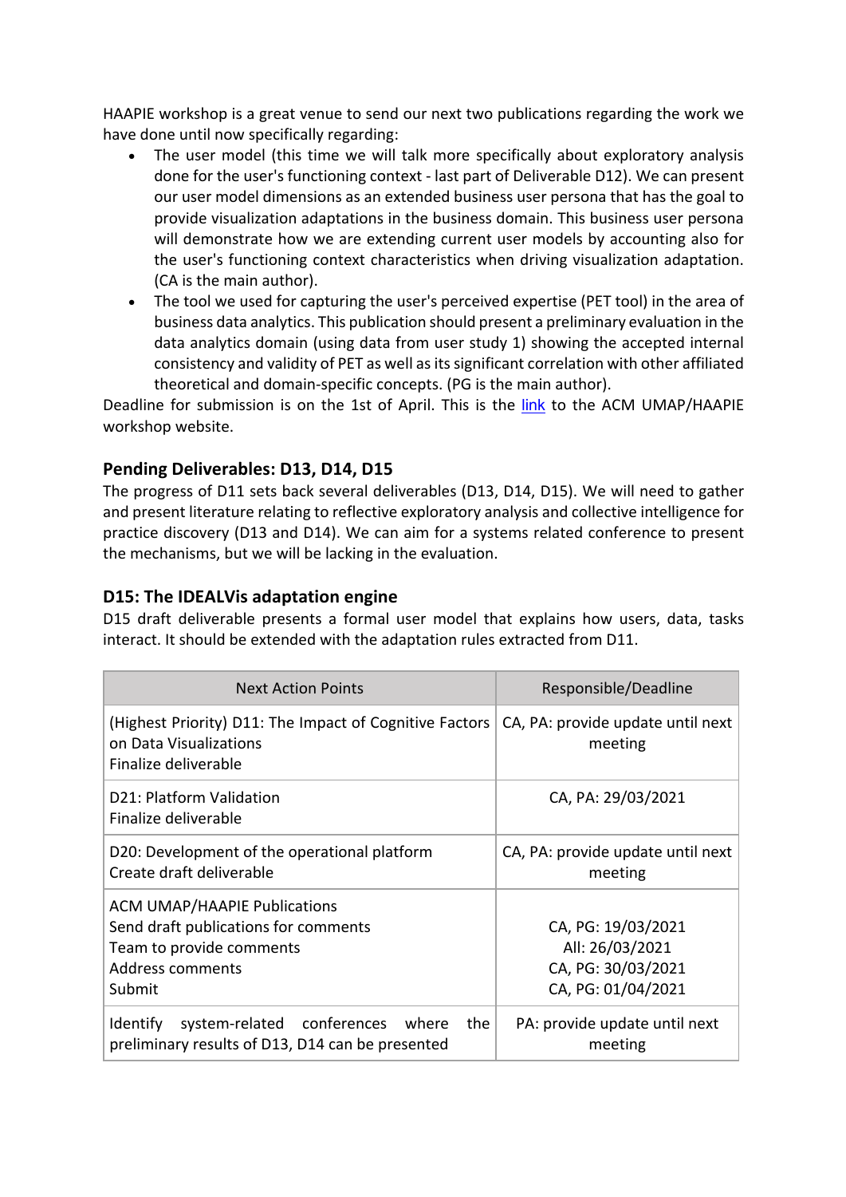HAAPIE workshop is a great venue to send our next two publications regarding the work we have done until now specifically regarding:

- The user model (this time we will talk more specifically about exploratory analysis done for the user's functioning context - last part of Deliverable D12). We can present our user model dimensions as an extended business user persona that has the goal to provide visualization adaptations in the business domain. This business user persona will demonstrate how we are extending current user models by accounting also for the user's functioning context characteristics when driving visualization adaptation. (CA is the main author).
- The tool we used for capturing the user's perceived expertise (PET tool) in the area of business data analytics. This publication should present a preliminary evaluation in the data analytics domain (using data from user study 1) showing the accepted internal consistency and validity of PET as well as its significant correlation with other affiliated theoretical and domain-specific concepts. (PG is the main author).

Deadline for submission is on the 1st of April. This is the link to the ACM UMAP/HAAPIE workshop website.

### Pending Deliverables: D13, D14, D15

The progress of D11 sets back several deliverables (D13, D14, D15). We will need to gather and present literature relating to reflective exploratory analysis and collective intelligence for practice discovery (D13 and D14). We can aim for a systems related conference to present the mechanisms, but we will be lacking in the evaluation.

### D15: The IDEALVis adaptation engine

D15 draft deliverable presents a formal user model that explains how users, data, tasks interact. It should be extended with the adaptation rules extracted from D11.

| Next Action Points | Responsible/Deadline |
|---|---|
| (Highest Priority) D11: The Impact of Cognitive Factors on Data Visualizations<br>Finalize deliverable | CA, PA: provide update until next meeting |
| D21: Platform Validation<br>Finalize deliverable | CA, PA: 29/03/2021 |
| D20: Development of the operational platform<br>Create draft deliverable | CA, PA: provide update until next meeting |
| ACM UMAP/HAAPIE Publications<br>Send draft publications for comments<br>Team to provide comments<br>Address comments<br>Submit | <br>CA, PG: 19/03/2021<br>All: 26/03/2021<br>CA, PG: 30/03/2021<br>CA, PG: 01/04/2021 |
| Identify system-related conferences where the preliminary results of D13, D14 can be presented | PA: provide update until next meeting |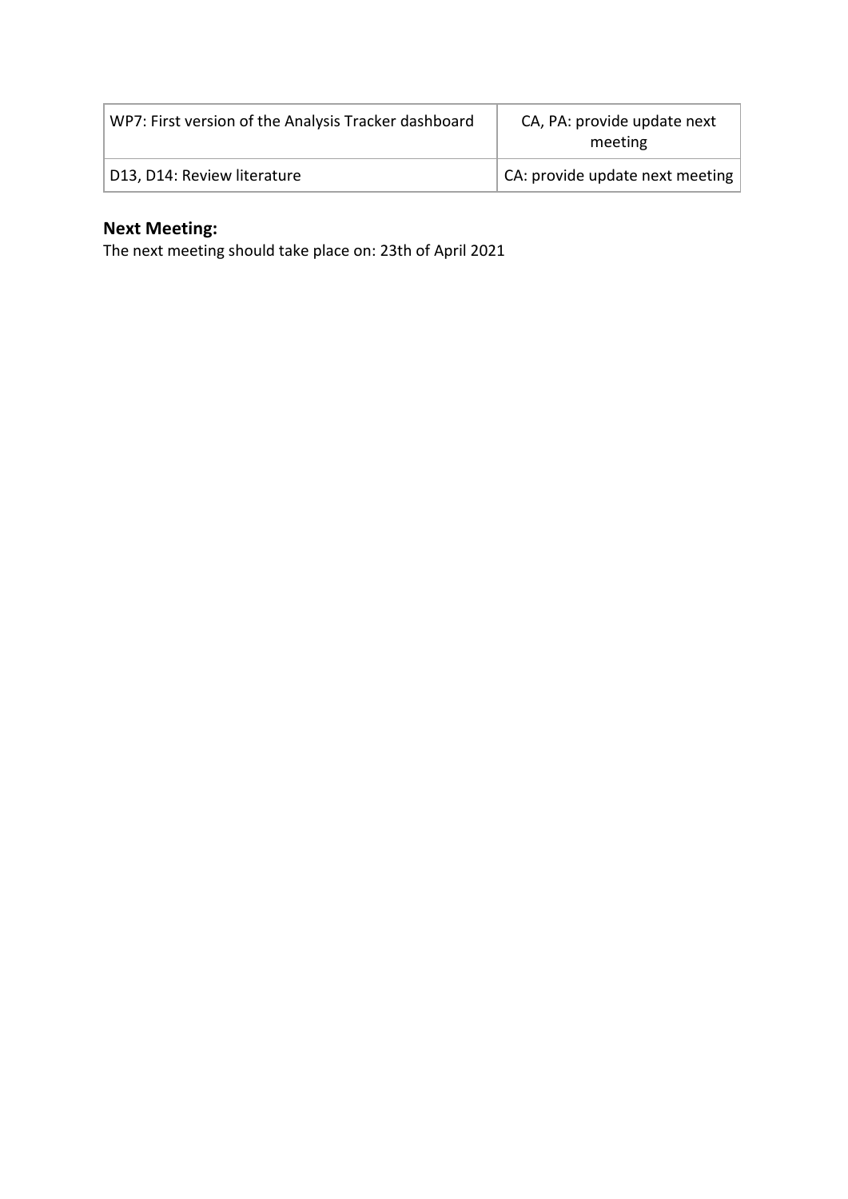| | |
|---|---|
| WP7: First version of the Analysis Tracker dashboard | CA, PA: provide update next meeting |
| D13, D14: Review literature | CA: provide update next meeting |

### Next Meeting:

The next meeting should take place on: 23th of April 2021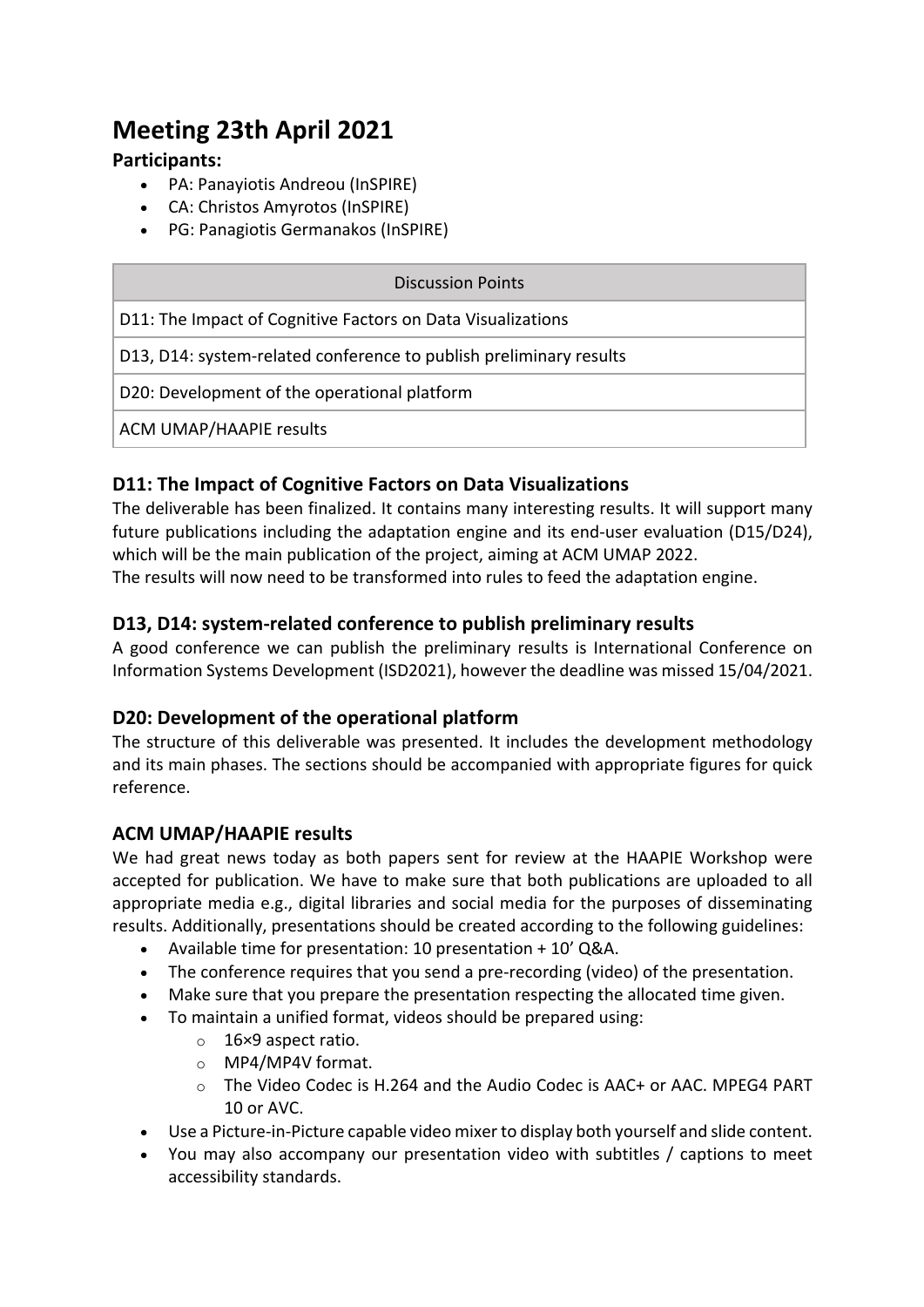# Meeting 23th April 2021

**Participants:**

- PA: Panayiotis Andreou (InSPIRE)
- CA: Christos Amyrotos (InSPIRE)
- PG: Panagiotis Germanakos (InSPIRE)

| Discussion Points |
|---|
| D11: The Impact of Cognitive Factors on Data Visualizations |
| D13, D14: system-related conference to publish preliminary results |
| D20: Development of the operational platform |
| ACM UMAP/HAAPIE results |

## D11: The Impact of Cognitive Factors on Data Visualizations

The deliverable has been finalized. It contains many interesting results. It will support many future publications including the adaptation engine and its end-user evaluation (D15/D24), which will be the main publication of the project, aiming at ACM UMAP 2022.
The results will now need to be transformed into rules to feed the adaptation engine.

## D13, D14: system-related conference to publish preliminary results

A good conference we can publish the preliminary results is International Conference on Information Systems Development (ISD2021), however the deadline was missed 15/04/2021.

## D20: Development of the operational platform

The structure of this deliverable was presented. It includes the development methodology and its main phases. The sections should be accompanied with appropriate figures for quick reference.

## ACM UMAP/HAAPIE results

We had great news today as both papers sent for review at the HAAPIE Workshop were accepted for publication. We have to make sure that both publications are uploaded to all appropriate media e.g., digital libraries and social media for the purposes of disseminating results. Additionally, presentations should be created according to the following guidelines:

- Available time for presentation: 10 presentation + 10' Q&A.
- The conference requires that you send a pre-recording (video) of the presentation.
- Make sure that you prepare the presentation respecting the allocated time given.
- To maintain a unified format, videos should be prepared using:
  - 16×9 aspect ratio.
  - MP4/MP4V format.
  - The Video Codec is H.264 and the Audio Codec is AAC+ or AAC. MPEG4 PART 10 or AVC.
- Use a Picture-in-Picture capable video mixer to display both yourself and slide content.
- You may also accompany our presentation video with subtitles / captions to meet accessibility standards.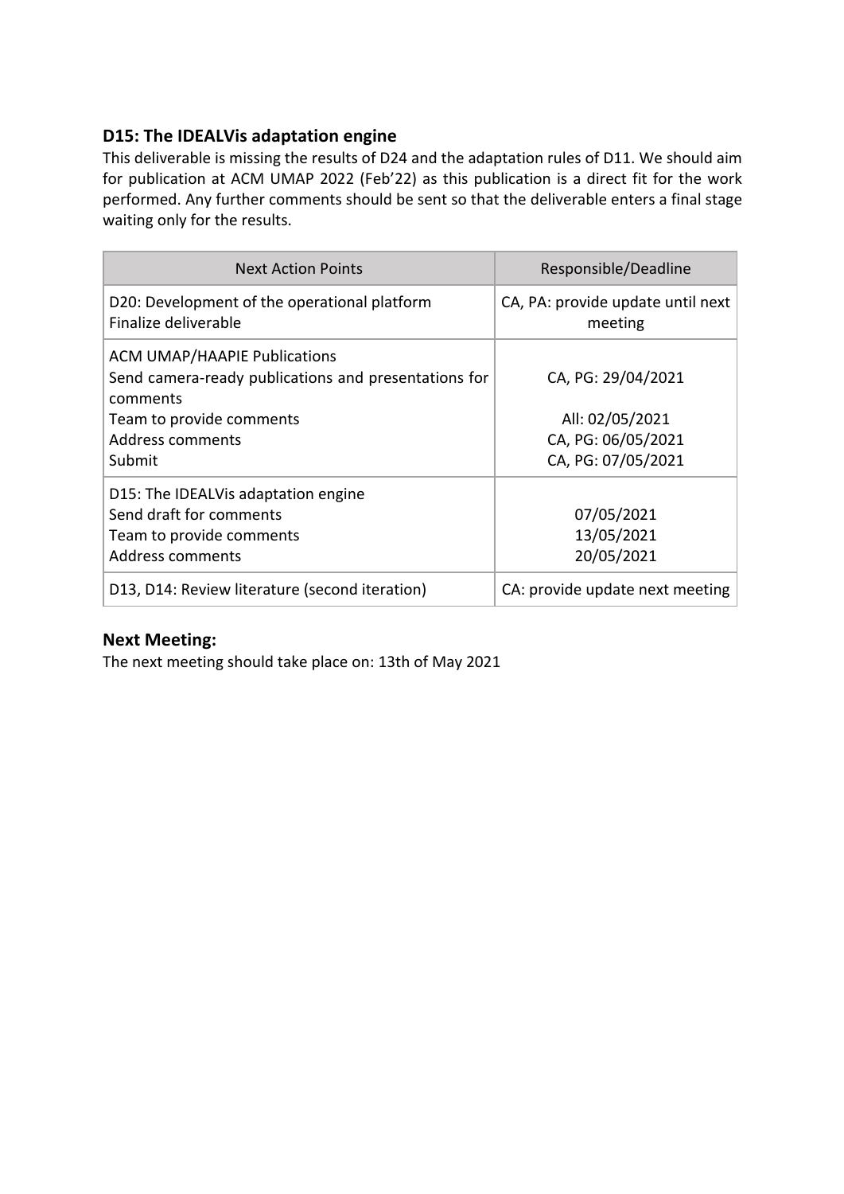### D15: The IDEALVis adaptation engine

This deliverable is missing the results of D24 and the adaptation rules of D11. We should aim for publication at ACM UMAP 2022 (Feb'22) as this publication is a direct fit for the work performed. Any further comments should be sent so that the deliverable enters a final stage waiting only for the results.

| Next Action Points | Responsible/Deadline |
| --- | --- |
| D20: Development of the operational platform<br>Finalize deliverable | CA, PA: provide update until next meeting |
| ACM UMAP/HAAPIE Publications<br>Send camera-ready publications and presentations for comments<br>Team to provide comments<br>Address comments<br>Submit | <br>CA, PG: 29/04/2021<br><br>All: 02/05/2021<br>CA, PG: 06/05/2021<br>CA, PG: 07/05/2021 |
| D15: The IDEALVis adaptation engine<br>Send draft for comments<br>Team to provide comments<br>Address comments | <br>07/05/2021<br>13/05/2021<br>20/05/2021 |
| D13, D14: Review literature (second iteration) | CA: provide update next meeting |

### Next Meeting:

The next meeting should take place on: 13th of May 2021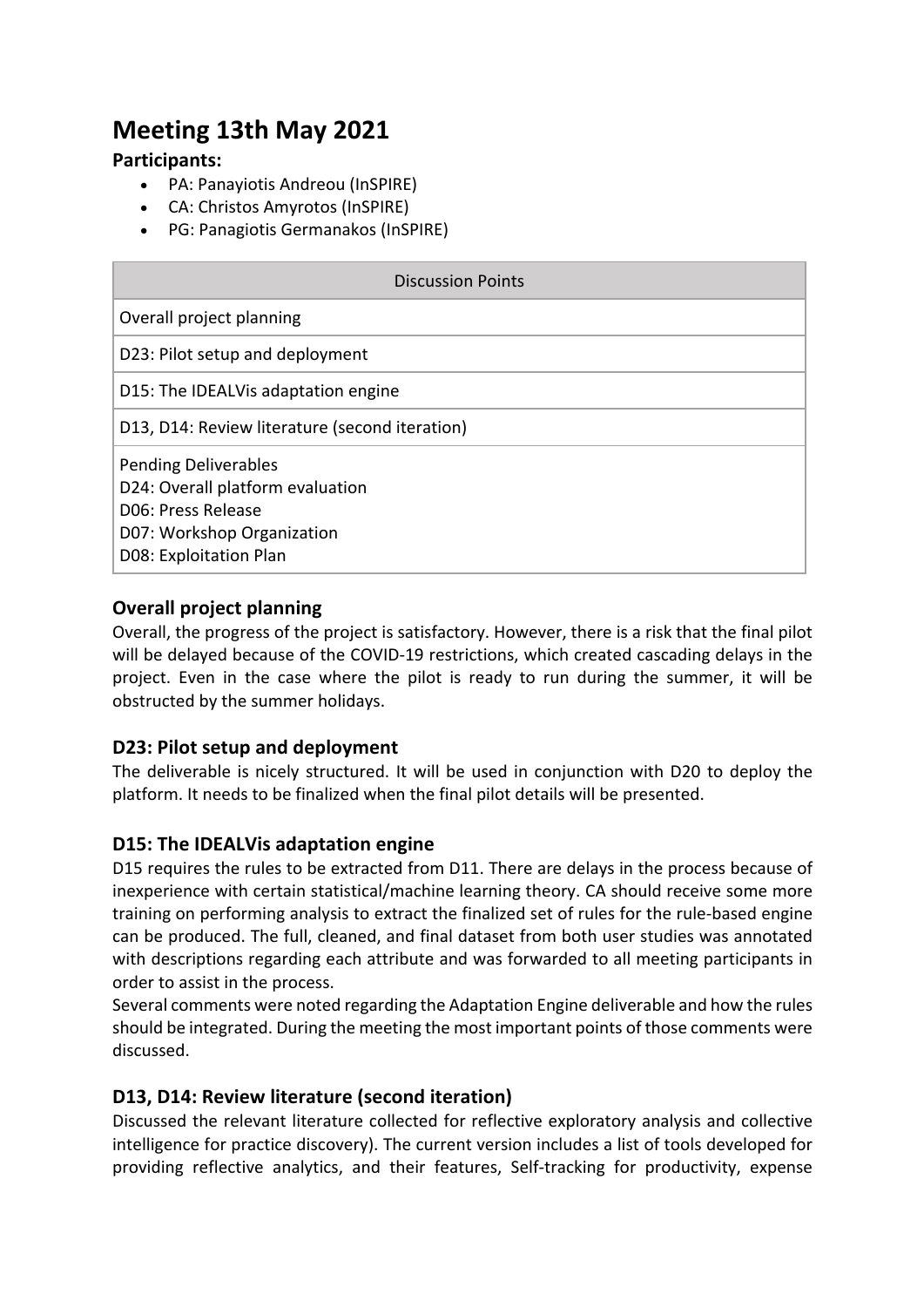# Meeting 13th May 2021

**Participants:**

- PA: Panayiotis Andreou (InSPIRE)
- CA: Christos Amyrotos (InSPIRE)
- PG: Panagiotis Germanakos (InSPIRE)

| Discussion Points |
|---|
| Overall project planning |
| D23: Pilot setup and deployment |
| D15: The IDEALVis adaptation engine |
| D13, D14: Review literature (second iteration) |
| Pending Deliverables<br>D24: Overall platform evaluation<br>D06: Press Release<br>D07: Workshop Organization<br>D08: Exploitation Plan |

## Overall project planning

Overall, the progress of the project is satisfactory. However, there is a risk that the final pilot will be delayed because of the COVID-19 restrictions, which created cascading delays in the project. Even in the case where the pilot is ready to run during the summer, it will be obstructed by the summer holidays.

## D23: Pilot setup and deployment

The deliverable is nicely structured. It will be used in conjunction with D20 to deploy the platform. It needs to be finalized when the final pilot details will be presented.

## D15: The IDEALVis adaptation engine

D15 requires the rules to be extracted from D11. There are delays in the process because of inexperience with certain statistical/machine learning theory. CA should receive some more training on performing analysis to extract the finalized set of rules for the rule-based engine can be produced. The full, cleaned, and final dataset from both user studies was annotated with descriptions regarding each attribute and was forwarded to all meeting participants in order to assist in the process.

Several comments were noted regarding the Adaptation Engine deliverable and how the rules should be integrated. During the meeting the most important points of those comments were discussed.

## D13, D14: Review literature (second iteration)

Discussed the relevant literature collected for reflective exploratory analysis and collective intelligence for practice discovery). The current version includes a list of tools developed for providing reflective analytics, and their features, Self-tracking for productivity, expense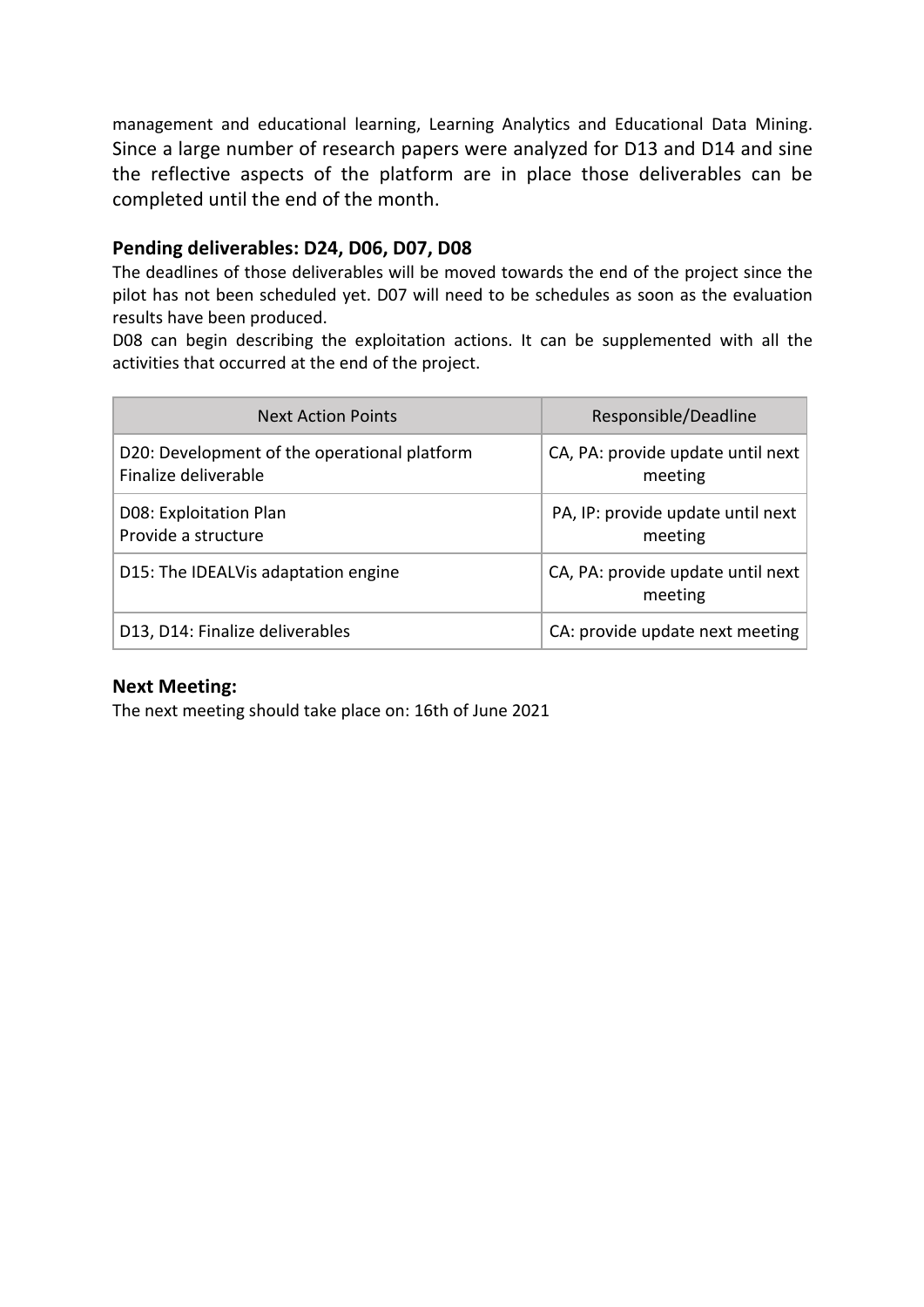management and educational learning, Learning Analytics and Educational Data Mining. Since a large number of research papers were analyzed for D13 and D14 and sine the reflective aspects of the platform are in place those deliverables can be completed until the end of the month.

### Pending deliverables: D24, D06, D07, D08

The deadlines of those deliverables will be moved towards the end of the project since the pilot has not been scheduled yet. D07 will need to be schedules as soon as the evaluation results have been produced.

D08 can begin describing the exploitation actions. It can be supplemented with all the activities that occurred at the end of the project.

| Next Action Points | Responsible/Deadline |
|---|---|
| D20: Development of the operational platform<br>Finalize deliverable | CA, PA: provide update until next meeting |
| D08: Exploitation Plan<br>Provide a structure | PA, IP: provide update until next meeting |
| D15: The IDEALVis adaptation engine | CA, PA: provide update until next meeting |
| D13, D14: Finalize deliverables | CA: provide update next meeting |

### Next Meeting:

The next meeting should take place on: 16th of June 2021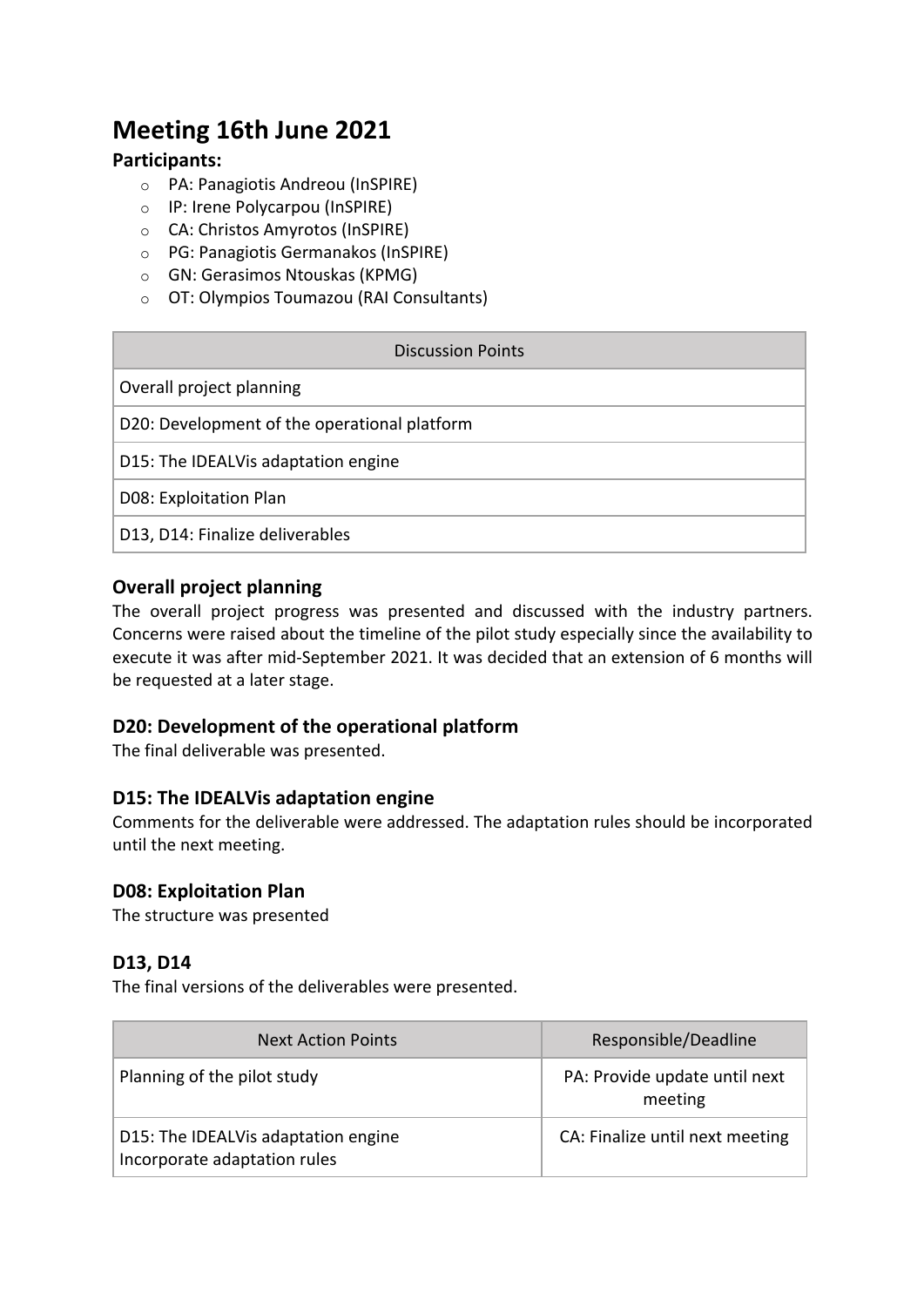# Meeting 16th June 2021

### Participants:

- PA: Panagiotis Andreou (InSPIRE)
- IP: Irene Polycarpou (InSPIRE)
- CA: Christos Amyrotos (InSPIRE)
- PG: Panagiotis Germanakos (InSPIRE)
- GN: Gerasimos Ntouskas (KPMG)
- OT: Olympios Toumazou (RAI Consultants)

| Discussion Points |
| --- |
| Overall project planning |
| D20: Development of the operational platform |
| D15: The IDEALVis adaptation engine |
| D08: Exploitation Plan |
| D13, D14: Finalize deliverables |

### Overall project planning

The overall project progress was presented and discussed with the industry partners. Concerns were raised about the timeline of the pilot study especially since the availability to execute it was after mid-September 2021. It was decided that an extension of 6 months will be requested at a later stage.

### D20: Development of the operational platform

The final deliverable was presented.

### D15: The IDEALVis adaptation engine

Comments for the deliverable were addressed. The adaptation rules should be incorporated until the next meeting.

### D08: Exploitation Plan

The structure was presented

### D13, D14

The final versions of the deliverables were presented.

| Next Action Points | Responsible/Deadline |
| --- | --- |
| Planning of the pilot study | PA: Provide update until next meeting |
| D15: The IDEALVis adaptation engine<br>Incorporate adaptation rules | CA: Finalize until next meeting |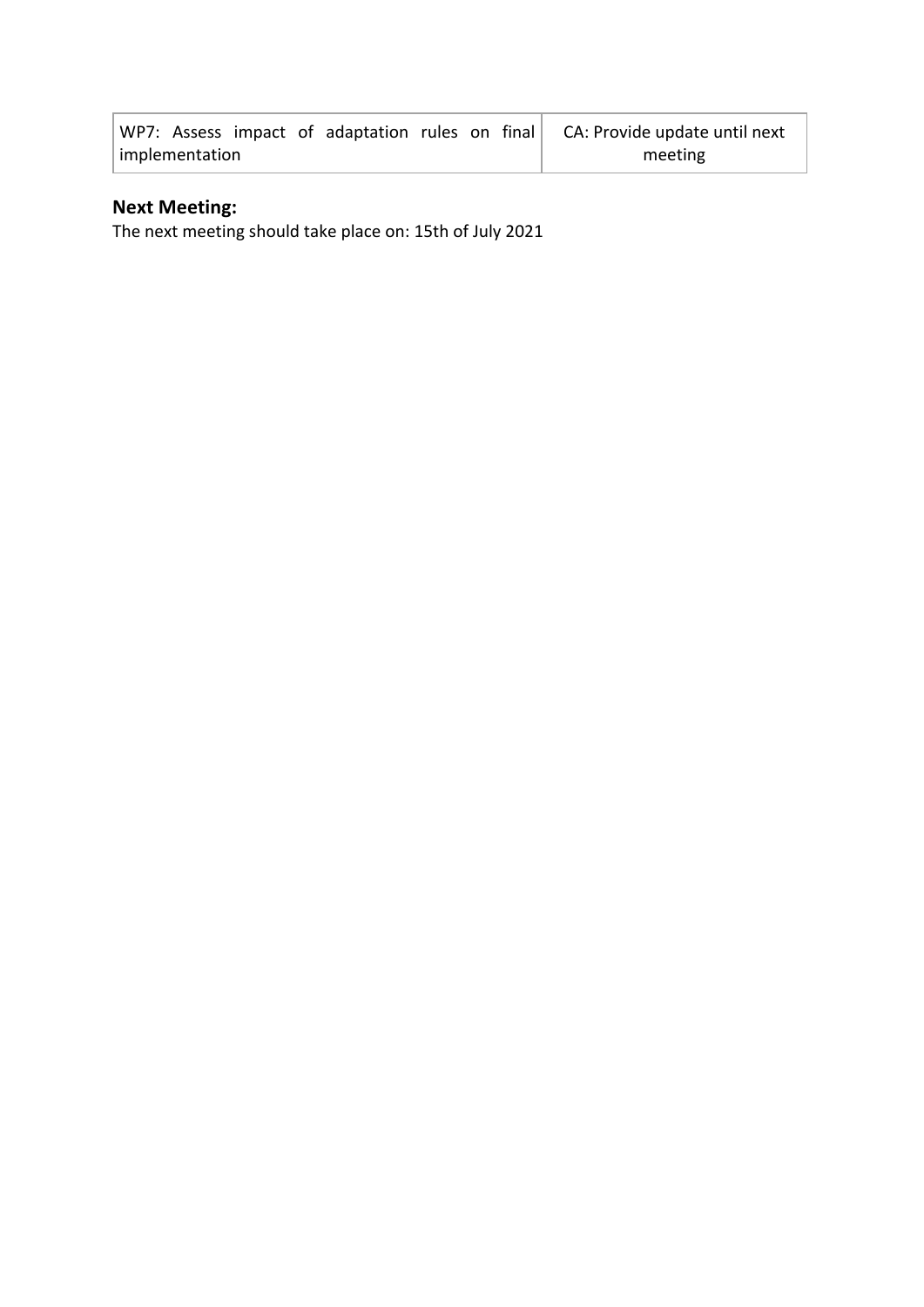| WP7: Assess impact of adaptation rules on final implementation | CA: Provide update until next meeting |
| --- | --- |

## Next Meeting:

The next meeting should take place on: 15th of July 2021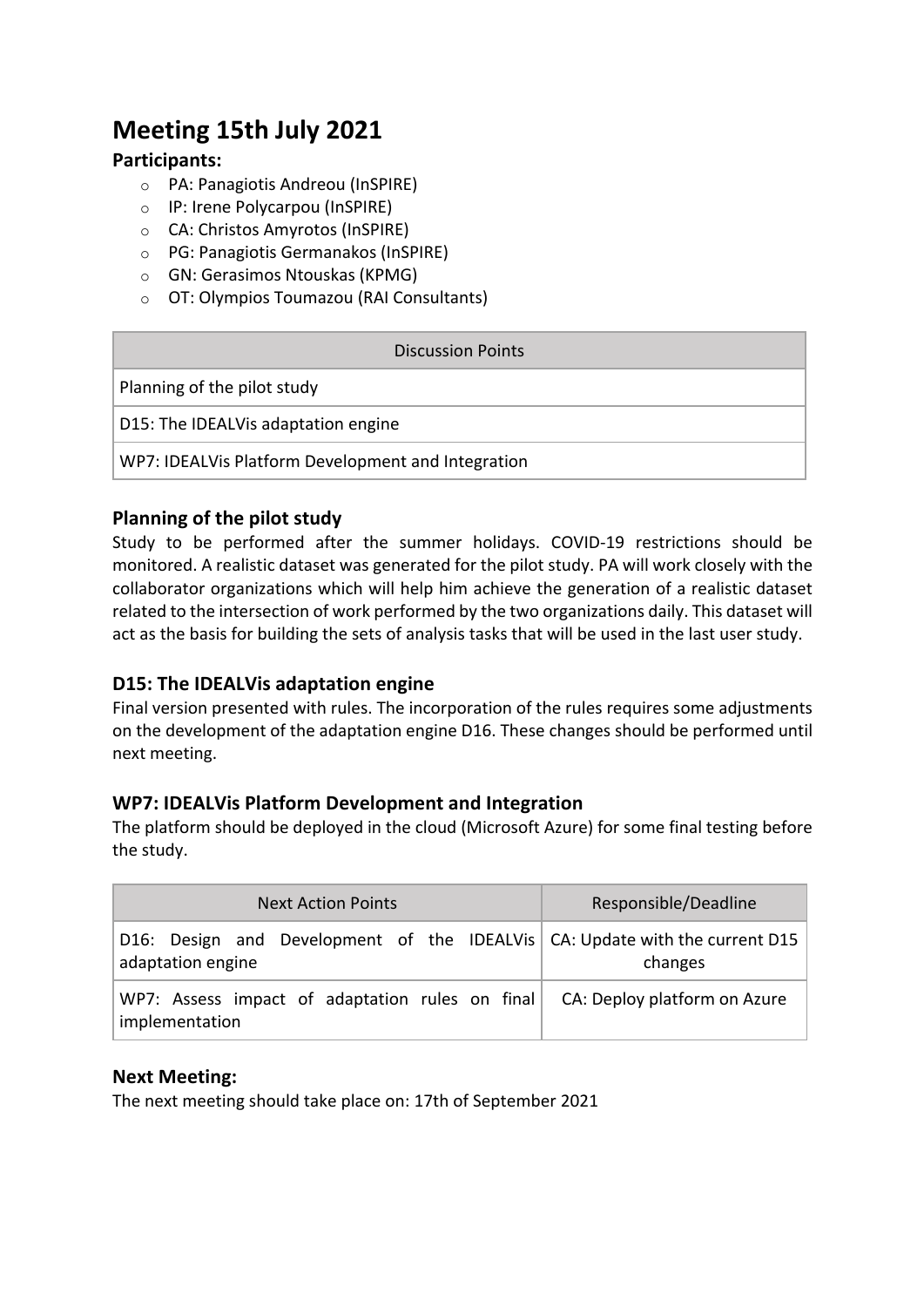# Meeting 15th July 2021

### Participants:

- PA: Panagiotis Andreou (InSPIRE)
- IP: Irene Polycarpou (InSPIRE)
- CA: Christos Amyrotos (InSPIRE)
- PG: Panagiotis Germanakos (InSPIRE)
- GN: Gerasimos Ntouskas (KPMG)
- OT: Olympios Toumazou (RAI Consultants)

| Discussion Points |
| --- |
| Planning of the pilot study |
| D15: The IDEALVis adaptation engine |
| WP7: IDEALVis Platform Development and Integration |

## Planning of the pilot study

Study to be performed after the summer holidays. COVID-19 restrictions should be monitored. A realistic dataset was generated for the pilot study. PA will work closely with the collaborator organizations which will help him achieve the generation of a realistic dataset related to the intersection of work performed by the two organizations daily. This dataset will act as the basis for building the sets of analysis tasks that will be used in the last user study.

## D15: The IDEALVis adaptation engine

Final version presented with rules. The incorporation of the rules requires some adjustments on the development of the adaptation engine D16. These changes should be performed until next meeting.

## WP7: IDEALVis Platform Development and Integration

The platform should be deployed in the cloud (Microsoft Azure) for some final testing before the study.

| Next Action Points | Responsible/Deadline |
| --- | --- |
| D16: Design and Development of the IDEALVis adaptation engine | CA: Update with the current D15 changes |
| WP7: Assess impact of adaptation rules on final implementation | CA: Deploy platform on Azure |

## Next Meeting:

The next meeting should take place on: 17th of September 2021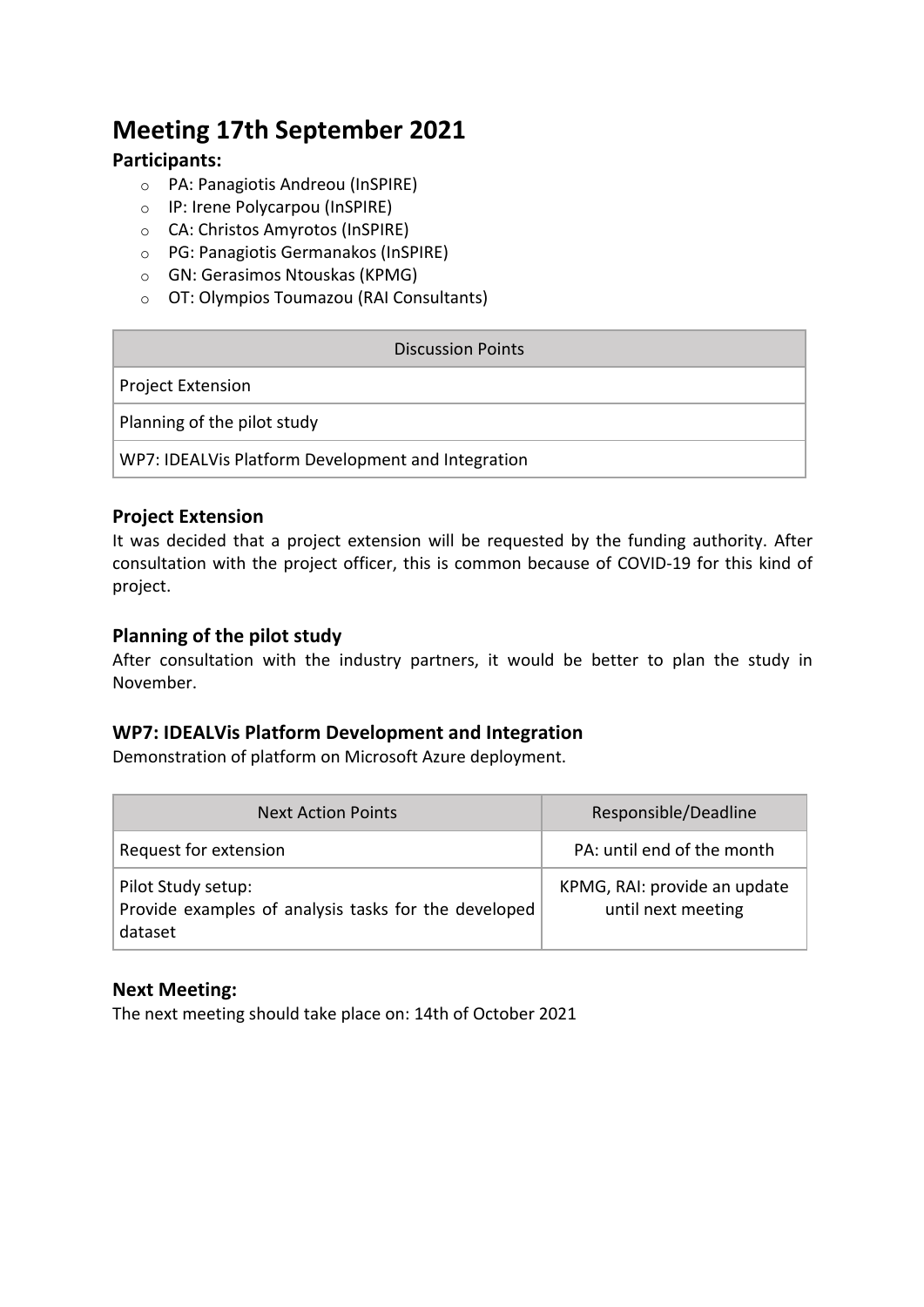# Meeting 17th September 2021

### Participants:

- PA: Panagiotis Andreou (InSPIRE)
- IP: Irene Polycarpou (InSPIRE)
- CA: Christos Amyrotos (InSPIRE)
- PG: Panagiotis Germanakos (InSPIRE)
- GN: Gerasimos Ntouskas (KPMG)
- OT: Olympios Toumazou (RAI Consultants)

| Discussion Points |
|---|
| Project Extension |
| Planning of the pilot study |
| WP7: IDEALVis Platform Development and Integration |

### Project Extension

It was decided that a project extension will be requested by the funding authority. After consultation with the project officer, this is common because of COVID-19 for this kind of project.

### Planning of the pilot study

After consultation with the industry partners, it would be better to plan the study in November.

### WP7: IDEALVis Platform Development and Integration

Demonstration of platform on Microsoft Azure deployment.

| Next Action Points | Responsible/Deadline |
|---|---|
| Request for extension | PA: until end of the month |
| Pilot Study setup:<br>Provide examples of analysis tasks for the developed dataset | KPMG, RAI: provide an update until next meeting |

### Next Meeting:

The next meeting should take place on: 14th of October 2021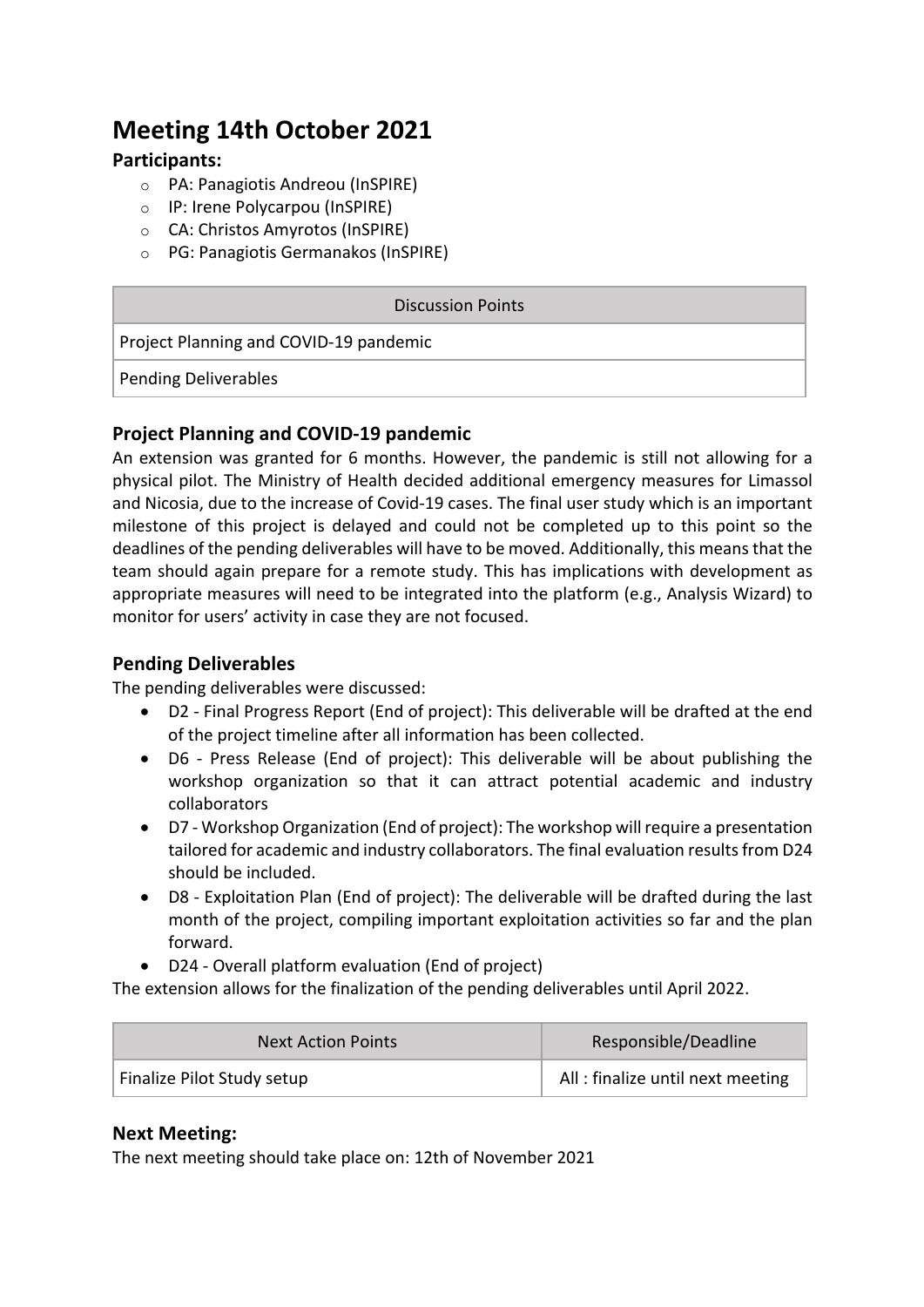# Meeting 14th October 2021

### Participants:

- PA: Panagiotis Andreou (InSPIRE)
- IP: Irene Polycarpou (InSPIRE)
- CA: Christos Amyrotos (InSPIRE)
- PG: Panagiotis Germanakos (InSPIRE)

| Discussion Points |
| --- |
| Project Planning and COVID-19 pandemic |
| Pending Deliverables |

### Project Planning and COVID-19 pandemic

An extension was granted for 6 months. However, the pandemic is still not allowing for a physical pilot. The Ministry of Health decided additional emergency measures for Limassol and Nicosia, due to the increase of Covid-19 cases. The final user study which is an important milestone of this project is delayed and could not be completed up to this point so the deadlines of the pending deliverables will have to be moved. Additionally, this means that the team should again prepare for a remote study. This has implications with development as appropriate measures will need to be integrated into the platform (e.g., Analysis Wizard) to monitor for users' activity in case they are not focused.

### Pending Deliverables

The pending deliverables were discussed:

- D2 - Final Progress Report (End of project): This deliverable will be drafted at the end of the project timeline after all information has been collected.
- D6 - Press Release (End of project): This deliverable will be about publishing the workshop organization so that it can attract potential academic and industry collaborators
- D7 - Workshop Organization (End of project): The workshop will require a presentation tailored for academic and industry collaborators. The final evaluation results from D24 should be included.
- D8 - Exploitation Plan (End of project): The deliverable will be drafted during the last month of the project, compiling important exploitation activities so far and the plan forward.
- D24 - Overall platform evaluation (End of project)

The extension allows for the finalization of the pending deliverables until April 2022.

| Next Action Points | Responsible/Deadline |
| --- | --- |
| Finalize Pilot Study setup | All : finalize until next meeting |

### Next Meeting:

The next meeting should take place on: 12th of November 2021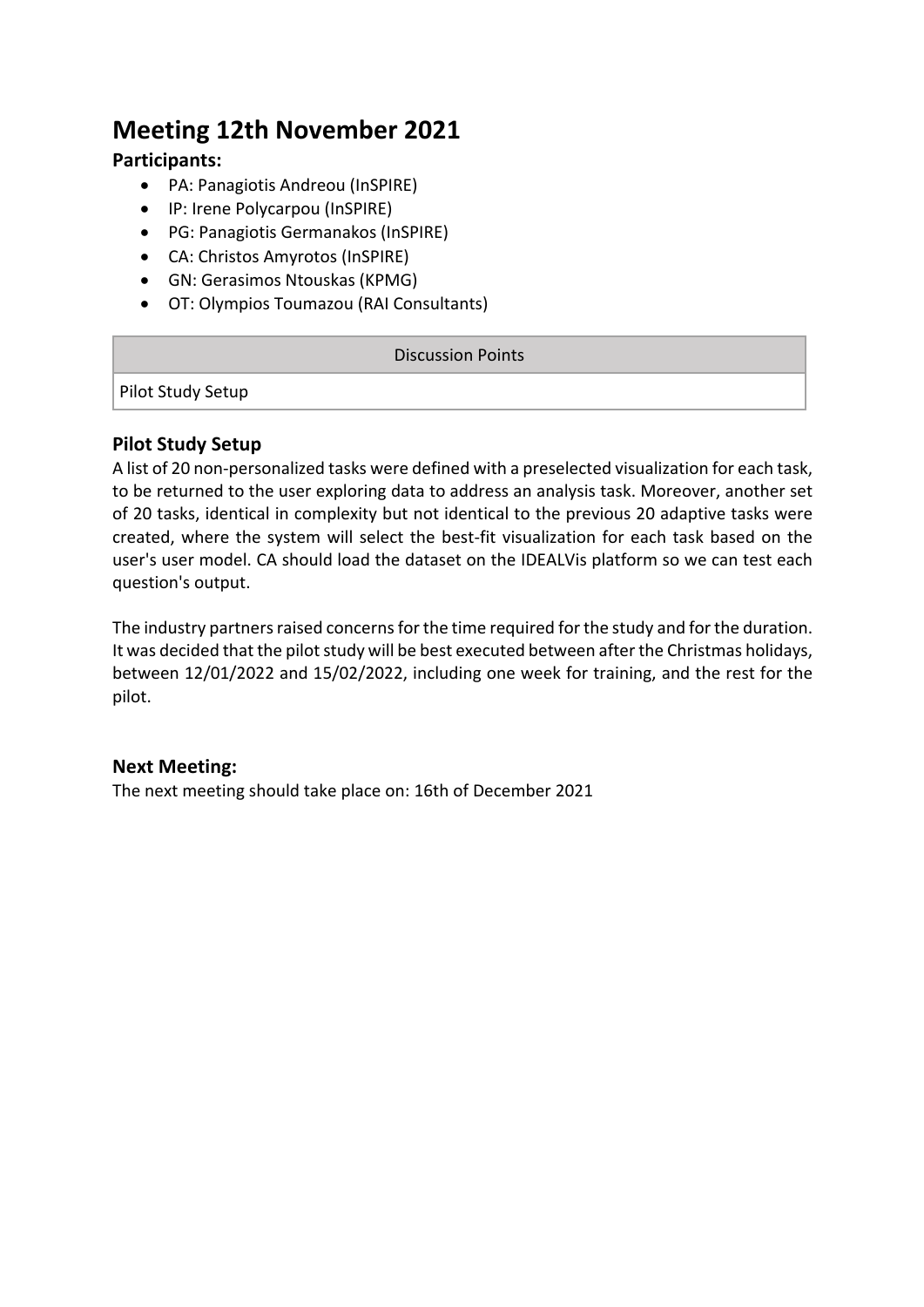# Meeting 12th November 2021

### Participants:

- PA: Panagiotis Andreou (InSPIRE)
- IP: Irene Polycarpou (InSPIRE)
- PG: Panagiotis Germanakos (InSPIRE)
- CA: Christos Amyrotos (InSPIRE)
- GN: Gerasimos Ntouskas (KPMG)
- OT: Olympios Toumazou (RAI Consultants)

| Discussion Points |
| --- |
| Pilot Study Setup |

### Pilot Study Setup

A list of 20 non-personalized tasks were defined with a preselected visualization for each task, to be returned to the user exploring data to address an analysis task. Moreover, another set of 20 tasks, identical in complexity but not identical to the previous 20 adaptive tasks were created, where the system will select the best-fit visualization for each task based on the user's user model. CA should load the dataset on the IDEALVis platform so we can test each question's output.

The industry partners raised concerns for the time required for the study and for the duration. It was decided that the pilot study will be best executed between after the Christmas holidays, between 12/01/2022 and 15/02/2022, including one week for training, and the rest for the pilot.

### Next Meeting:

The next meeting should take place on: 16th of December 2021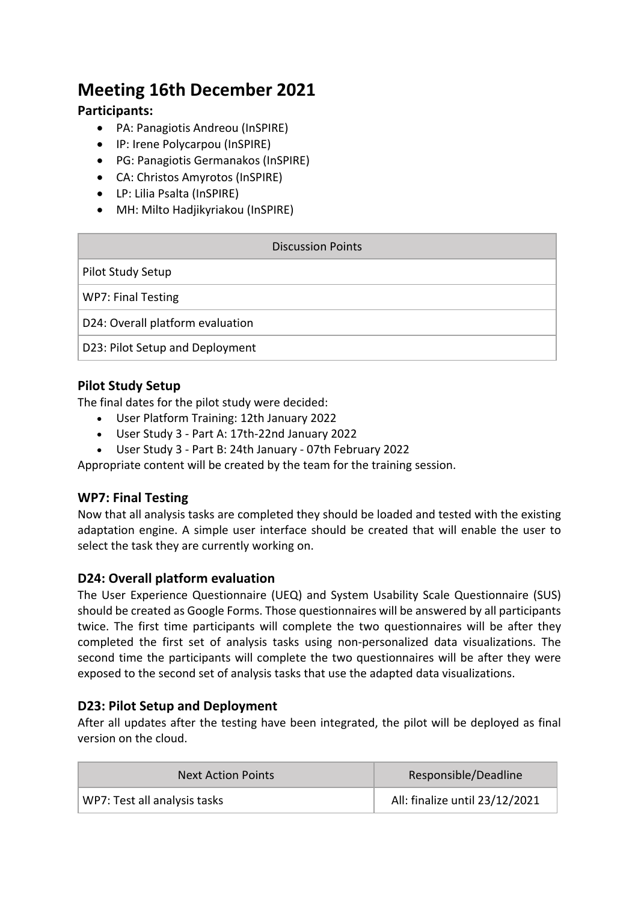# Meeting 16th December 2021

### Participants:

- PA: Panagiotis Andreou (InSPIRE)
- IP: Irene Polycarpou (InSPIRE)
- PG: Panagiotis Germanakos (InSPIRE)
- CA: Christos Amyrotos (InSPIRE)
- LP: Lilia Psalta (InSPIRE)
- MH: Milto Hadjikyriakou (InSPIRE)

| Discussion Points |
| --- |
| Pilot Study Setup |
| WP7: Final Testing |
| D24: Overall platform evaluation |
| D23: Pilot Setup and Deployment |

### Pilot Study Setup

The final dates for the pilot study were decided:

- User Platform Training: 12th January 2022
- User Study 3 - Part A: 17th-22nd January 2022
- User Study 3 - Part B: 24th January - 07th February 2022

Appropriate content will be created by the team for the training session.

### WP7: Final Testing

Now that all analysis tasks are completed they should be loaded and tested with the existing adaptation engine. A simple user interface should be created that will enable the user to select the task they are currently working on.

### D24: Overall platform evaluation

The User Experience Questionnaire (UEQ) and System Usability Scale Questionnaire (SUS) should be created as Google Forms. Those questionnaires will be answered by all participants twice. The first time participants will complete the two questionnaires will be after they completed the first set of analysis tasks using non-personalized data visualizations. The second time the participants will complete the two questionnaires will be after they were exposed to the second set of analysis tasks that use the adapted data visualizations.

### D23: Pilot Setup and Deployment

After all updates after the testing have been integrated, the pilot will be deployed as final version on the cloud.

| Next Action Points | Responsible/Deadline |
| --- | --- |
| WP7: Test all analysis tasks | All: finalize until 23/12/2021 |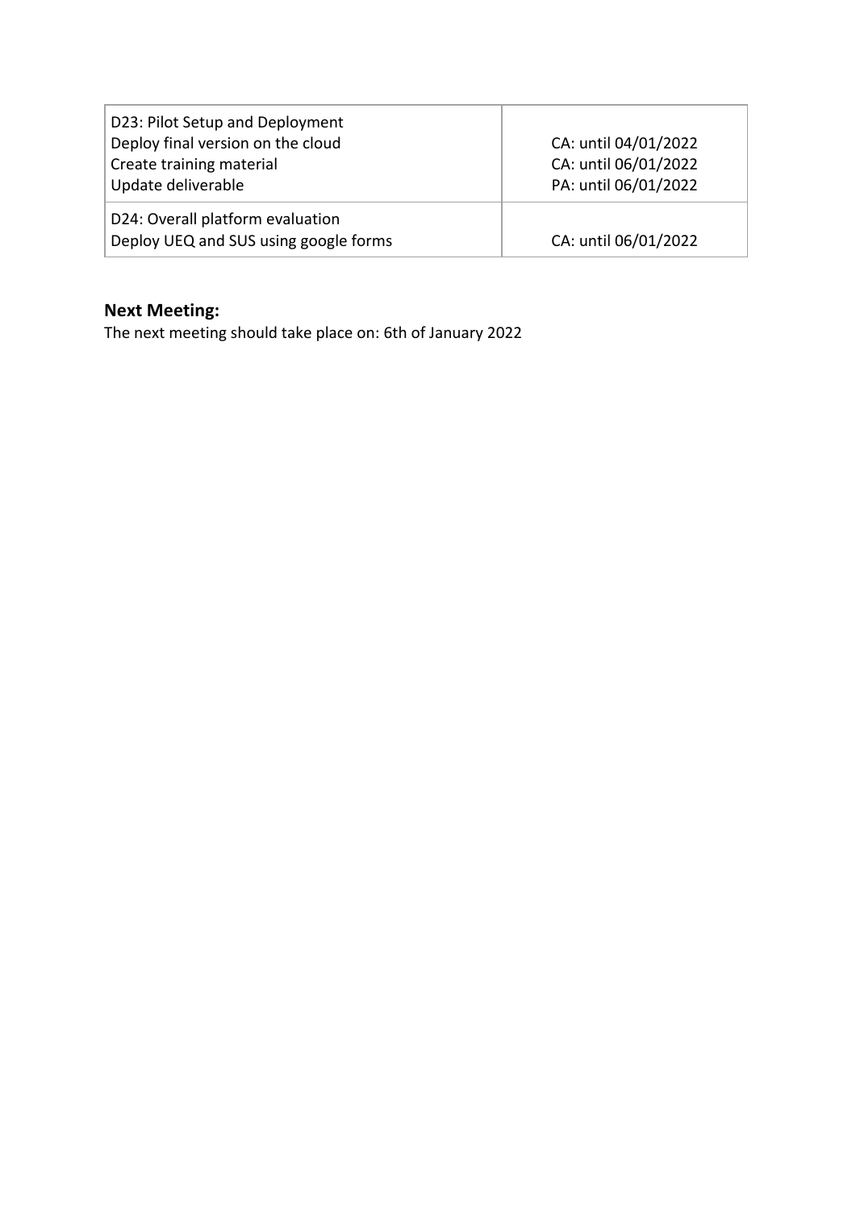| D23: Pilot Setup and Deployment<br>Deploy final version on the cloud<br>Create training material<br>Update deliverable | <br>CA: until 04/01/2022<br>CA: until 06/01/2022<br>PA: until 06/01/2022 |
|---|---|
| D24: Overall platform evaluation<br>Deploy UEQ and SUS using google forms | <br>CA: until 06/01/2022 |

## Next Meeting:

The next meeting should take place on: 6th of January 2022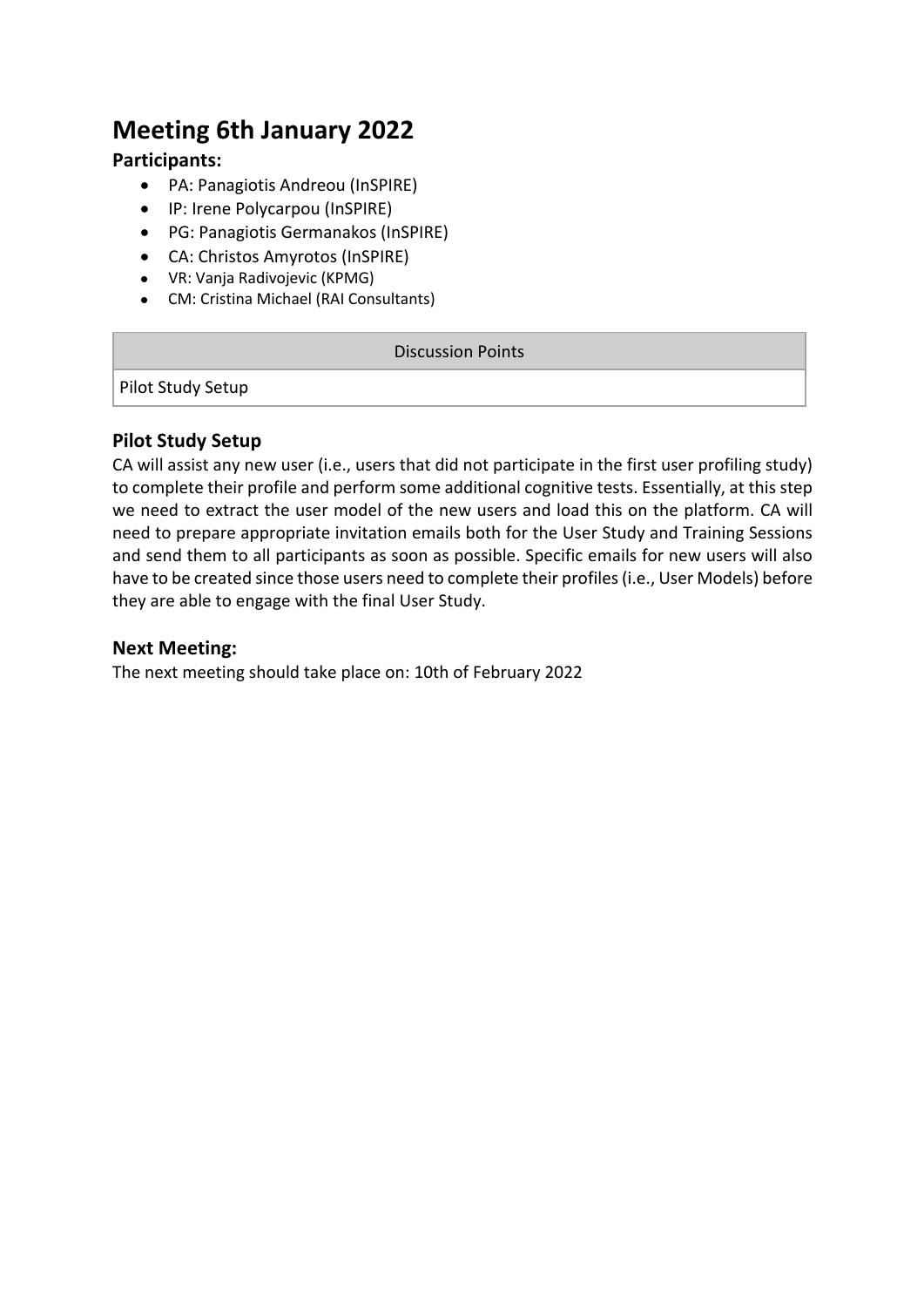# Meeting 6th January 2022

### Participants:

- PA: Panagiotis Andreou (InSPIRE)
- IP: Irene Polycarpou (InSPIRE)
- PG: Panagiotis Germanakos (InSPIRE)
- CA: Christos Amyrotos (InSPIRE)
- VR: Vanja Radivojevic (KPMG)
- CM: Cristina Michael (RAI Consultants)

| Discussion Points |
| --- |
| Pilot Study Setup |

### Pilot Study Setup

CA will assist any new user (i.e., users that did not participate in the first user profiling study) to complete their profile and perform some additional cognitive tests. Essentially, at this step we need to extract the user model of the new users and load this on the platform. CA will need to prepare appropriate invitation emails both for the User Study and Training Sessions and send them to all participants as soon as possible. Specific emails for new users will also have to be created since those users need to complete their profiles (i.e., User Models) before they are able to engage with the final User Study.

### Next Meeting:

The next meeting should take place on: 10th of February 2022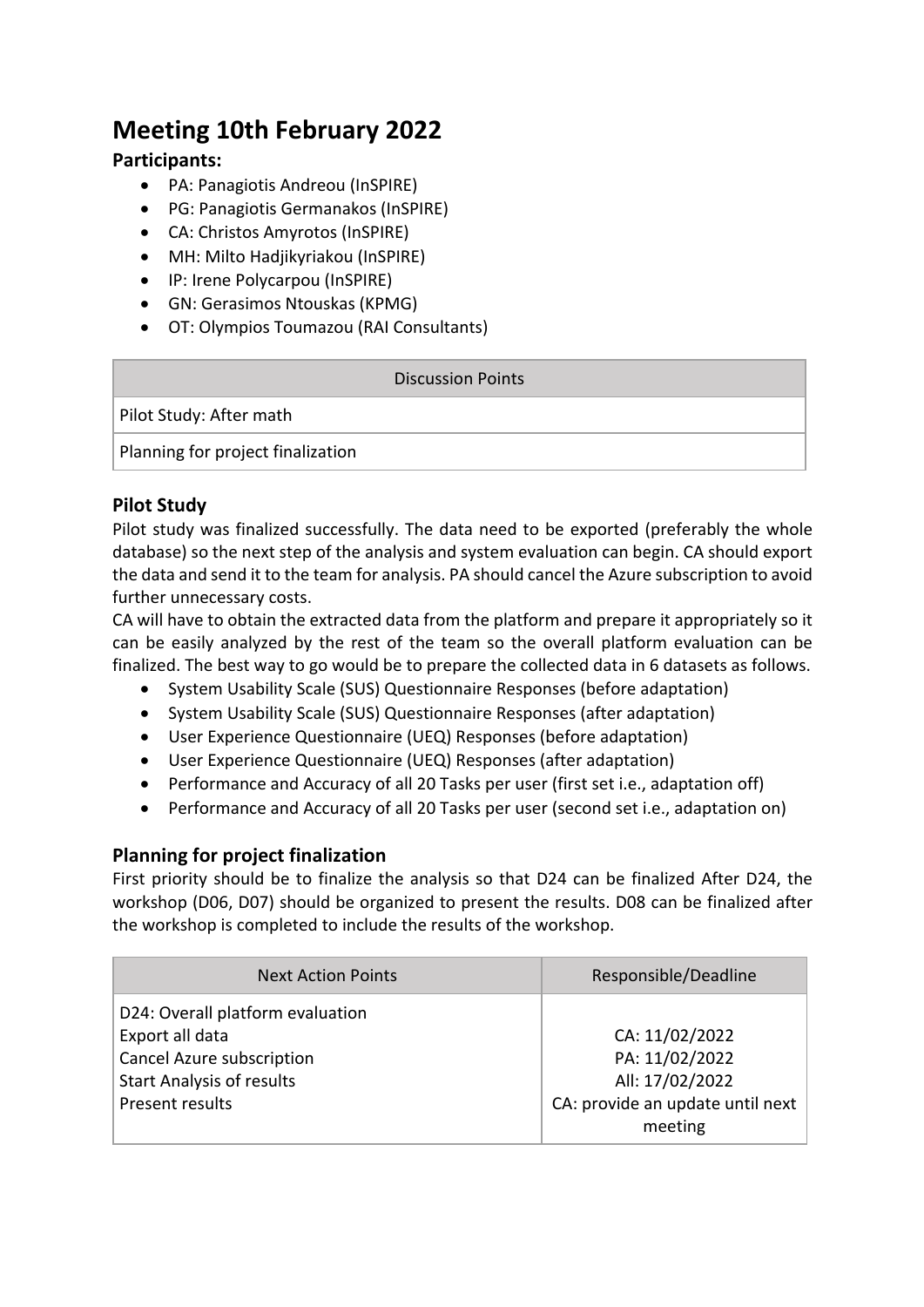# Meeting 10th February 2022

### Participants:

- PA: Panagiotis Andreou (InSPIRE)
- PG: Panagiotis Germanakos (InSPIRE)
- CA: Christos Amyrotos (InSPIRE)
- MH: Milto Hadjikyriakou (InSPIRE)
- IP: Irene Polycarpou (InSPIRE)
- GN: Gerasimos Ntouskas (KPMG)
- OT: Olympios Toumazou (RAI Consultants)

| Discussion Points |
| --- |
| Pilot Study: After math |
| Planning for project finalization |

### Pilot Study

Pilot study was finalized successfully. The data need to be exported (preferably the whole database) so the next step of the analysis and system evaluation can begin. CA should export the data and send it to the team for analysis. PA should cancel the Azure subscription to avoid further unnecessary costs.

CA will have to obtain the extracted data from the platform and prepare it appropriately so it can be easily analyzed by the rest of the team so the overall platform evaluation can be finalized. The best way to go would be to prepare the collected data in 6 datasets as follows.

- System Usability Scale (SUS) Questionnaire Responses (before adaptation)
- System Usability Scale (SUS) Questionnaire Responses (after adaptation)
- User Experience Questionnaire (UEQ) Responses (before adaptation)
- User Experience Questionnaire (UEQ) Responses (after adaptation)
- Performance and Accuracy of all 20 Tasks per user (first set i.e., adaptation off)
- Performance and Accuracy of all 20 Tasks per user (second set i.e., adaptation on)

### Planning for project finalization

First priority should be to finalize the analysis so that D24 can be finalized After D24, the workshop (D06, D07) should be organized to present the results. D08 can be finalized after the workshop is completed to include the results of the workshop.

| Next Action Points | Responsible/Deadline |
| --- | --- |
| D24: Overall platform evaluation | |
| Export all data | CA: 11/02/2022 |
| Cancel Azure subscription | PA: 11/02/2022 |
| Start Analysis of results | All: 17/02/2022 |
| Present results | CA: provide an update until next meeting |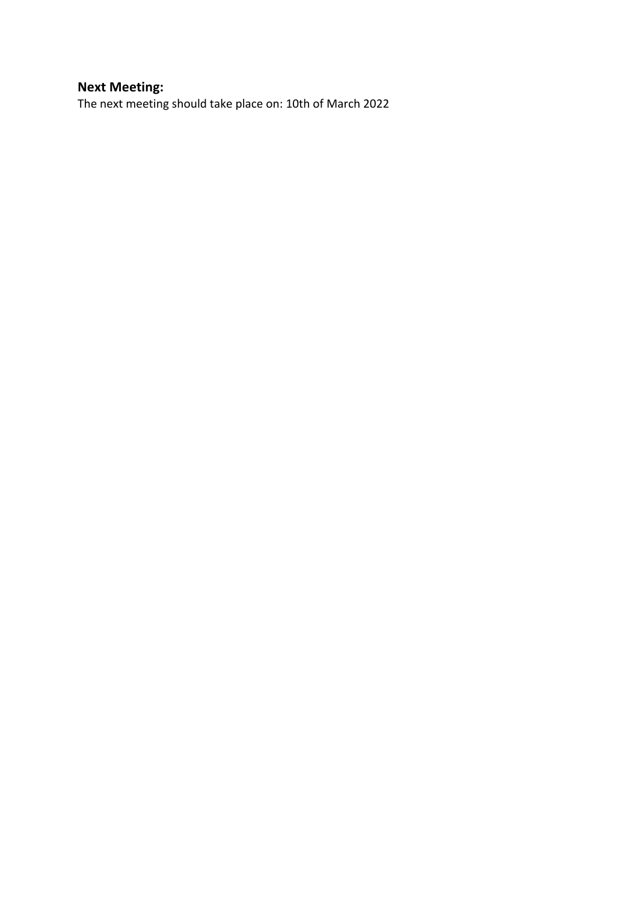**Next Meeting:**

The next meeting should take place on: 10th of March 2022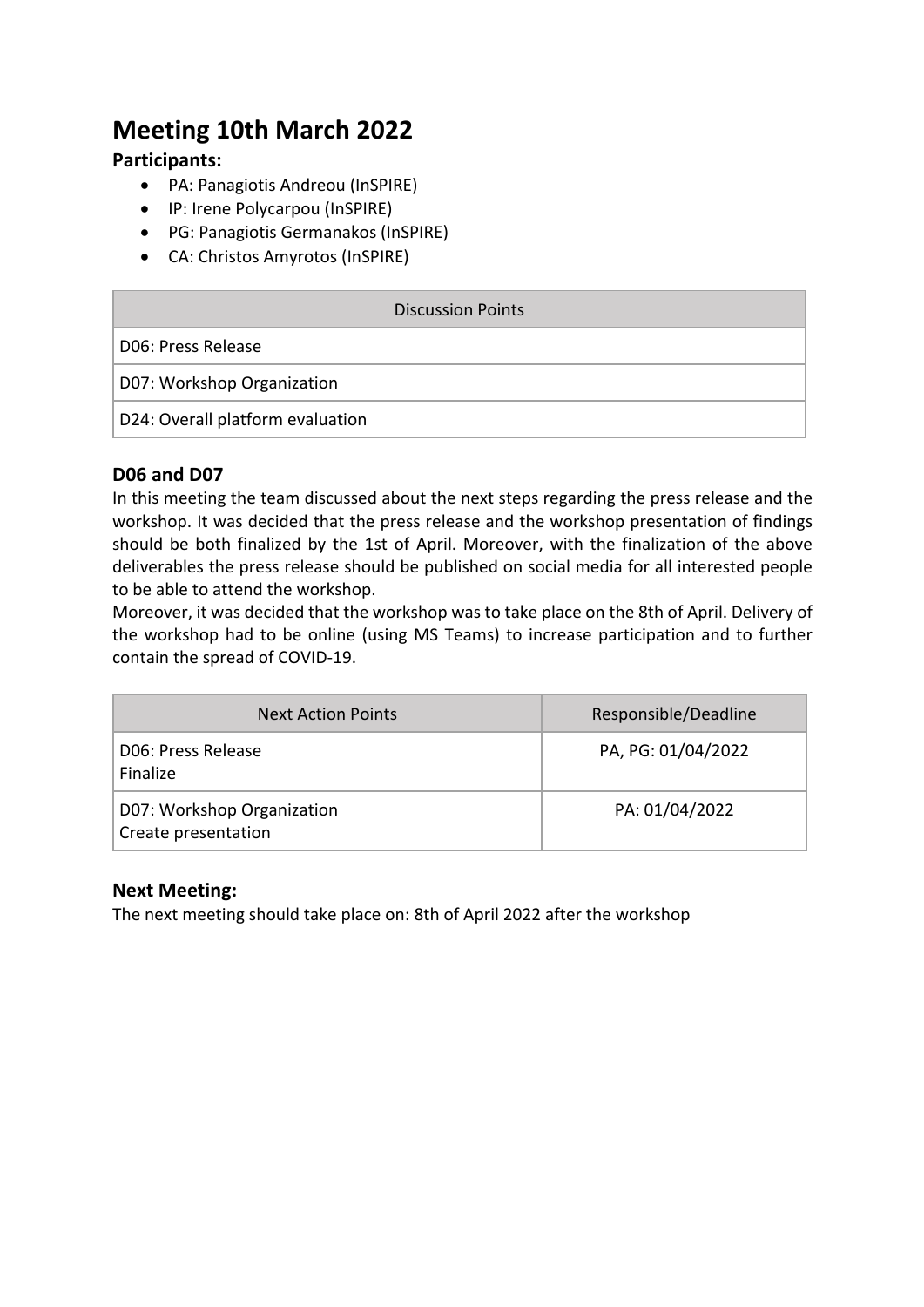# Meeting 10th March 2022

### Participants:

- PA: Panagiotis Andreou (InSPIRE)
- IP: Irene Polycarpou (InSPIRE)
- PG: Panagiotis Germanakos (InSPIRE)
- CA: Christos Amyrotos (InSPIRE)

| Discussion Points |
|---|
| D06: Press Release |
| D07: Workshop Organization |
| D24: Overall platform evaluation |

### D06 and D07

In this meeting the team discussed about the next steps regarding the press release and the workshop. It was decided that the press release and the workshop presentation of findings should be both finalized by the 1st of April. Moreover, with the finalization of the above deliverables the press release should be published on social media for all interested people to be able to attend the workshop.

Moreover, it was decided that the workshop was to take place on the 8th of April. Delivery of the workshop had to be online (using MS Teams) to increase participation and to further contain the spread of COVID-19.

| Next Action Points | Responsible/Deadline |
|---|---|
| D06: Press Release<br>Finalize | PA, PG: 01/04/2022 |
| D07: Workshop Organization<br>Create presentation | PA: 01/04/2022 |

### Next Meeting:

The next meeting should take place on: 8th of April 2022 after the workshop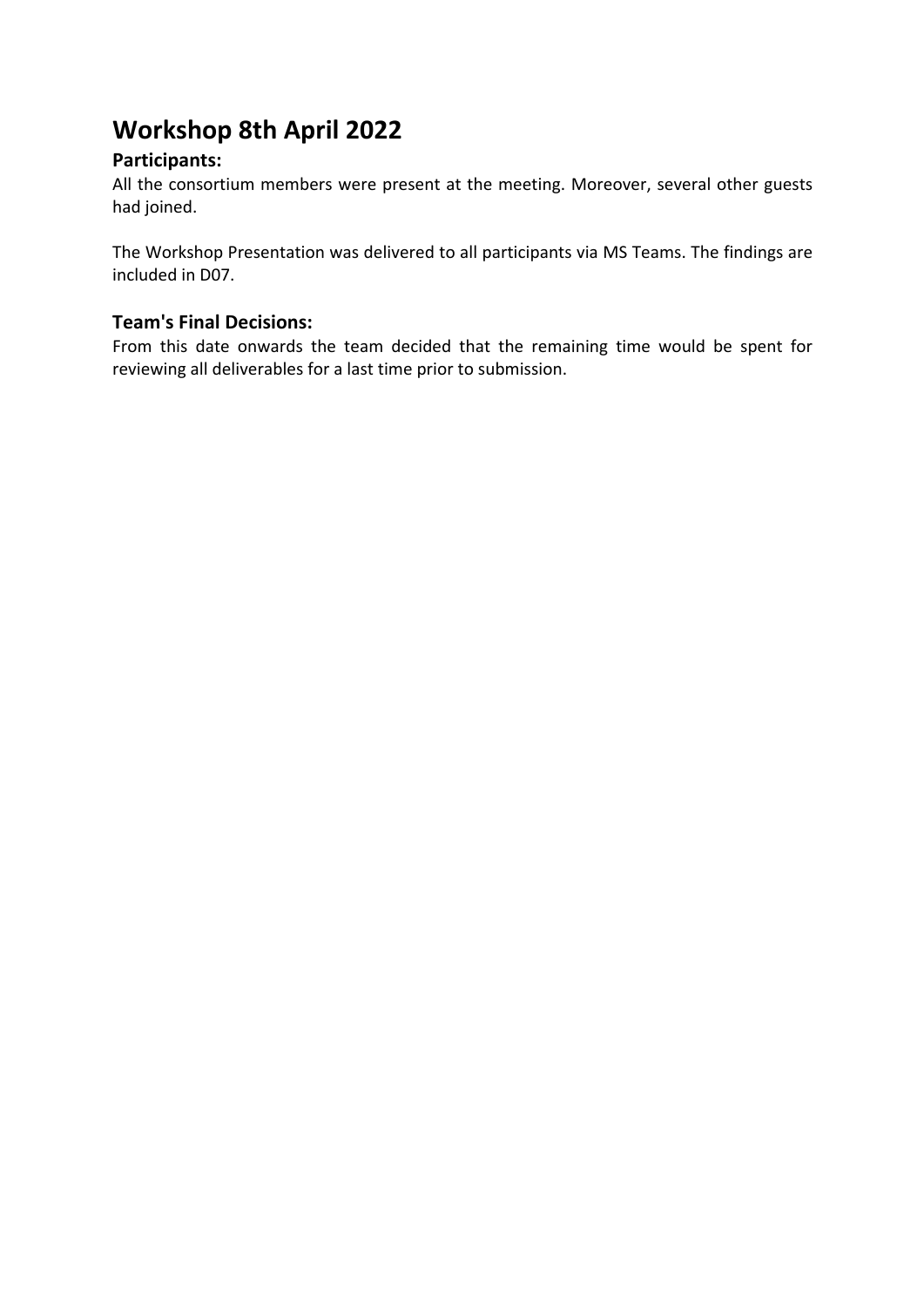# Workshop 8th April 2022

### Participants:

All the consortium members were present at the meeting. Moreover, several other guests had joined.

The Workshop Presentation was delivered to all participants via MS Teams. The findings are included in D07.

### Team's Final Decisions:

From this date onwards the team decided that the remaining time would be spent for reviewing all deliverables for a last time prior to submission.